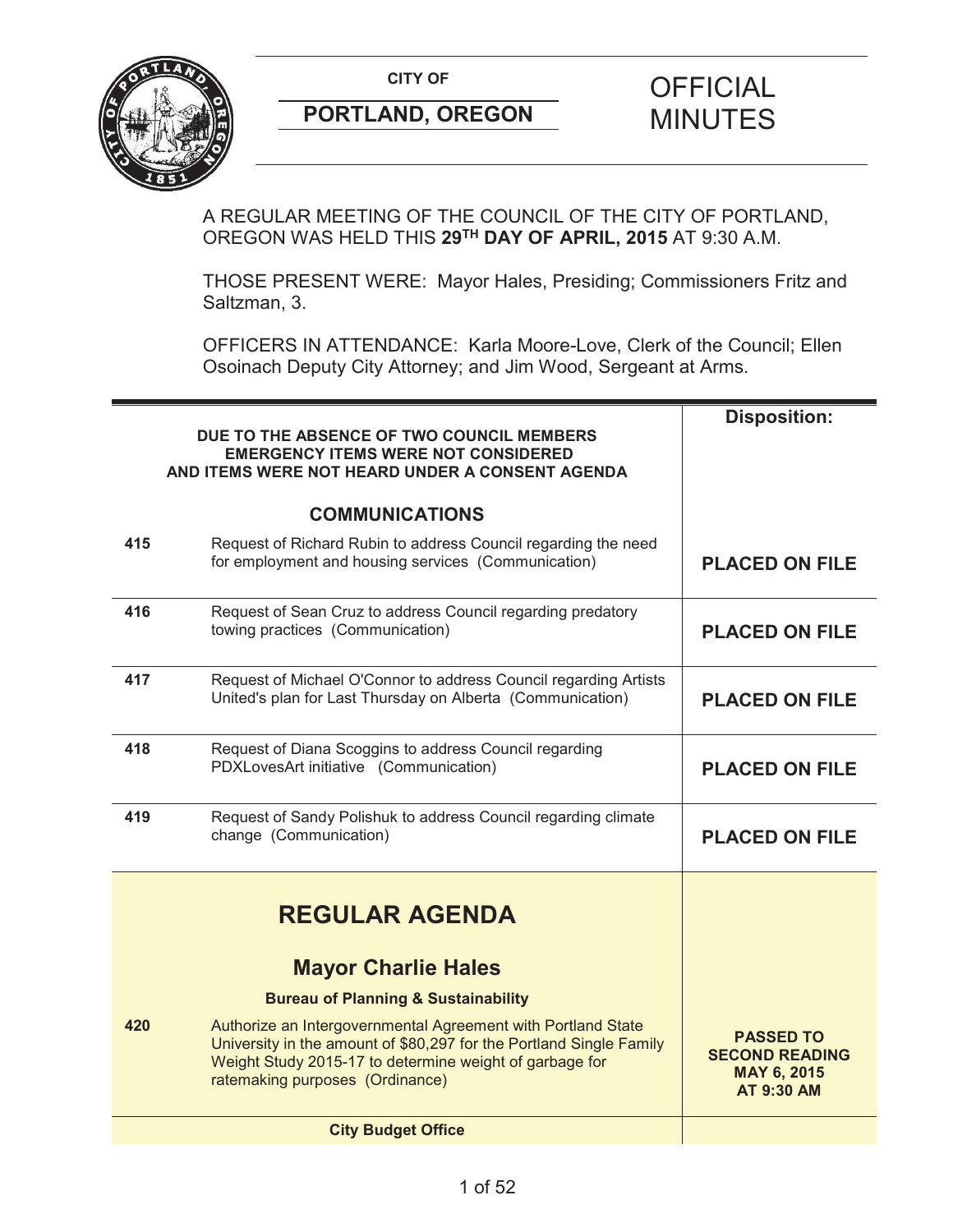**CITY OF**

**PORTLAND, OREGON**

# OFFICIAL MINUTES

A REGULAR MEETING OF THE COUNCIL OF THE CITY OF PORTLAND, OREGON WAS HELD THIS **29TH DAY OF APRIL, 2015** AT 9:30 A.M.

THOSE PRESENT WERE: Mayor Hales, Presiding; Commissioners Fritz and Saltzman, 3.

OFFICERS IN ATTENDANCE: Karla Moore-Love, Clerk of the Council; Ellen Osoinach Deputy City Attorney; and Jim Wood, Sergeant at Arms.

| | | Disposition: |
|---|---|---|
| | **DUE TO THE ABSENCE OF TWO COUNCIL MEMBERS EMERGENCY ITEMS WERE NOT CONSIDERED AND ITEMS WERE NOT HEARD UNDER A CONSENT AGENDA** | |
| | **COMMUNICATIONS** | |
| 415 | Request of Richard Rubin to address Council regarding the need for employment and housing services (Communication) | **PLACED ON FILE** |
| 416 | Request of Sean Cruz to address Council regarding predatory towing practices (Communication) | **PLACED ON FILE** |
| 417 | Request of Michael O'Connor to address Council regarding Artists United's plan for Last Thursday on Alberta (Communication) | **PLACED ON FILE** |
| 418 | Request of Diana Scoggins to address Council regarding PDXLovesArt initiative (Communication) | **PLACED ON FILE** |
| 419 | Request of Sandy Polishuk to address Council regarding climate change (Communication) | **PLACED ON FILE** |
| | **REGULAR AGENDA** | |
| | **Mayor Charlie Hales** | |
| | **Bureau of Planning & Sustainability** | |
| 420 | Authorize an Intergovernmental Agreement with Portland State University in the amount of $80,297 for the Portland Single Family Weight Study 2015-17 to determine weight of garbage for ratemaking purposes (Ordinance) | **PASSED TO SECOND READING MAY 6, 2015 AT 9:30 AM** |
| | **City Budget Office** | |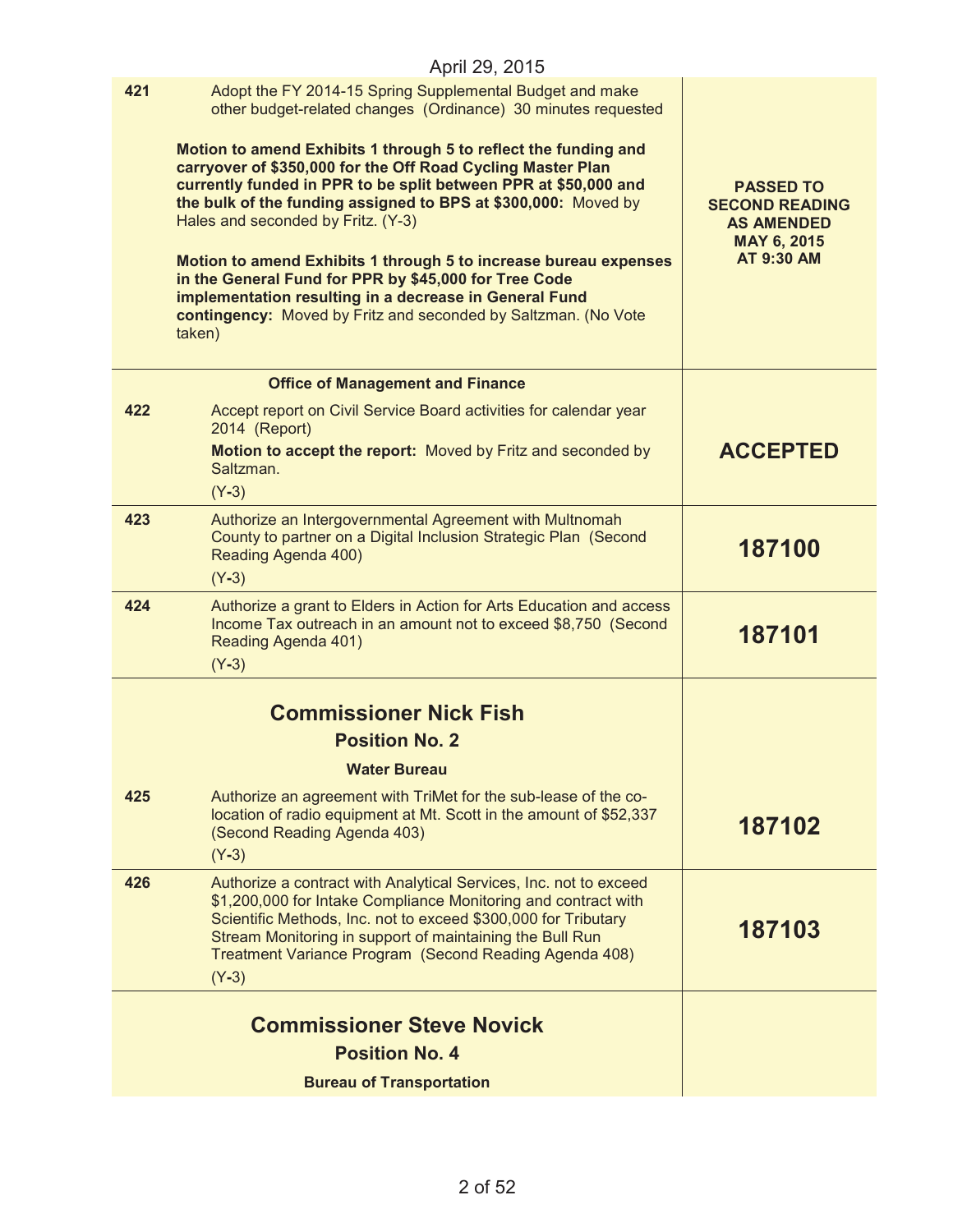April 29, 2015

| | | |
|---|---|---|
| 421 | Adopt the FY 2014-15 Spring Supplemental Budget and make other budget-related changes (Ordinance) 30 minutes requested<br><br>**Motion to amend Exhibits 1 through 5 to reflect the funding and carryover of $350,000 for the Off Road Cycling Master Plan currently funded in PPR to be split between PPR at $50,000 and the bulk of the funding assigned to BPS at $300,000:** Moved by Hales and seconded by Fritz. (Y-3)<br><br>**Motion to amend Exhibits 1 through 5 to increase bureau expenses in the General Fund for PPR by $45,000 for Tree Code implementation resulting in a decrease in General Fund contingency:** Moved by Fritz and seconded by Saltzman. (No Vote taken) | **PASSED TO SECOND READING AS AMENDED MAY 6, 2015 AT 9:30 AM** |
| | **Office of Management and Finance** | |
| 422 | Accept report on Civil Service Board activities for calendar year 2014 (Report)<br>**Motion to accept the report:** Moved by Fritz and seconded by Saltzman.<br>(Y-3) | **ACCEPTED** |
| 423 | Authorize an Intergovernmental Agreement with Multnomah County to partner on a Digital Inclusion Strategic Plan (Second Reading Agenda 400)<br>(Y-3) | **187100** |
| 424 | Authorize a grant to Elders in Action for Arts Education and access Income Tax outreach in an amount not to exceed $8,750 (Second Reading Agenda 401)<br>(Y-3) | **187101** |
| | **Commissioner Nick Fish**<br>**Position No. 2**<br>**Water Bureau** | |
| 425 | Authorize an agreement with TriMet for the sub-lease of the co-location of radio equipment at Mt. Scott in the amount of $52,337 (Second Reading Agenda 403)<br>(Y-3) | **187102** |
| 426 | Authorize a contract with Analytical Services, Inc. not to exceed $1,200,000 for Intake Compliance Monitoring and contract with Scientific Methods, Inc. not to exceed $300,000 for Tributary Stream Monitoring in support of maintaining the Bull Run Treatment Variance Program (Second Reading Agenda 408)<br>(Y-3) | **187103** |
| | **Commissioner Steve Novick**<br>**Position No. 4**<br>**Bureau of Transportation** | |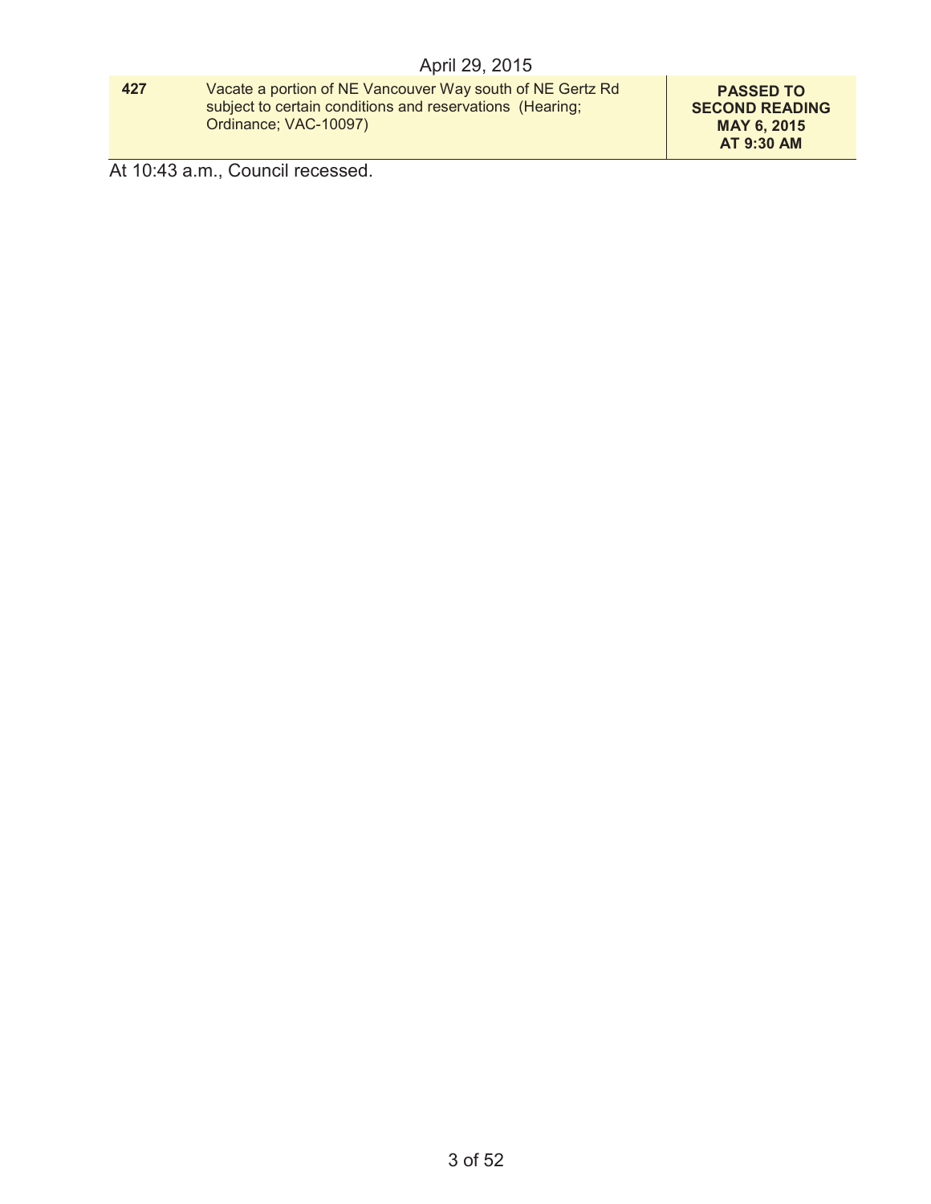April 29, 2015

| | | |
|---|---|---|
| **427** | Vacate a portion of NE Vancouver Way south of NE Gertz Rd subject to certain conditions and reservations (Hearing; Ordinance; VAC-10097) | **PASSED TO SECOND READING MAY 6, 2015 AT 9:30 AM** |

At 10:43 a.m., Council recessed.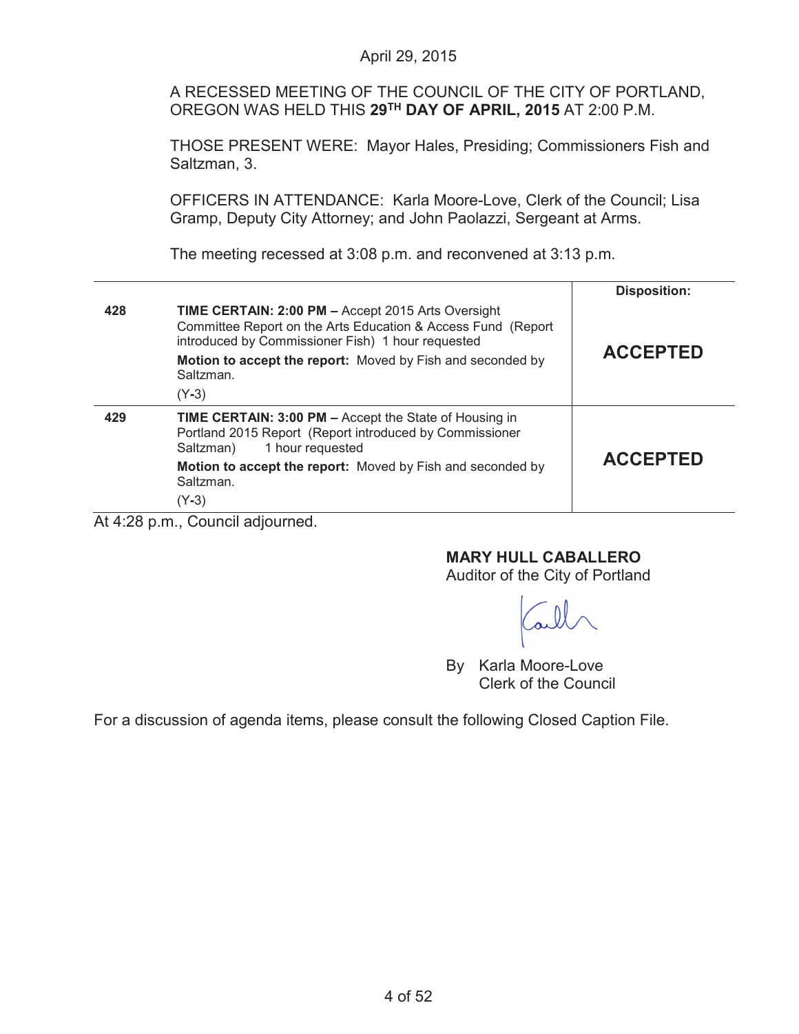April 29, 2015

A RECESSED MEETING OF THE COUNCIL OF THE CITY OF PORTLAND, OREGON WAS HELD THIS **29TH DAY OF APRIL, 2015** AT 2:00 P.M.

THOSE PRESENT WERE: Mayor Hales, Presiding; Commissioners Fish and Saltzman, 3.

OFFICERS IN ATTENDANCE: Karla Moore-Love, Clerk of the Council; Lisa Gramp, Deputy City Attorney; and John Paolazzi, Sergeant at Arms.

The meeting recessed at 3:08 p.m. and reconvened at 3:13 p.m.

| | | Disposition: |
|---|---|---|
| **428** | **TIME CERTAIN: 2:00 PM –** Accept 2015 Arts Oversight Committee Report on the Arts Education & Access Fund (Report introduced by Commissioner Fish) 1 hour requested<br><br>**Motion to accept the report:** Moved by Fish and seconded by Saltzman.<br><br>(Y-3) | **ACCEPTED** |
| **429** | **TIME CERTAIN: 3:00 PM –** Accept the State of Housing in Portland 2015 Report (Report introduced by Commissioner Saltzman) 1 hour requested<br><br>**Motion to accept the report:** Moved by Fish and seconded by Saltzman.<br><br>(Y-3) | **ACCEPTED** |

At 4:28 p.m., Council adjourned.

**MARY HULL CABALLERO**
Auditor of the City of Portland

By Karla Moore-Love
Clerk of the Council

For a discussion of agenda items, please consult the following Closed Caption File.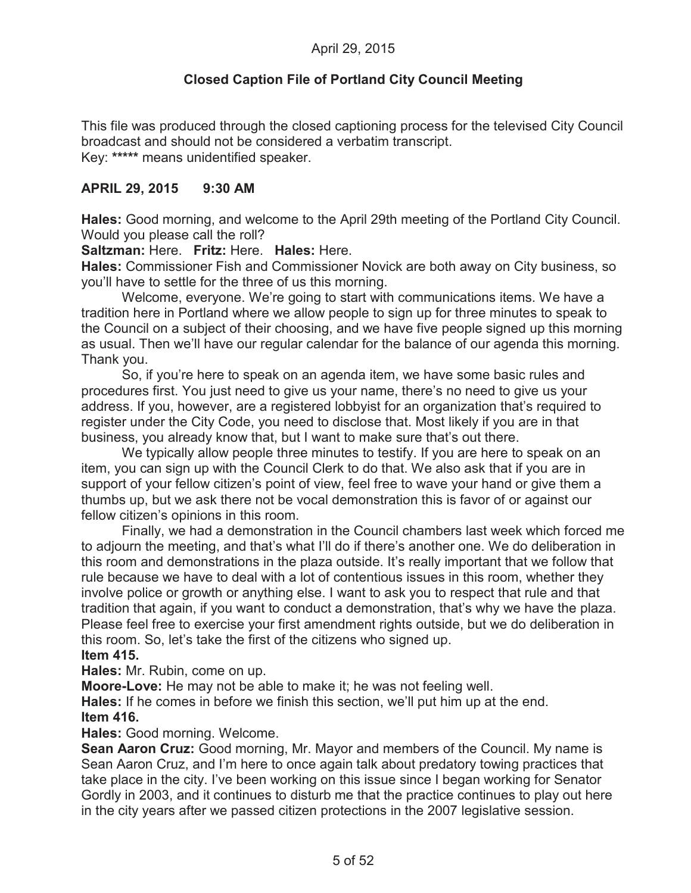April 29, 2015

**Closed Caption File of Portland City Council Meeting**

This file was produced through the closed captioning process for the televised City Council broadcast and should not be considered a verbatim transcript.
Key: ***** means unidentified speaker.

**APRIL 29, 2015 9:30 AM**

**Hales:** Good morning, and welcome to the April 29th meeting of the Portland City Council. Would you please call the roll?

**Saltzman:** Here. **Fritz:** Here. **Hales:** Here.

**Hales:** Commissioner Fish and Commissioner Novick are both away on City business, so you'll have to settle for the three of us this morning.

Welcome, everyone. We're going to start with communications items. We have a tradition here in Portland where we allow people to sign up for three minutes to speak to the Council on a subject of their choosing, and we have five people signed up this morning as usual. Then we'll have our regular calendar for the balance of our agenda this morning. Thank you.

So, if you're here to speak on an agenda item, we have some basic rules and procedures first. You just need to give us your name, there's no need to give us your address. If you, however, are a registered lobbyist for an organization that's required to register under the City Code, you need to disclose that. Most likely if you are in that business, you already know that, but I want to make sure that's out there.

We typically allow people three minutes to testify. If you are here to speak on an item, you can sign up with the Council Clerk to do that. We also ask that if you are in support of your fellow citizen's point of view, feel free to wave your hand or give them a thumbs up, but we ask there not be vocal demonstration this is favor of or against our fellow citizen's opinions in this room.

Finally, we had a demonstration in the Council chambers last week which forced me to adjourn the meeting, and that's what I'll do if there's another one. We do deliberation in this room and demonstrations in the plaza outside. It's really important that we follow that rule because we have to deal with a lot of contentious issues in this room, whether they involve police or growth or anything else. I want to ask you to respect that rule and that tradition that again, if you want to conduct a demonstration, that's why we have the plaza. Please feel free to exercise your first amendment rights outside, but we do deliberation in this room. So, let's take the first of the citizens who signed up.

**Item 415.**

**Hales:** Mr. Rubin, come on up.

**Moore-Love:** He may not be able to make it; he was not feeling well.

**Hales:** If he comes in before we finish this section, we'll put him up at the end.

**Item 416.**

**Hales:** Good morning. Welcome.

**Sean Aaron Cruz:** Good morning, Mr. Mayor and members of the Council. My name is Sean Aaron Cruz, and I'm here to once again talk about predatory towing practices that take place in the city. I've been working on this issue since I began working for Senator Gordly in 2003, and it continues to disturb me that the practice continues to play out here in the city years after we passed citizen protections in the 2007 legislative session.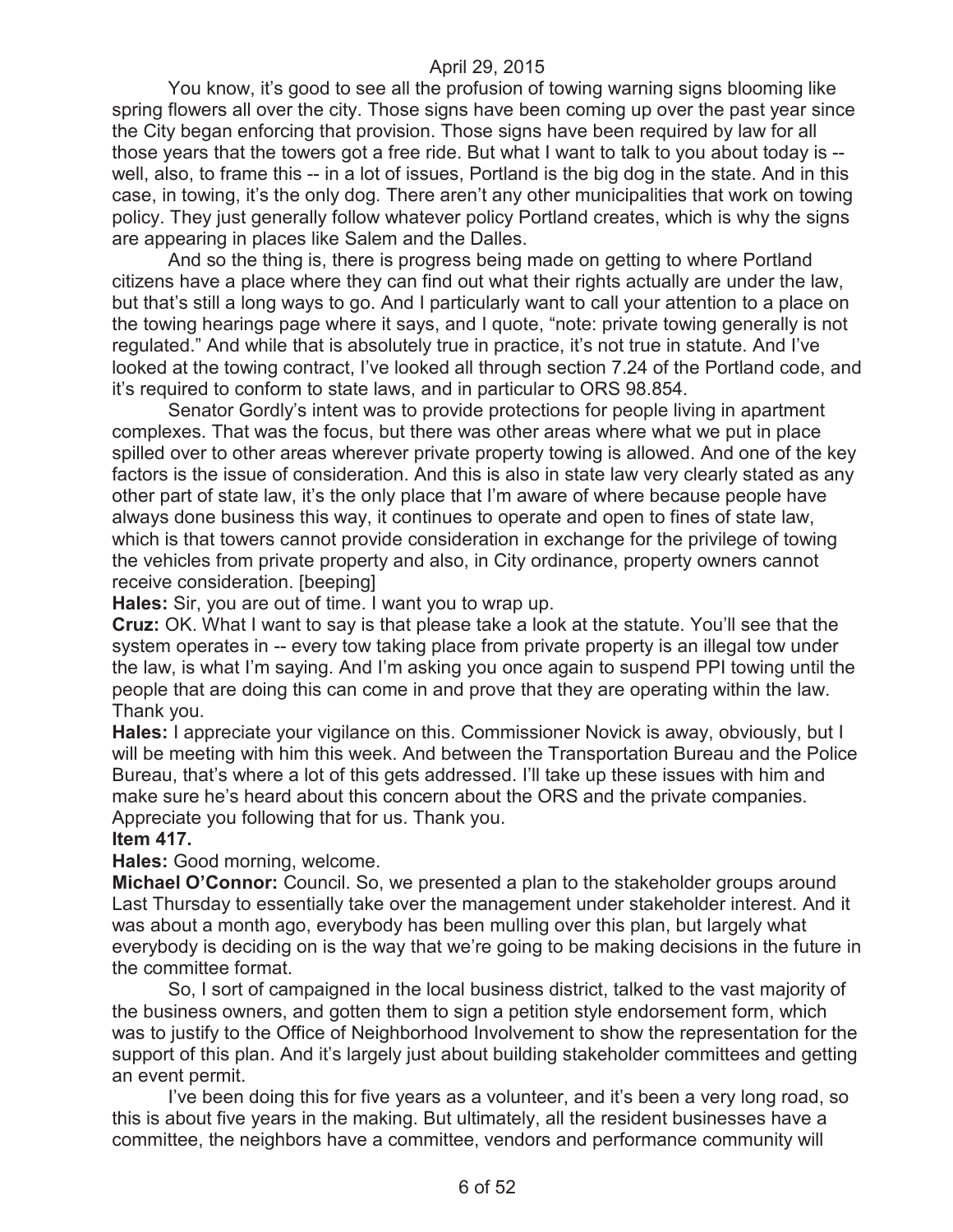April 29, 2015

You know, it's good to see all the profusion of towing warning signs blooming like spring flowers all over the city. Those signs have been coming up over the past year since the City began enforcing that provision. Those signs have been required by law for all those years that the towers got a free ride. But what I want to talk to you about today is -- well, also, to frame this -- in a lot of issues, Portland is the big dog in the state. And in this case, in towing, it's the only dog. There aren't any other municipalities that work on towing policy. They just generally follow whatever policy Portland creates, which is why the signs are appearing in places like Salem and the Dalles.

And so the thing is, there is progress being made on getting to where Portland citizens have a place where they can find out what their rights actually are under the law, but that's still a long ways to go. And I particularly want to call your attention to a place on the towing hearings page where it says, and I quote, "note: private towing generally is not regulated." And while that is absolutely true in practice, it's not true in statute. And I've looked at the towing contract, I've looked all through section 7.24 of the Portland code, and it's required to conform to state laws, and in particular to ORS 98.854.

Senator Gordly's intent was to provide protections for people living in apartment complexes. That was the focus, but there was other areas where what we put in place spilled over to other areas wherever private property towing is allowed. And one of the key factors is the issue of consideration. And this is also in state law very clearly stated as any other part of state law, it's the only place that I'm aware of where because people have always done business this way, it continues to operate and open to fines of state law, which is that towers cannot provide consideration in exchange for the privilege of towing the vehicles from private property and also, in City ordinance, property owners cannot receive consideration. [beeping]

**Hales:** Sir, you are out of time. I want you to wrap up.

**Cruz:** OK. What I want to say is that please take a look at the statute. You'll see that the system operates in -- every tow taking place from private property is an illegal tow under the law, is what I'm saying. And I'm asking you once again to suspend PPI towing until the people that are doing this can come in and prove that they are operating within the law. Thank you.

**Hales:** I appreciate your vigilance on this. Commissioner Novick is away, obviously, but I will be meeting with him this week. And between the Transportation Bureau and the Police Bureau, that's where a lot of this gets addressed. I'll take up these issues with him and make sure he's heard about this concern about the ORS and the private companies. Appreciate you following that for us. Thank you.

**Item 417.**

**Hales:** Good morning, welcome.

**Michael O'Connor:** Council. So, we presented a plan to the stakeholder groups around Last Thursday to essentially take over the management under stakeholder interest. And it was about a month ago, everybody has been mulling over this plan, but largely what everybody is deciding on is the way that we're going to be making decisions in the future in the committee format.

So, I sort of campaigned in the local business district, talked to the vast majority of the business owners, and gotten them to sign a petition style endorsement form, which was to justify to the Office of Neighborhood Involvement to show the representation for the support of this plan. And it's largely just about building stakeholder committees and getting an event permit.

I've been doing this for five years as a volunteer, and it's been a very long road, so this is about five years in the making. But ultimately, all the resident businesses have a committee, the neighbors have a committee, vendors and performance community will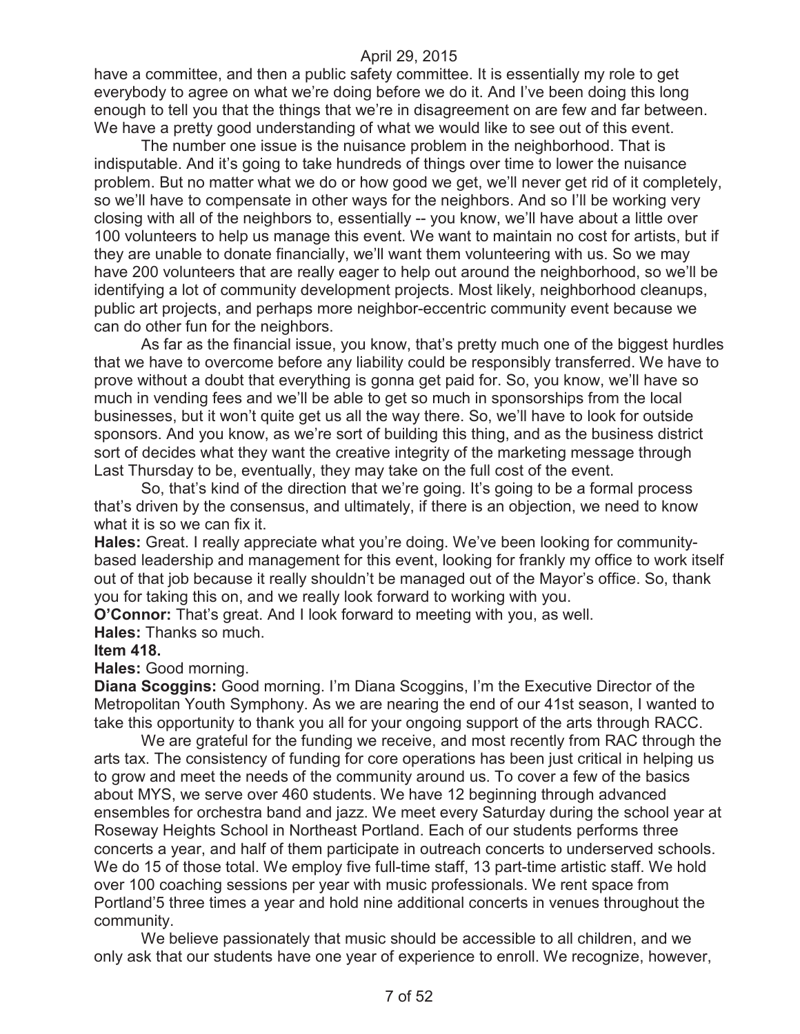have a committee, and then a public safety committee. It is essentially my role to get everybody to agree on what we're doing before we do it. And I've been doing this long enough to tell you that the things that we're in disagreement on are few and far between. We have a pretty good understanding of what we would like to see out of this event.

The number one issue is the nuisance problem in the neighborhood. That is indisputable. And it's going to take hundreds of things over time to lower the nuisance problem. But no matter what we do or how good we get, we'll never get rid of it completely, so we'll have to compensate in other ways for the neighbors. And so I'll be working very closing with all of the neighbors to, essentially -- you know, we'll have about a little over 100 volunteers to help us manage this event. We want to maintain no cost for artists, but if they are unable to donate financially, we'll want them volunteering with us. So we may have 200 volunteers that are really eager to help out around the neighborhood, so we'll be identifying a lot of community development projects. Most likely, neighborhood cleanups, public art projects, and perhaps more neighbor-eccentric community event because we can do other fun for the neighbors.

As far as the financial issue, you know, that's pretty much one of the biggest hurdles that we have to overcome before any liability could be responsibly transferred. We have to prove without a doubt that everything is gonna get paid for. So, you know, we'll have so much in vending fees and we'll be able to get so much in sponsorships from the local businesses, but it won't quite get us all the way there. So, we'll have to look for outside sponsors. And you know, as we're sort of building this thing, and as the business district sort of decides what they want the creative integrity of the marketing message through Last Thursday to be, eventually, they may take on the full cost of the event.

So, that's kind of the direction that we're going. It's going to be a formal process that's driven by the consensus, and ultimately, if there is an objection, we need to know what it is so we can fix it.

**Hales:** Great. I really appreciate what you're doing. We've been looking for community-based leadership and management for this event, looking for frankly my office to work itself out of that job because it really shouldn't be managed out of the Mayor's office. So, thank you for taking this on, and we really look forward to working with you.

**O'Connor:** That's great. And I look forward to meeting with you, as well.

**Hales:** Thanks so much.

**Item 418.**

**Hales:** Good morning.

**Diana Scoggins:** Good morning. I'm Diana Scoggins, I'm the Executive Director of the Metropolitan Youth Symphony. As we are nearing the end of our 41st season, I wanted to take this opportunity to thank you all for your ongoing support of the arts through RACC.

We are grateful for the funding we receive, and most recently from RAC through the arts tax. The consistency of funding for core operations has been just critical in helping us to grow and meet the needs of the community around us. To cover a few of the basics about MYS, we serve over 460 students. We have 12 beginning through advanced ensembles for orchestra band and jazz. We meet every Saturday during the school year at Roseway Heights School in Northeast Portland. Each of our students performs three concerts a year, and half of them participate in outreach concerts to underserved schools. We do 15 of those total. We employ five full-time staff, 13 part-time artistic staff. We hold over 100 coaching sessions per year with music professionals. We rent space from Portland'5 three times a year and hold nine additional concerts in venues throughout the community.

We believe passionately that music should be accessible to all children, and we only ask that our students have one year of experience to enroll. We recognize, however,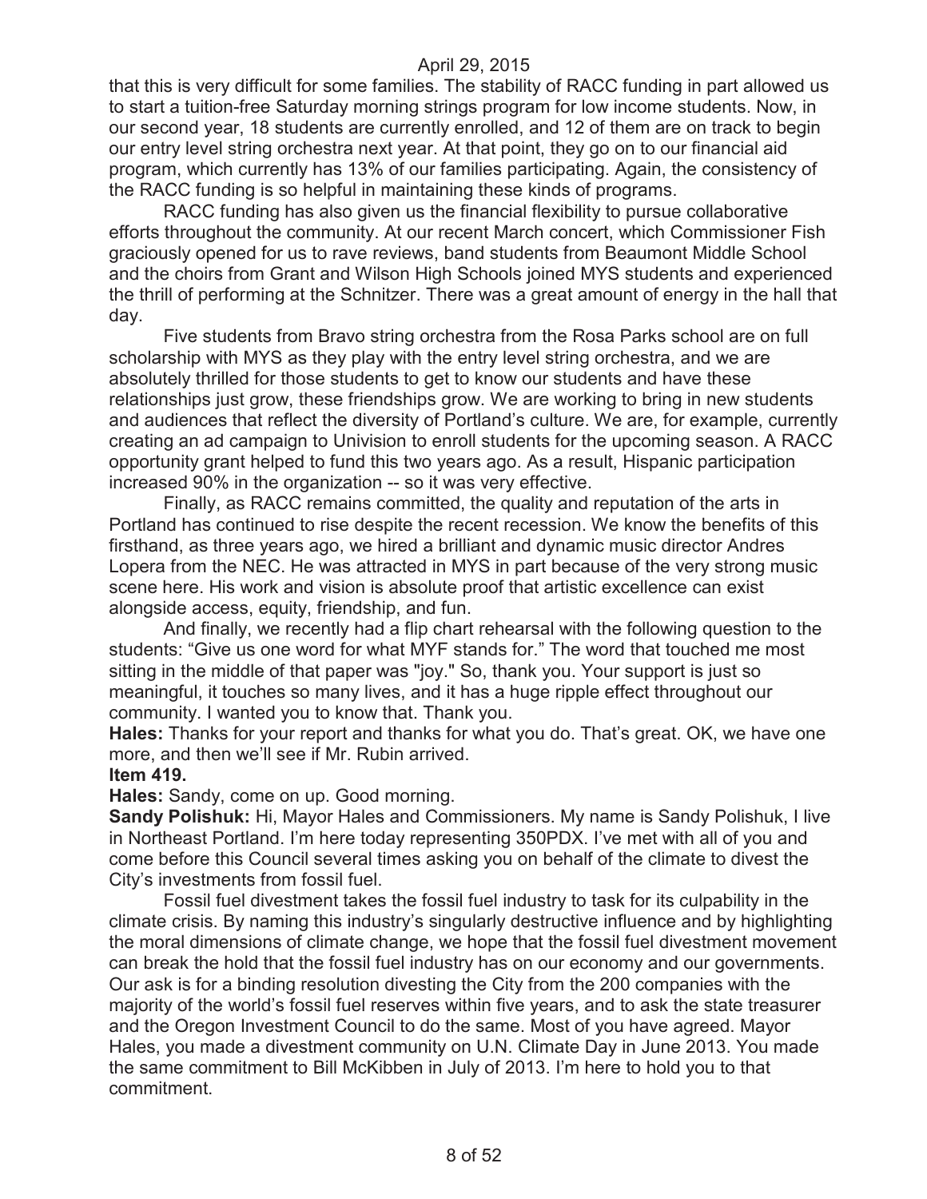that this is very difficult for some families. The stability of RACC funding in part allowed us to start a tuition-free Saturday morning strings program for low income students. Now, in our second year, 18 students are currently enrolled, and 12 of them are on track to begin our entry level string orchestra next year. At that point, they go on to our financial aid program, which currently has 13% of our families participating. Again, the consistency of the RACC funding is so helpful in maintaining these kinds of programs.

RACC funding has also given us the financial flexibility to pursue collaborative efforts throughout the community. At our recent March concert, which Commissioner Fish graciously opened for us to rave reviews, band students from Beaumont Middle School and the choirs from Grant and Wilson High Schools joined MYS students and experienced the thrill of performing at the Schnitzer. There was a great amount of energy in the hall that day.

Five students from Bravo string orchestra from the Rosa Parks school are on full scholarship with MYS as they play with the entry level string orchestra, and we are absolutely thrilled for those students to get to know our students and have these relationships just grow, these friendships grow. We are working to bring in new students and audiences that reflect the diversity of Portland's culture. We are, for example, currently creating an ad campaign to Univision to enroll students for the upcoming season. A RACC opportunity grant helped to fund this two years ago. As a result, Hispanic participation increased 90% in the organization -- so it was very effective.

Finally, as RACC remains committed, the quality and reputation of the arts in Portland has continued to rise despite the recent recession. We know the benefits of this firsthand, as three years ago, we hired a brilliant and dynamic music director Andres Lopera from the NEC. He was attracted in MYS in part because of the very strong music scene here. His work and vision is absolute proof that artistic excellence can exist alongside access, equity, friendship, and fun.

And finally, we recently had a flip chart rehearsal with the following question to the students: "Give us one word for what MYF stands for." The word that touched me most sitting in the middle of that paper was "joy." So, thank you. Your support is just so meaningful, it touches so many lives, and it has a huge ripple effect throughout our community. I wanted you to know that. Thank you.

**Hales:** Thanks for your report and thanks for what you do. That's great. OK, we have one more, and then we'll see if Mr. Rubin arrived.

**Item 419.**

**Hales:** Sandy, come on up. Good morning.

**Sandy Polishuk:** Hi, Mayor Hales and Commissioners. My name is Sandy Polishuk, I live in Northeast Portland. I'm here today representing 350PDX. I've met with all of you and come before this Council several times asking you on behalf of the climate to divest the City's investments from fossil fuel.

Fossil fuel divestment takes the fossil fuel industry to task for its culpability in the climate crisis. By naming this industry's singularly destructive influence and by highlighting the moral dimensions of climate change, we hope that the fossil fuel divestment movement can break the hold that the fossil fuel industry has on our economy and our governments. Our ask is for a binding resolution divesting the City from the 200 companies with the majority of the world's fossil fuel reserves within five years, and to ask the state treasurer and the Oregon Investment Council to do the same. Most of you have agreed. Mayor Hales, you made a divestment community on U.N. Climate Day in June 2013. You made the same commitment to Bill McKibben in July of 2013. I'm here to hold you to that commitment.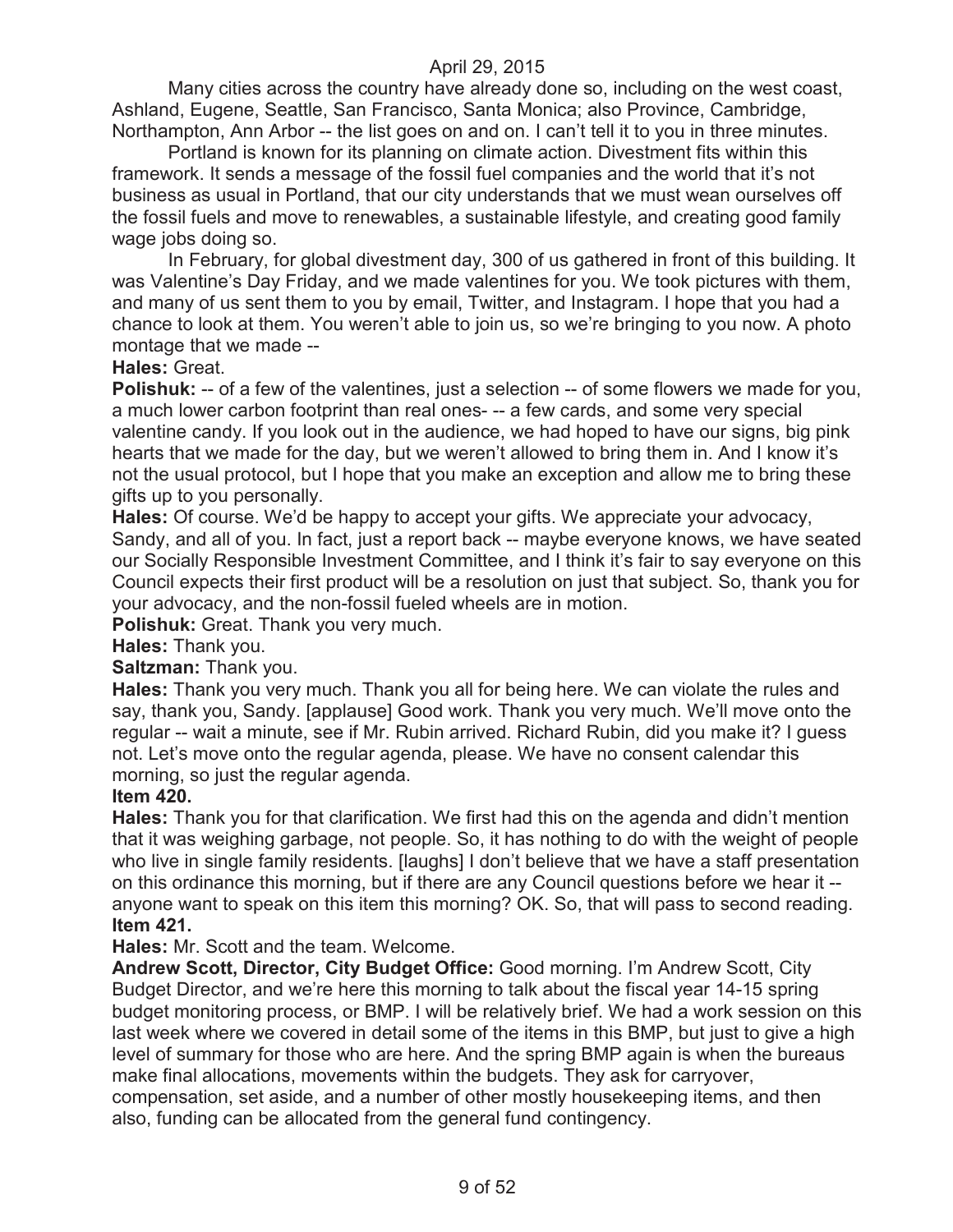Many cities across the country have already done so, including on the west coast, Ashland, Eugene, Seattle, San Francisco, Santa Monica; also Province, Cambridge, Northampton, Ann Arbor -- the list goes on and on. I can't tell it to you in three minutes.

Portland is known for its planning on climate action. Divestment fits within this framework. It sends a message of the fossil fuel companies and the world that it's not business as usual in Portland, that our city understands that we must wean ourselves off the fossil fuels and move to renewables, a sustainable lifestyle, and creating good family wage jobs doing so.

In February, for global divestment day, 300 of us gathered in front of this building. It was Valentine's Day Friday, and we made valentines for you. We took pictures with them, and many of us sent them to you by email, Twitter, and Instagram. I hope that you had a chance to look at them. You weren't able to join us, so we're bringing to you now. A photo montage that we made --

**Hales:** Great.

**Polishuk:** -- of a few of the valentines, just a selection -- of some flowers we made for you, a much lower carbon footprint than real ones- -- a few cards, and some very special valentine candy. If you look out in the audience, we had hoped to have our signs, big pink hearts that we made for the day, but we weren't allowed to bring them in. And I know it's not the usual protocol, but I hope that you make an exception and allow me to bring these gifts up to you personally.

**Hales:** Of course. We'd be happy to accept your gifts. We appreciate your advocacy, Sandy, and all of you. In fact, just a report back -- maybe everyone knows, we have seated our Socially Responsible Investment Committee, and I think it's fair to say everyone on this Council expects their first product will be a resolution on just that subject. So, thank you for your advocacy, and the non-fossil fueled wheels are in motion.

**Polishuk:** Great. Thank you very much.

**Hales:** Thank you.

**Saltzman:** Thank you.

**Hales:** Thank you very much. Thank you all for being here. We can violate the rules and say, thank you, Sandy. [applause] Good work. Thank you very much. We'll move onto the regular -- wait a minute, see if Mr. Rubin arrived. Richard Rubin, did you make it? I guess not. Let's move onto the regular agenda, please. We have no consent calendar this morning, so just the regular agenda.

**Item 420.**

**Hales:** Thank you for that clarification. We first had this on the agenda and didn't mention that it was weighing garbage, not people. So, it has nothing to do with the weight of people who live in single family residents. [laughs] I don't believe that we have a staff presentation on this ordinance this morning, but if there are any Council questions before we hear it -- anyone want to speak on this item this morning? OK. So, that will pass to second reading.

**Item 421.**

**Hales:** Mr. Scott and the team. Welcome.

**Andrew Scott, Director, City Budget Office:** Good morning. I'm Andrew Scott, City Budget Director, and we're here this morning to talk about the fiscal year 14-15 spring budget monitoring process, or BMP. I will be relatively brief. We had a work session on this last week where we covered in detail some of the items in this BMP, but just to give a high level of summary for those who are here. And the spring BMP again is when the bureaus make final allocations, movements within the budgets. They ask for carryover, compensation, set aside, and a number of other mostly housekeeping items, and then also, funding can be allocated from the general fund contingency.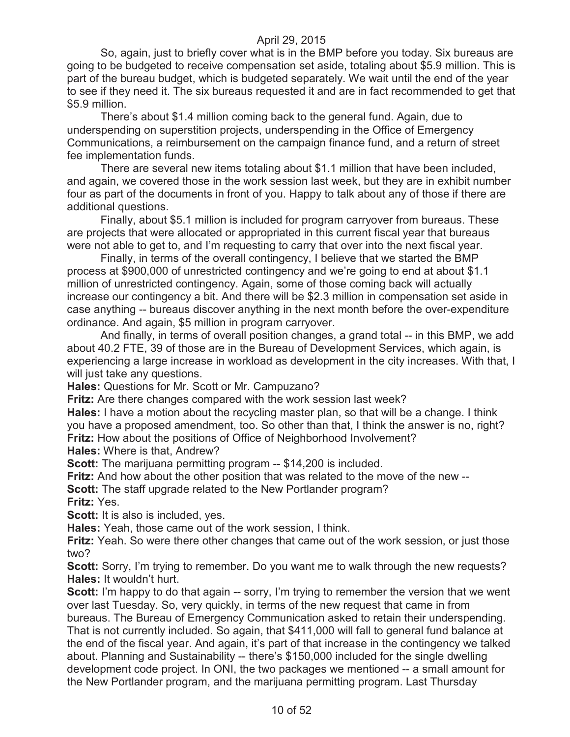So, again, just to briefly cover what is in the BMP before you today. Six bureaus are going to be budgeted to receive compensation set aside, totaling about $5.9 million. This is part of the bureau budget, which is budgeted separately. We wait until the end of the year to see if they need it. The six bureaus requested it and are in fact recommended to get that $5.9 million.

There's about $1.4 million coming back to the general fund. Again, due to underspending on superstition projects, underspending in the Office of Emergency Communications, a reimbursement on the campaign finance fund, and a return of street fee implementation funds.

There are several new items totaling about $1.1 million that have been included, and again, we covered those in the work session last week, but they are in exhibit number four as part of the documents in front of you. Happy to talk about any of those if there are additional questions.

Finally, about $5.1 million is included for program carryover from bureaus. These are projects that were allocated or appropriated in this current fiscal year that bureaus were not able to get to, and I'm requesting to carry that over into the next fiscal year.

Finally, in terms of the overall contingency, I believe that we started the BMP process at $900,000 of unrestricted contingency and we're going to end at about $1.1 million of unrestricted contingency. Again, some of those coming back will actually increase our contingency a bit. And there will be $2.3 million in compensation set aside in case anything -- bureaus discover anything in the next month before the over-expenditure ordinance. And again, $5 million in program carryover.

And finally, in terms of overall position changes, a grand total -- in this BMP, we add about 40.2 FTE, 39 of those are in the Bureau of Development Services, which again, is experiencing a large increase in workload as development in the city increases. With that, I will just take any questions.

**Hales:** Questions for Mr. Scott or Mr. Campuzano?

**Fritz:** Are there changes compared with the work session last week?

**Hales:** I have a motion about the recycling master plan, so that will be a change. I think you have a proposed amendment, too. So other than that, I think the answer is no, right?

**Fritz:** How about the positions of Office of Neighborhood Involvement?

**Hales:** Where is that, Andrew?

**Scott:** The marijuana permitting program -- $14,200 is included.

**Fritz:** And how about the other position that was related to the move of the new --

**Scott:** The staff upgrade related to the New Portlander program?

**Fritz:** Yes.

**Scott:** It is also is included, yes.

**Hales:** Yeah, those came out of the work session, I think.

**Fritz:** Yeah. So were there other changes that came out of the work session, or just those two?

**Scott:** Sorry, I'm trying to remember. Do you want me to walk through the new requests?

**Hales:** It wouldn't hurt.

**Scott:** I'm happy to do that again -- sorry, I'm trying to remember the version that we went over last Tuesday. So, very quickly, in terms of the new request that came in from bureaus. The Bureau of Emergency Communication asked to retain their underspending. That is not currently included. So again, that $411,000 will fall to general fund balance at the end of the fiscal year. And again, it's part of that increase in the contingency we talked about. Planning and Sustainability -- there's $150,000 included for the single dwelling development code project. In ONI, the two packages we mentioned -- a small amount for the New Portlander program, and the marijuana permitting program. Last Thursday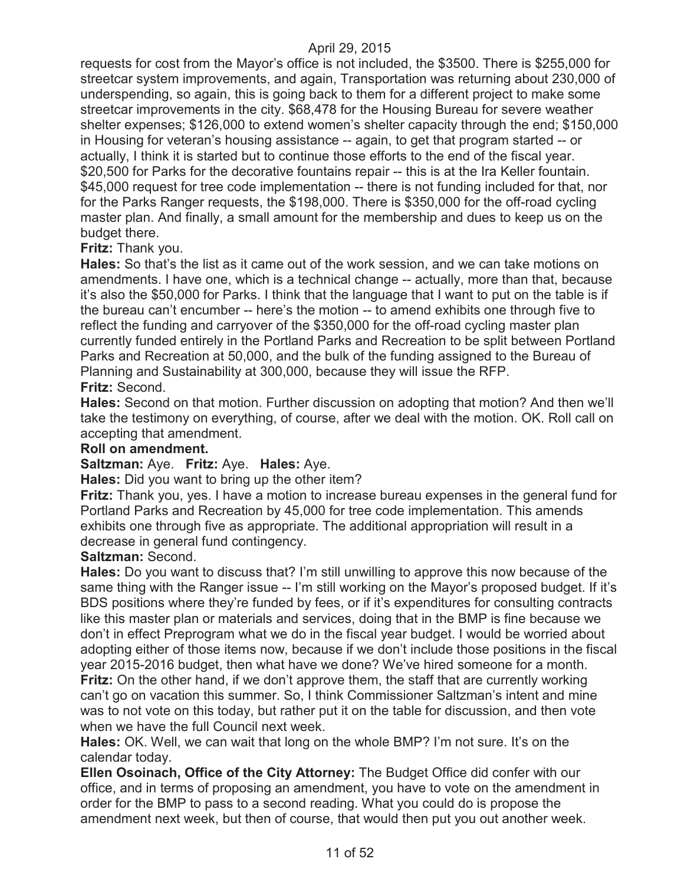requests for cost from the Mayor's office is not included, the $3500. There is $255,000 for streetcar system improvements, and again, Transportation was returning about 230,000 of underspending, so again, this is going back to them for a different project to make some streetcar improvements in the city. $68,478 for the Housing Bureau for severe weather shelter expenses; $126,000 to extend women's shelter capacity through the end; $150,000 in Housing for veteran's housing assistance -- again, to get that program started -- or actually, I think it is started but to continue those efforts to the end of the fiscal year. $20,500 for Parks for the decorative fountains repair -- this is at the Ira Keller fountain. $45,000 request for tree code implementation -- there is not funding included for that, nor for the Parks Ranger requests, the $198,000. There is $350,000 for the off-road cycling master plan. And finally, a small amount for the membership and dues to keep us on the budget there.

**Fritz:** Thank you.

**Hales:** So that's the list as it came out of the work session, and we can take motions on amendments. I have one, which is a technical change -- actually, more than that, because it's also the $50,000 for Parks. I think that the language that I want to put on the table is if the bureau can't encumber -- here's the motion -- to amend exhibits one through five to reflect the funding and carryover of the $350,000 for the off-road cycling master plan currently funded entirely in the Portland Parks and Recreation to be split between Portland Parks and Recreation at 50,000, and the bulk of the funding assigned to the Bureau of Planning and Sustainability at 300,000, because they will issue the RFP.

**Fritz:** Second.

**Hales:** Second on that motion. Further discussion on adopting that motion? And then we'll take the testimony on everything, of course, after we deal with the motion. OK. Roll call on accepting that amendment.

**Roll on amendment.**

**Saltzman:** Aye. **Fritz:** Aye. **Hales:** Aye.

**Hales:** Did you want to bring up the other item?

**Fritz:** Thank you, yes. I have a motion to increase bureau expenses in the general fund for Portland Parks and Recreation by 45,000 for tree code implementation. This amends exhibits one through five as appropriate. The additional appropriation will result in a decrease in general fund contingency.

**Saltzman:** Second.

**Hales:** Do you want to discuss that? I'm still unwilling to approve this now because of the same thing with the Ranger issue -- I'm still working on the Mayor's proposed budget. If it's BDS positions where they're funded by fees, or if it's expenditures for consulting contracts like this master plan or materials and services, doing that in the BMP is fine because we don't in effect Preprogram what we do in the fiscal year budget. I would be worried about adopting either of those items now, because if we don't include those positions in the fiscal year 2015-2016 budget, then what have we done? We've hired someone for a month.

**Fritz:** On the other hand, if we don't approve them, the staff that are currently working can't go on vacation this summer. So, I think Commissioner Saltzman's intent and mine was to not vote on this today, but rather put it on the table for discussion, and then vote when we have the full Council next week.

**Hales:** OK. Well, we can wait that long on the whole BMP? I'm not sure. It's on the calendar today.

**Ellen Osoinach, Office of the City Attorney:** The Budget Office did confer with our office, and in terms of proposing an amendment, you have to vote on the amendment in order for the BMP to pass to a second reading. What you could do is propose the amendment next week, but then of course, that would then put you out another week.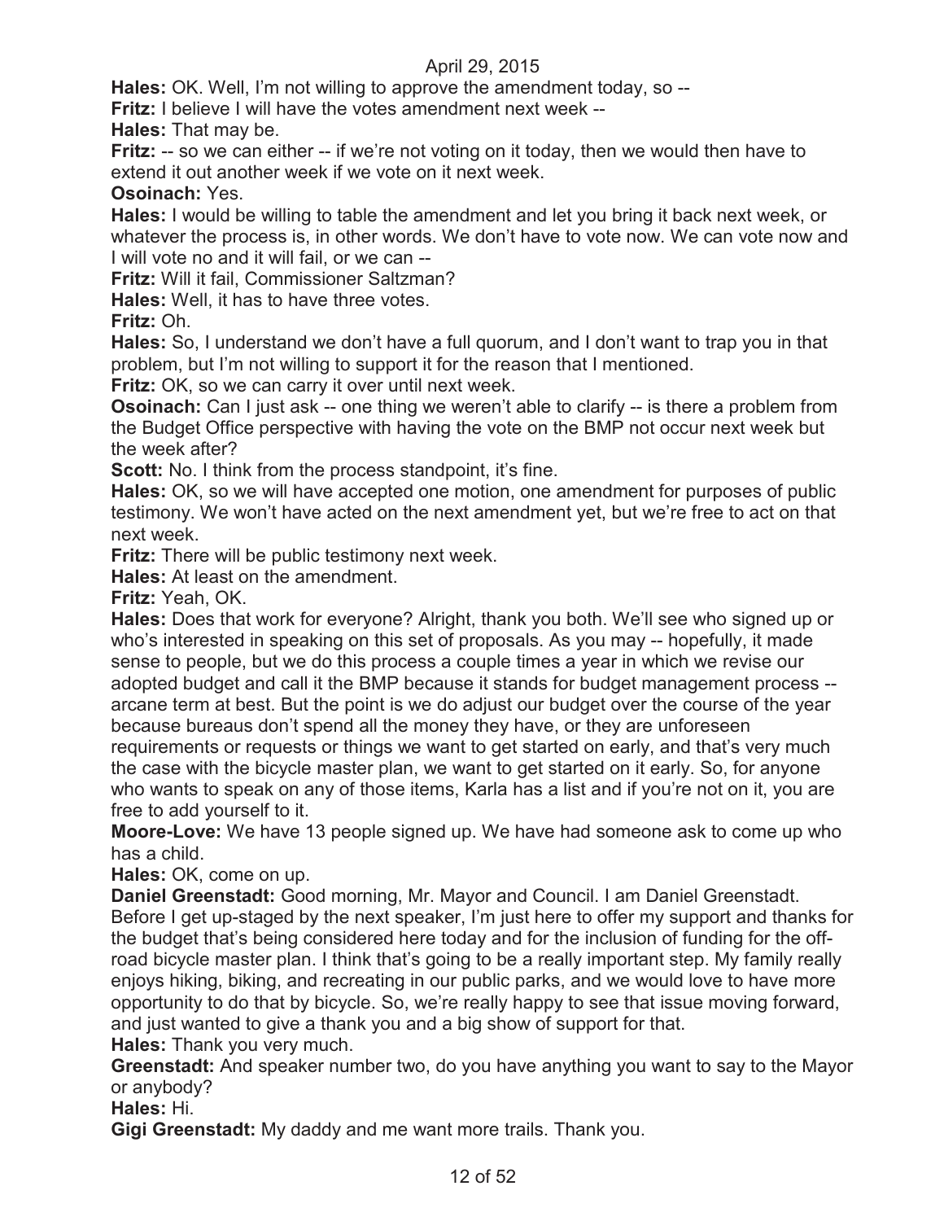**Hales:** OK. Well, I'm not willing to approve the amendment today, so --

**Fritz:** I believe I will have the votes amendment next week --

**Hales:** That may be.

**Fritz:** -- so we can either -- if we're not voting on it today, then we would then have to extend it out another week if we vote on it next week.

**Osoinach:** Yes.

**Hales:** I would be willing to table the amendment and let you bring it back next week, or whatever the process is, in other words. We don't have to vote now. We can vote now and I will vote no and it will fail, or we can --

**Fritz:** Will it fail, Commissioner Saltzman?

**Hales:** Well, it has to have three votes.

**Fritz:** Oh.

**Hales:** So, I understand we don't have a full quorum, and I don't want to trap you in that problem, but I'm not willing to support it for the reason that I mentioned.

**Fritz:** OK, so we can carry it over until next week.

**Osoinach:** Can I just ask -- one thing we weren't able to clarify -- is there a problem from the Budget Office perspective with having the vote on the BMP not occur next week but the week after?

**Scott:** No. I think from the process standpoint, it's fine.

**Hales:** OK, so we will have accepted one motion, one amendment for purposes of public testimony. We won't have acted on the next amendment yet, but we're free to act on that next week.

**Fritz:** There will be public testimony next week.

**Hales:** At least on the amendment.

**Fritz:** Yeah, OK.

**Hales:** Does that work for everyone? Alright, thank you both. We'll see who signed up or who's interested in speaking on this set of proposals. As you may -- hopefully, it made sense to people, but we do this process a couple times a year in which we revise our adopted budget and call it the BMP because it stands for budget management process -- arcane term at best. But the point is we do adjust our budget over the course of the year because bureaus don't spend all the money they have, or they are unforeseen requirements or requests or things we want to get started on early, and that's very much the case with the bicycle master plan, we want to get started on it early. So, for anyone who wants to speak on any of those items, Karla has a list and if you're not on it, you are free to add yourself to it.

**Moore-Love:** We have 13 people signed up. We have had someone ask to come up who has a child.

**Hales:** OK, come on up.

**Daniel Greenstadt:** Good morning, Mr. Mayor and Council. I am Daniel Greenstadt. Before I get up-staged by the next speaker, I'm just here to offer my support and thanks for the budget that's being considered here today and for the inclusion of funding for the off-road bicycle master plan. I think that's going to be a really important step. My family really enjoys hiking, biking, and recreating in our public parks, and we would love to have more opportunity to do that by bicycle. So, we're really happy to see that issue moving forward, and just wanted to give a thank you and a big show of support for that.

**Hales:** Thank you very much.

**Greenstadt:** And speaker number two, do you have anything you want to say to the Mayor or anybody?

**Hales:** Hi.

**Gigi Greenstadt:** My daddy and me want more trails. Thank you.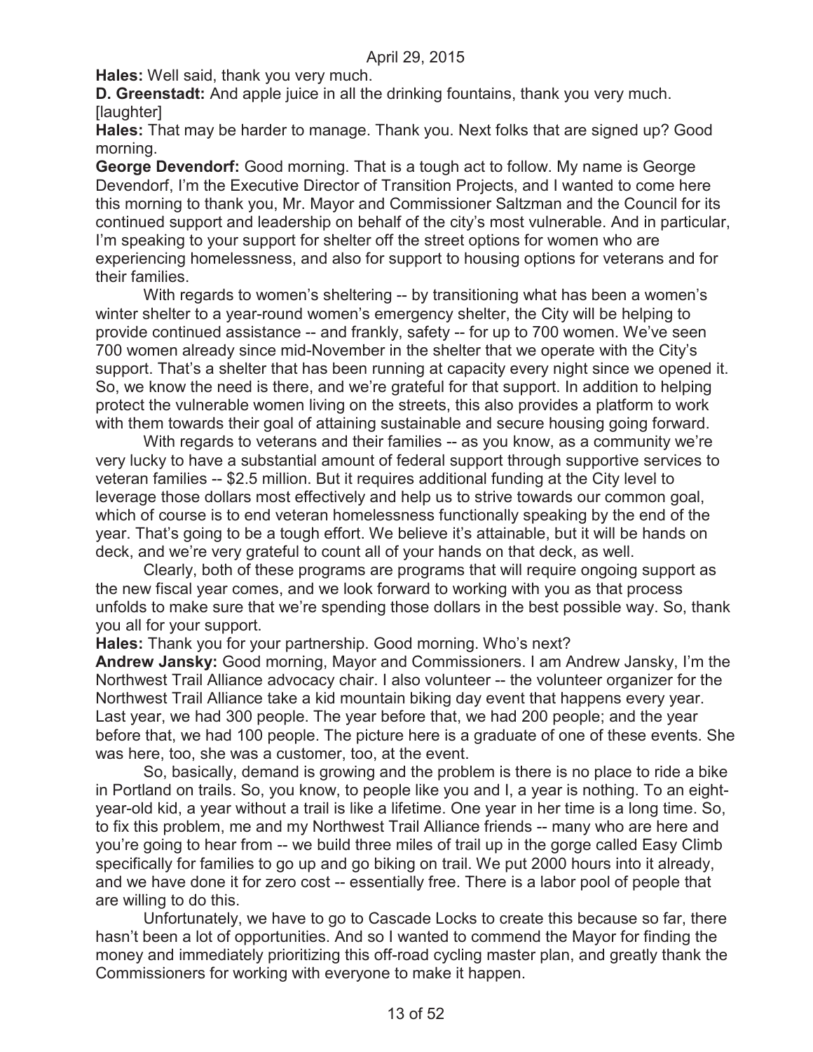**Hales:** Well said, thank you very much.

**D. Greenstadt:** And apple juice in all the drinking fountains, thank you very much. [laughter]

**Hales:** That may be harder to manage. Thank you. Next folks that are signed up? Good morning.

**George Devendorf:** Good morning. That is a tough act to follow. My name is George Devendorf, I'm the Executive Director of Transition Projects, and I wanted to come here this morning to thank you, Mr. Mayor and Commissioner Saltzman and the Council for its continued support and leadership on behalf of the city's most vulnerable. And in particular, I'm speaking to your support for shelter off the street options for women who are experiencing homelessness, and also for support to housing options for veterans and for their families.

With regards to women's sheltering -- by transitioning what has been a women's winter shelter to a year-round women's emergency shelter, the City will be helping to provide continued assistance -- and frankly, safety -- for up to 700 women. We've seen 700 women already since mid-November in the shelter that we operate with the City's support. That's a shelter that has been running at capacity every night since we opened it. So, we know the need is there, and we're grateful for that support. In addition to helping protect the vulnerable women living on the streets, this also provides a platform to work with them towards their goal of attaining sustainable and secure housing going forward.

With regards to veterans and their families -- as you know, as a community we're very lucky to have a substantial amount of federal support through supportive services to veteran families -- $2.5 million. But it requires additional funding at the City level to leverage those dollars most effectively and help us to strive towards our common goal, which of course is to end veteran homelessness functionally speaking by the end of the year. That's going to be a tough effort. We believe it's attainable, but it will be hands on deck, and we're very grateful to count all of your hands on that deck, as well.

Clearly, both of these programs are programs that will require ongoing support as the new fiscal year comes, and we look forward to working with you as that process unfolds to make sure that we're spending those dollars in the best possible way. So, thank you all for your support.

**Hales:** Thank you for your partnership. Good morning. Who's next?

**Andrew Jansky:** Good morning, Mayor and Commissioners. I am Andrew Jansky, I'm the Northwest Trail Alliance advocacy chair. I also volunteer -- the volunteer organizer for the Northwest Trail Alliance take a kid mountain biking day event that happens every year. Last year, we had 300 people. The year before that, we had 200 people; and the year before that, we had 100 people. The picture here is a graduate of one of these events. She was here, too, she was a customer, too, at the event.

So, basically, demand is growing and the problem is there is no place to ride a bike in Portland on trails. So, you know, to people like you and I, a year is nothing. To an eight-year-old kid, a year without a trail is like a lifetime. One year in her time is a long time. So, to fix this problem, me and my Northwest Trail Alliance friends -- many who are here and you're going to hear from -- we build three miles of trail up in the gorge called Easy Climb specifically for families to go up and go biking on trail. We put 2000 hours into it already, and we have done it for zero cost -- essentially free. There is a labor pool of people that are willing to do this.

Unfortunately, we have to go to Cascade Locks to create this because so far, there hasn't been a lot of opportunities. And so I wanted to commend the Mayor for finding the money and immediately prioritizing this off-road cycling master plan, and greatly thank the Commissioners for working with everyone to make it happen.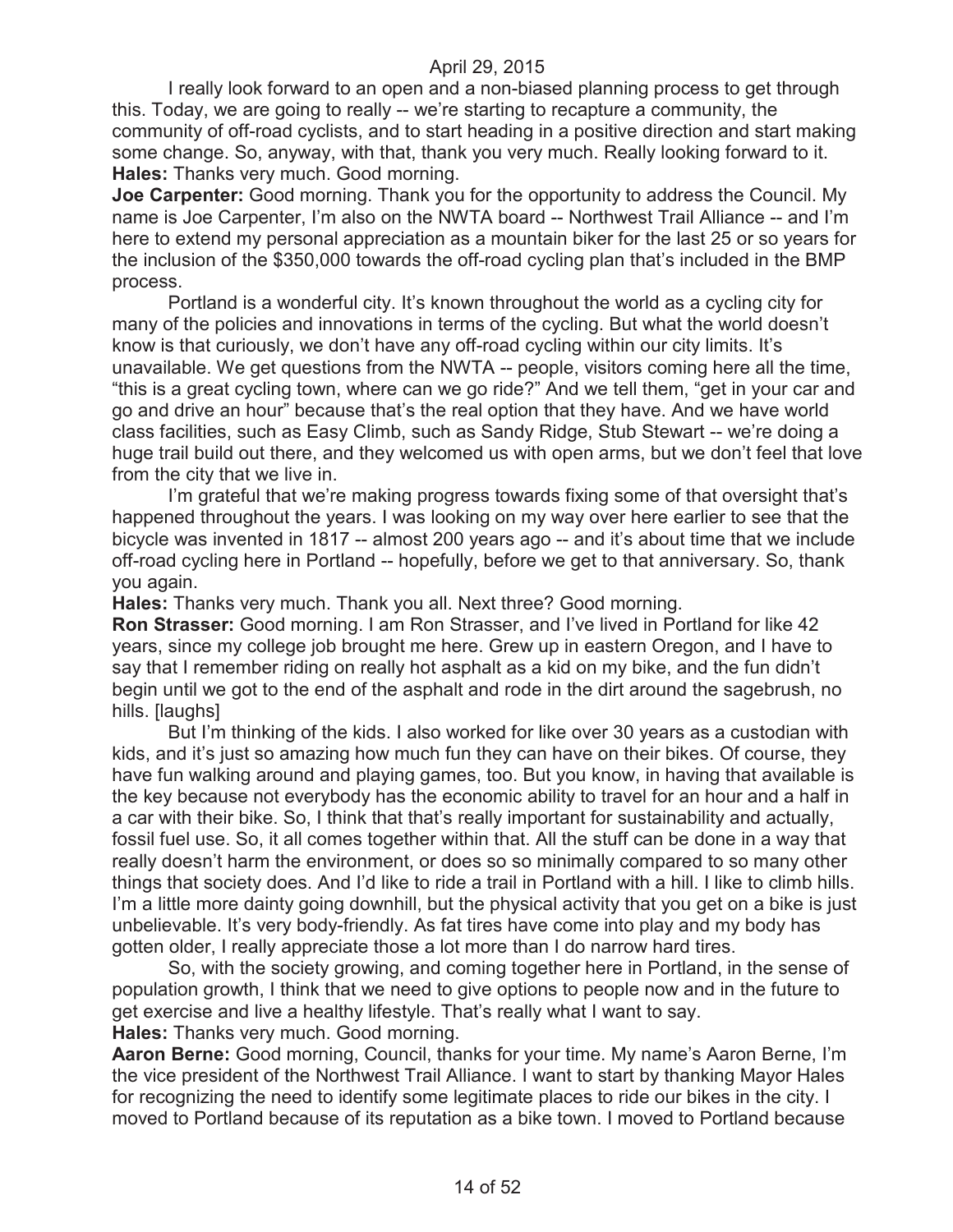I really look forward to an open and a non-biased planning process to get through this. Today, we are going to really -- we're starting to recapture a community, the community of off-road cyclists, and to start heading in a positive direction and start making some change. So, anyway, with that, thank you very much. Really looking forward to it.

**Hales:** Thanks very much. Good morning.

**Joe Carpenter:** Good morning. Thank you for the opportunity to address the Council. My name is Joe Carpenter, I'm also on the NWTA board -- Northwest Trail Alliance -- and I'm here to extend my personal appreciation as a mountain biker for the last 25 or so years for the inclusion of the $350,000 towards the off-road cycling plan that's included in the BMP process.

Portland is a wonderful city. It's known throughout the world as a cycling city for many of the policies and innovations in terms of the cycling. But what the world doesn't know is that curiously, we don't have any off-road cycling within our city limits. It's unavailable. We get questions from the NWTA -- people, visitors coming here all the time, "this is a great cycling town, where can we go ride?" And we tell them, "get in your car and go and drive an hour" because that's the real option that they have. And we have world class facilities, such as Easy Climb, such as Sandy Ridge, Stub Stewart -- we're doing a huge trail build out there, and they welcomed us with open arms, but we don't feel that love from the city that we live in.

I'm grateful that we're making progress towards fixing some of that oversight that's happened throughout the years. I was looking on my way over here earlier to see that the bicycle was invented in 1817 -- almost 200 years ago -- and it's about time that we include off-road cycling here in Portland -- hopefully, before we get to that anniversary. So, thank you again.

**Hales:** Thanks very much. Thank you all. Next three? Good morning.

**Ron Strasser:** Good morning. I am Ron Strasser, and I've lived in Portland for like 42 years, since my college job brought me here. Grew up in eastern Oregon, and I have to say that I remember riding on really hot asphalt as a kid on my bike, and the fun didn't begin until we got to the end of the asphalt and rode in the dirt around the sagebrush, no hills. [laughs]

But I'm thinking of the kids. I also worked for like over 30 years as a custodian with kids, and it's just so amazing how much fun they can have on their bikes. Of course, they have fun walking around and playing games, too. But you know, in having that available is the key because not everybody has the economic ability to travel for an hour and a half in a car with their bike. So, I think that that's really important for sustainability and actually, fossil fuel use. So, it all comes together within that. All the stuff can be done in a way that really doesn't harm the environment, or does so so minimally compared to so many other things that society does. And I'd like to ride a trail in Portland with a hill. I like to climb hills. I'm a little more dainty going downhill, but the physical activity that you get on a bike is just unbelievable. It's very body-friendly. As fat tires have come into play and my body has gotten older, I really appreciate those a lot more than I do narrow hard tires.

So, with the society growing, and coming together here in Portland, in the sense of population growth, I think that we need to give options to people now and in the future to get exercise and live a healthy lifestyle. That's really what I want to say.

**Hales:** Thanks very much. Good morning.

**Aaron Berne:** Good morning, Council, thanks for your time. My name's Aaron Berne, I'm the vice president of the Northwest Trail Alliance. I want to start by thanking Mayor Hales for recognizing the need to identify some legitimate places to ride our bikes in the city. I moved to Portland because of its reputation as a bike town. I moved to Portland because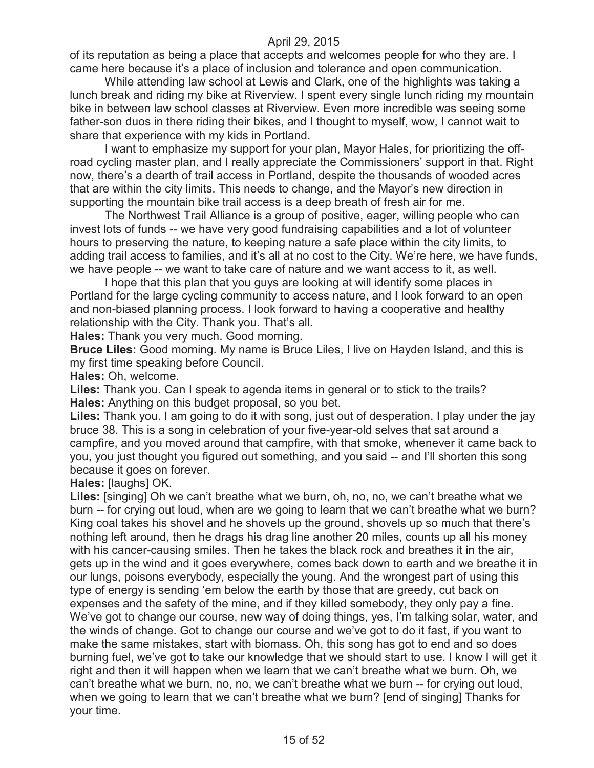of its reputation as being a place that accepts and welcomes people for who they are. I came here because it's a place of inclusion and tolerance and open communication.

While attending law school at Lewis and Clark, one of the highlights was taking a lunch break and riding my bike at Riverview. I spent every single lunch riding my mountain bike in between law school classes at Riverview. Even more incredible was seeing some father-son duos in there riding their bikes, and I thought to myself, wow, I cannot wait to share that experience with my kids in Portland.

I want to emphasize my support for your plan, Mayor Hales, for prioritizing the off-road cycling master plan, and I really appreciate the Commissioners' support in that. Right now, there's a dearth of trail access in Portland, despite the thousands of wooded acres that are within the city limits. This needs to change, and the Mayor's new direction in supporting the mountain bike trail access is a deep breath of fresh air for me.

The Northwest Trail Alliance is a group of positive, eager, willing people who can invest lots of funds -- we have very good fundraising capabilities and a lot of volunteer hours to preserving the nature, to keeping nature a safe place within the city limits, to adding trail access to families, and it's all at no cost to the City. We're here, we have funds, we have people -- we want to take care of nature and we want access to it, as well.

I hope that this plan that you guys are looking at will identify some places in Portland for the large cycling community to access nature, and I look forward to an open and non-biased planning process. I look forward to having a cooperative and healthy relationship with the City. Thank you. That's all.

**Hales:** Thank you very much. Good morning.

**Bruce Liles:** Good morning. My name is Bruce Liles, I live on Hayden Island, and this is my first time speaking before Council.

**Hales:** Oh, welcome.

**Liles:** Thank you. Can I speak to agenda items in general or to stick to the trails?

**Hales:** Anything on this budget proposal, so you bet.

**Liles:** Thank you. I am going to do it with song, just out of desperation. I play under the jay bruce 38. This is a song in celebration of your five-year-old selves that sat around a campfire, and you moved around that campfire, with that smoke, whenever it came back to you, you just thought you figured out something, and you said -- and I'll shorten this song because it goes on forever.

**Hales:** [laughs] OK.

**Liles:** [singing] Oh we can't breathe what we burn, oh, no, no, we can't breathe what we burn -- for crying out loud, when are we going to learn that we can't breathe what we burn? King coal takes his shovel and he shovels up the ground, shovels up so much that there's nothing left around, then he drags his drag line another 20 miles, counts up all his money with his cancer-causing smiles. Then he takes the black rock and breathes it in the air, gets up in the wind and it goes everywhere, comes back down to earth and we breathe it in our lungs, poisons everybody, especially the young. And the wrongest part of using this type of energy is sending 'em below the earth by those that are greedy, cut back on expenses and the safety of the mine, and if they killed somebody, they only pay a fine. We've got to change our course, new way of doing things, yes, I'm talking solar, water, and the winds of change. Got to change our course and we've got to do it fast, if you want to make the same mistakes, start with biomass. Oh, this song has got to end and so does burning fuel, we've got to take our knowledge that we should start to use. I know I will get it right and then it will happen when we learn that we can't breathe what we burn. Oh, we can't breathe what we burn, no, no, we can't breathe what we burn -- for crying out loud, when we going to learn that we can't breathe what we burn? [end of singing] Thanks for your time.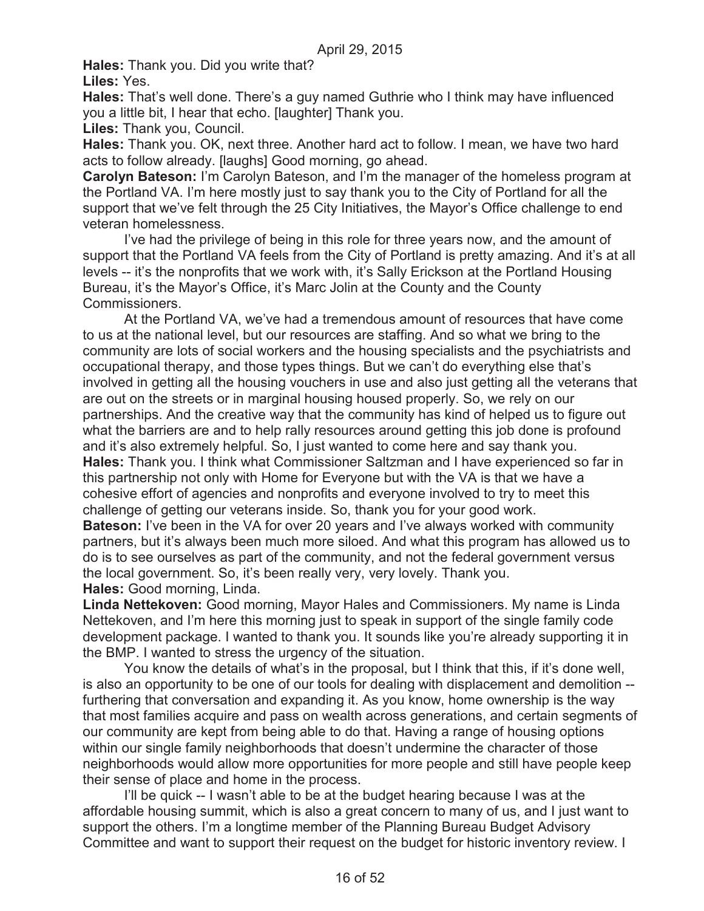**Hales:** Thank you. Did you write that?

**Liles:** Yes.

**Hales:** That's well done. There's a guy named Guthrie who I think may have influenced you a little bit, I hear that echo. [laughter] Thank you.

**Liles:** Thank you, Council.

**Hales:** Thank you. OK, next three. Another hard act to follow. I mean, we have two hard acts to follow already. [laughs] Good morning, go ahead.

**Carolyn Bateson:** I'm Carolyn Bateson, and I'm the manager of the homeless program at the Portland VA. I'm here mostly just to say thank you to the City of Portland for all the support that we've felt through the 25 City Initiatives, the Mayor's Office challenge to end veteran homelessness.

I've had the privilege of being in this role for three years now, and the amount of support that the Portland VA feels from the City of Portland is pretty amazing. And it's at all levels -- it's the nonprofits that we work with, it's Sally Erickson at the Portland Housing Bureau, it's the Mayor's Office, it's Marc Jolin at the County and the County Commissioners.

At the Portland VA, we've had a tremendous amount of resources that have come to us at the national level, but our resources are staffing. And so what we bring to the community are lots of social workers and the housing specialists and the psychiatrists and occupational therapy, and those types things. But we can't do everything else that's involved in getting all the housing vouchers in use and also just getting all the veterans that are out on the streets or in marginal housing housed properly. So, we rely on our partnerships. And the creative way that the community has kind of helped us to figure out what the barriers are and to help rally resources around getting this job done is profound and it's also extremely helpful. So, I just wanted to come here and say thank you.

**Hales:** Thank you. I think what Commissioner Saltzman and I have experienced so far in this partnership not only with Home for Everyone but with the VA is that we have a cohesive effort of agencies and nonprofits and everyone involved to try to meet this challenge of getting our veterans inside. So, thank you for your good work.

**Bateson:** I've been in the VA for over 20 years and I've always worked with community partners, but it's always been much more siloed. And what this program has allowed us to do is to see ourselves as part of the community, and not the federal government versus the local government. So, it's been really very, very lovely. Thank you.

**Hales:** Good morning, Linda.

**Linda Nettekoven:** Good morning, Mayor Hales and Commissioners. My name is Linda Nettekoven, and I'm here this morning just to speak in support of the single family code development package. I wanted to thank you. It sounds like you're already supporting it in the BMP. I wanted to stress the urgency of the situation.

You know the details of what's in the proposal, but I think that this, if it's done well, is also an opportunity to be one of our tools for dealing with displacement and demolition -- furthering that conversation and expanding it. As you know, home ownership is the way that most families acquire and pass on wealth across generations, and certain segments of our community are kept from being able to do that. Having a range of housing options within our single family neighborhoods that doesn't undermine the character of those neighborhoods would allow more opportunities for more people and still have people keep their sense of place and home in the process.

I'll be quick -- I wasn't able to be at the budget hearing because I was at the affordable housing summit, which is also a great concern to many of us, and I just want to support the others. I'm a longtime member of the Planning Bureau Budget Advisory Committee and want to support their request on the budget for historic inventory review. I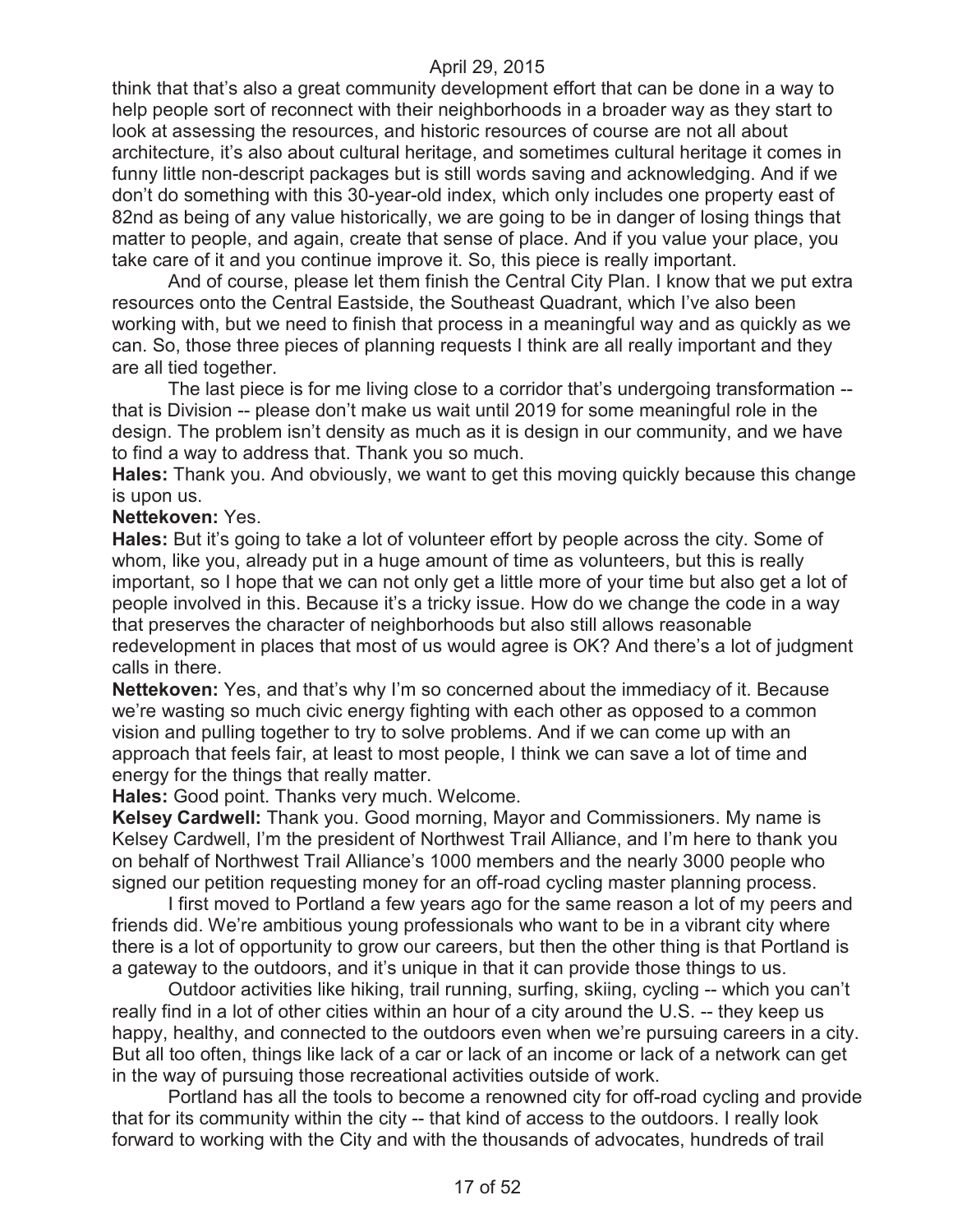think that that's also a great community development effort that can be done in a way to help people sort of reconnect with their neighborhoods in a broader way as they start to look at assessing the resources, and historic resources of course are not all about architecture, it's also about cultural heritage, and sometimes cultural heritage it comes in funny little non-descript packages but is still words saving and acknowledging. And if we don't do something with this 30-year-old index, which only includes one property east of 82nd as being of any value historically, we are going to be in danger of losing things that matter to people, and again, create that sense of place. And if you value your place, you take care of it and you continue improve it. So, this piece is really important.

And of course, please let them finish the Central City Plan. I know that we put extra resources onto the Central Eastside, the Southeast Quadrant, which I've also been working with, but we need to finish that process in a meaningful way and as quickly as we can. So, those three pieces of planning requests I think are all really important and they are all tied together.

The last piece is for me living close to a corridor that's undergoing transformation -- that is Division -- please don't make us wait until 2019 for some meaningful role in the design. The problem isn't density as much as it is design in our community, and we have to find a way to address that. Thank you so much.

**Hales:** Thank you. And obviously, we want to get this moving quickly because this change is upon us.

**Nettekoven:** Yes.

**Hales:** But it's going to take a lot of volunteer effort by people across the city. Some of whom, like you, already put in a huge amount of time as volunteers, but this is really important, so I hope that we can not only get a little more of your time but also get a lot of people involved in this. Because it's a tricky issue. How do we change the code in a way that preserves the character of neighborhoods but also still allows reasonable redevelopment in places that most of us would agree is OK? And there's a lot of judgment calls in there.

**Nettekoven:** Yes, and that's why I'm so concerned about the immediacy of it. Because we're wasting so much civic energy fighting with each other as opposed to a common vision and pulling together to try to solve problems. And if we can come up with an approach that feels fair, at least to most people, I think we can save a lot of time and energy for the things that really matter.

**Hales:** Good point. Thanks very much. Welcome.

**Kelsey Cardwell:** Thank you. Good morning, Mayor and Commissioners. My name is Kelsey Cardwell, I'm the president of Northwest Trail Alliance, and I'm here to thank you on behalf of Northwest Trail Alliance's 1000 members and the nearly 3000 people who signed our petition requesting money for an off-road cycling master planning process.

I first moved to Portland a few years ago for the same reason a lot of my peers and friends did. We're ambitious young professionals who want to be in a vibrant city where there is a lot of opportunity to grow our careers, but then the other thing is that Portland is a gateway to the outdoors, and it's unique in that it can provide those things to us.

Outdoor activities like hiking, trail running, surfing, skiing, cycling -- which you can't really find in a lot of other cities within an hour of a city around the U.S. -- they keep us happy, healthy, and connected to the outdoors even when we're pursuing careers in a city. But all too often, things like lack of a car or lack of an income or lack of a network can get in the way of pursuing those recreational activities outside of work.

Portland has all the tools to become a renowned city for off-road cycling and provide that for its community within the city -- that kind of access to the outdoors. I really look forward to working with the City and with the thousands of advocates, hundreds of trail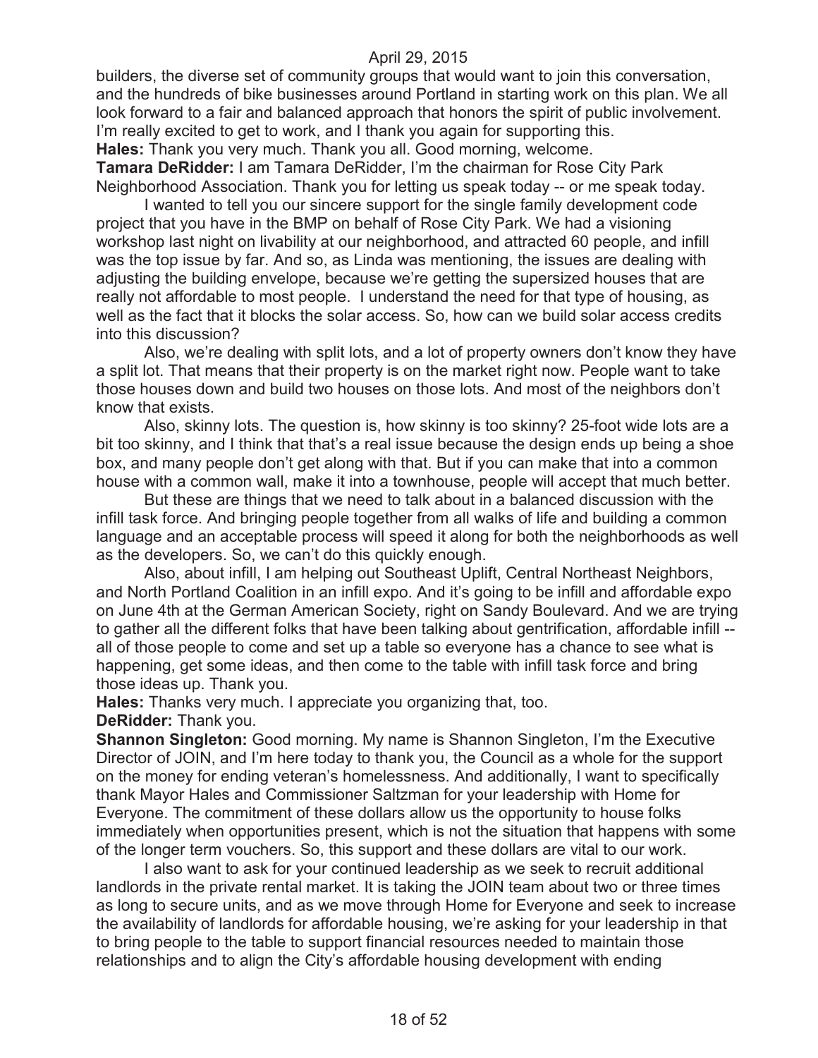builders, the diverse set of community groups that would want to join this conversation, and the hundreds of bike businesses around Portland in starting work on this plan. We all look forward to a fair and balanced approach that honors the spirit of public involvement. I'm really excited to get to work, and I thank you again for supporting this.

**Hales:** Thank you very much. Thank you all. Good morning, welcome.

**Tamara DeRidder:** I am Tamara DeRidder, I'm the chairman for Rose City Park Neighborhood Association. Thank you for letting us speak today -- or me speak today.

I wanted to tell you our sincere support for the single family development code project that you have in the BMP on behalf of Rose City Park. We had a visioning workshop last night on livability at our neighborhood, and attracted 60 people, and infill was the top issue by far. And so, as Linda was mentioning, the issues are dealing with adjusting the building envelope, because we're getting the supersized houses that are really not affordable to most people. I understand the need for that type of housing, as well as the fact that it blocks the solar access. So, how can we build solar access credits into this discussion?

Also, we're dealing with split lots, and a lot of property owners don't know they have a split lot. That means that their property is on the market right now. People want to take those houses down and build two houses on those lots. And most of the neighbors don't know that exists.

Also, skinny lots. The question is, how skinny is too skinny? 25-foot wide lots are a bit too skinny, and I think that that's a real issue because the design ends up being a shoe box, and many people don't get along with that. But if you can make that into a common house with a common wall, make it into a townhouse, people will accept that much better.

But these are things that we need to talk about in a balanced discussion with the infill task force. And bringing people together from all walks of life and building a common language and an acceptable process will speed it along for both the neighborhoods as well as the developers. So, we can't do this quickly enough.

Also, about infill, I am helping out Southeast Uplift, Central Northeast Neighbors, and North Portland Coalition in an infill expo. And it's going to be infill and affordable expo on June 4th at the German American Society, right on Sandy Boulevard. And we are trying to gather all the different folks that have been talking about gentrification, affordable infill -- all of those people to come and set up a table so everyone has a chance to see what is happening, get some ideas, and then come to the table with infill task force and bring those ideas up. Thank you.

**Hales:** Thanks very much. I appreciate you organizing that, too.

**DeRidder:** Thank you.

**Shannon Singleton:** Good morning. My name is Shannon Singleton, I'm the Executive Director of JOIN, and I'm here today to thank you, the Council as a whole for the support on the money for ending veteran's homelessness. And additionally, I want to specifically thank Mayor Hales and Commissioner Saltzman for your leadership with Home for Everyone. The commitment of these dollars allow us the opportunity to house folks immediately when opportunities present, which is not the situation that happens with some of the longer term vouchers. So, this support and these dollars are vital to our work.

I also want to ask for your continued leadership as we seek to recruit additional landlords in the private rental market. It is taking the JOIN team about two or three times as long to secure units, and as we move through Home for Everyone and seek to increase the availability of landlords for affordable housing, we're asking for your leadership in that to bring people to the table to support financial resources needed to maintain those relationships and to align the City's affordable housing development with ending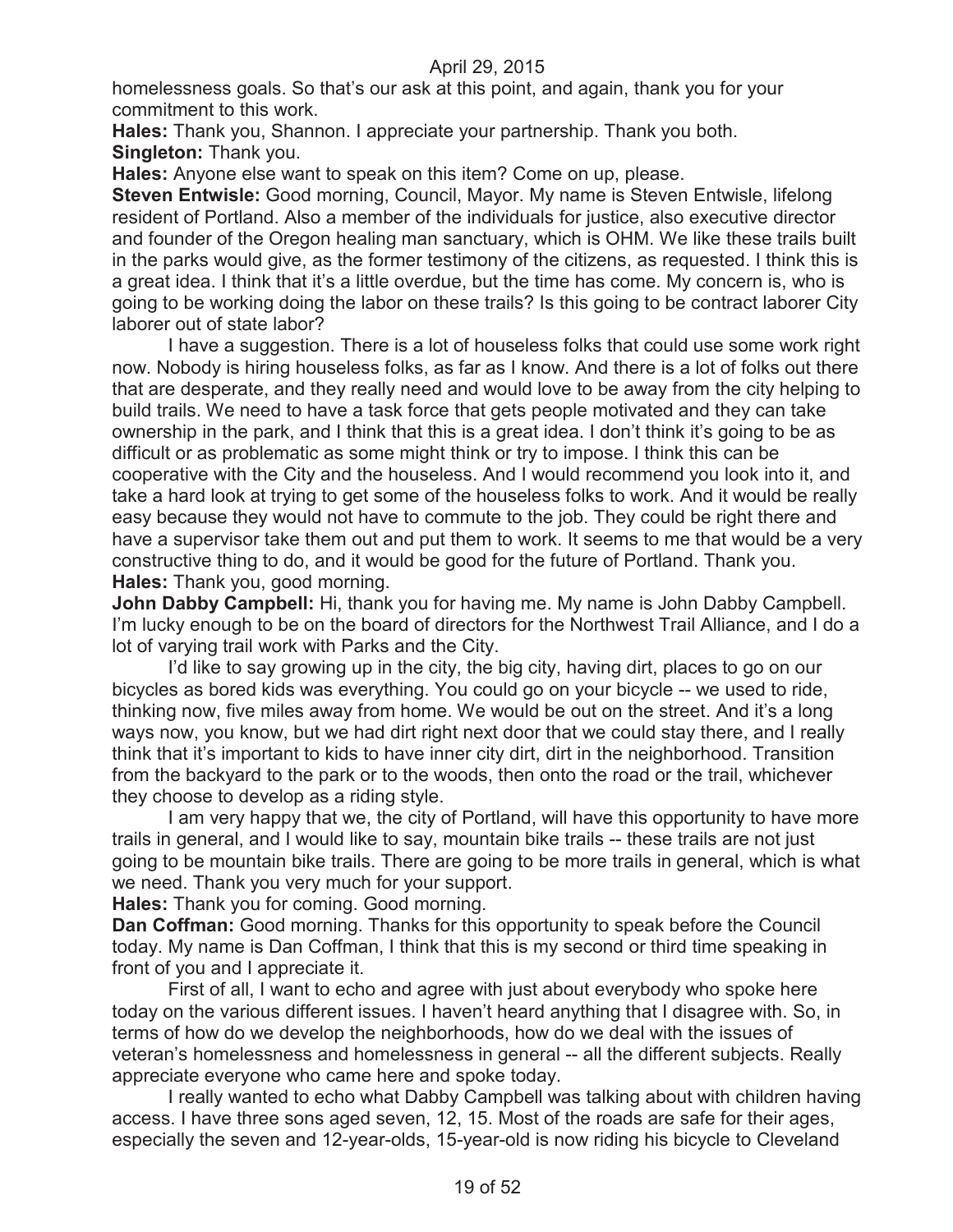homelessness goals. So that's our ask at this point, and again, thank you for your commitment to this work.

**Hales:** Thank you, Shannon. I appreciate your partnership. Thank you both.

**Singleton:** Thank you.

**Hales:** Anyone else want to speak on this item? Come on up, please.

**Steven Entwisle:** Good morning, Council, Mayor. My name is Steven Entwisle, lifelong resident of Portland. Also a member of the individuals for justice, also executive director and founder of the Oregon healing man sanctuary, which is OHM. We like these trails built in the parks would give, as the former testimony of the citizens, as requested. I think this is a great idea. I think that it's a little overdue, but the time has come. My concern is, who is going to be working doing the labor on these trails? Is this going to be contract laborer City laborer out of state labor?

I have a suggestion. There is a lot of houseless folks that could use some work right now. Nobody is hiring houseless folks, as far as I know. And there is a lot of folks out there that are desperate, and they really need and would love to be away from the city helping to build trails. We need to have a task force that gets people motivated and they can take ownership in the park, and I think that this is a great idea. I don't think it's going to be as difficult or as problematic as some might think or try to impose. I think this can be cooperative with the City and the houseless. And I would recommend you look into it, and take a hard look at trying to get some of the houseless folks to work. And it would be really easy because they would not have to commute to the job. They could be right there and have a supervisor take them out and put them to work. It seems to me that would be a very constructive thing to do, and it would be good for the future of Portland. Thank you.

**Hales:** Thank you, good morning.

**John Dabby Campbell:** Hi, thank you for having me. My name is John Dabby Campbell. I'm lucky enough to be on the board of directors for the Northwest Trail Alliance, and I do a lot of varying trail work with Parks and the City.

I'd like to say growing up in the city, the big city, having dirt, places to go on our bicycles as bored kids was everything. You could go on your bicycle -- we used to ride, thinking now, five miles away from home. We would be out on the street. And it's a long ways now, you know, but we had dirt right next door that we could stay there, and I really think that it's important to kids to have inner city dirt, dirt in the neighborhood. Transition from the backyard to the park or to the woods, then onto the road or the trail, whichever they choose to develop as a riding style.

I am very happy that we, the city of Portland, will have this opportunity to have more trails in general, and I would like to say, mountain bike trails -- these trails are not just going to be mountain bike trails. There are going to be more trails in general, which is what we need. Thank you very much for your support.

**Hales:** Thank you for coming. Good morning.

**Dan Coffman:** Good morning. Thanks for this opportunity to speak before the Council today. My name is Dan Coffman, I think that this is my second or third time speaking in front of you and I appreciate it.

First of all, I want to echo and agree with just about everybody who spoke here today on the various different issues. I haven't heard anything that I disagree with. So, in terms of how do we develop the neighborhoods, how do we deal with the issues of veteran's homelessness and homelessness in general -- all the different subjects. Really appreciate everyone who came here and spoke today.

I really wanted to echo what Dabby Campbell was talking about with children having access. I have three sons aged seven, 12, 15. Most of the roads are safe for their ages, especially the seven and 12-year-olds, 15-year-old is now riding his bicycle to Cleveland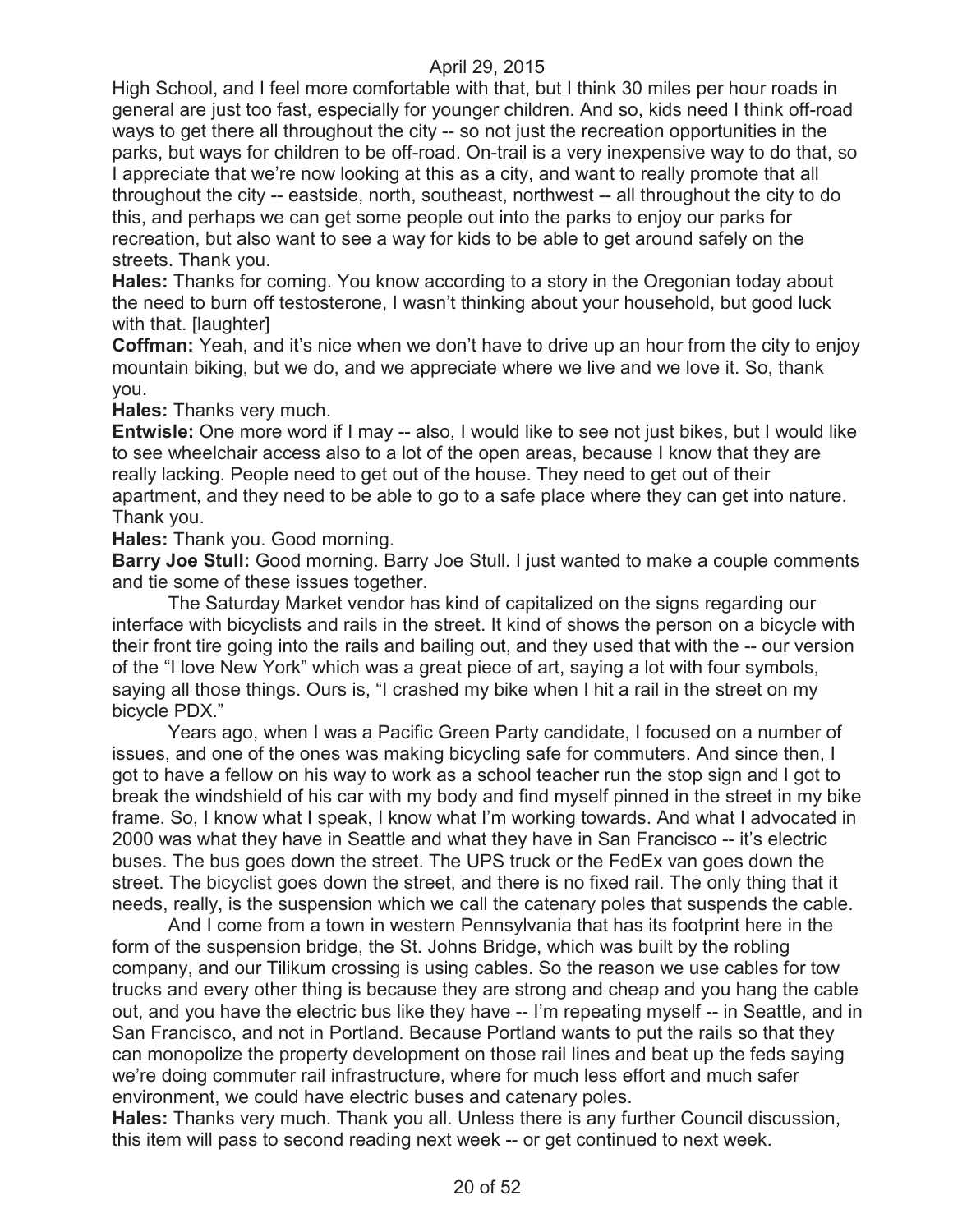High School, and I feel more comfortable with that, but I think 30 miles per hour roads in general are just too fast, especially for younger children. And so, kids need I think off-road ways to get there all throughout the city -- so not just the recreation opportunities in the parks, but ways for children to be off-road. On-trail is a very inexpensive way to do that, so I appreciate that we're now looking at this as a city, and want to really promote that all throughout the city -- eastside, north, southeast, northwest -- all throughout the city to do this, and perhaps we can get some people out into the parks to enjoy our parks for recreation, but also want to see a way for kids to be able to get around safely on the streets. Thank you.

**Hales:** Thanks for coming. You know according to a story in the Oregonian today about the need to burn off testosterone, I wasn't thinking about your household, but good luck with that. [laughter]

**Coffman:** Yeah, and it's nice when we don't have to drive up an hour from the city to enjoy mountain biking, but we do, and we appreciate where we live and we love it. So, thank you.

**Hales:** Thanks very much.

**Entwisle:** One more word if I may -- also, I would like to see not just bikes, but I would like to see wheelchair access also to a lot of the open areas, because I know that they are really lacking. People need to get out of the house. They need to get out of their apartment, and they need to be able to go to a safe place where they can get into nature. Thank you.

**Hales:** Thank you. Good morning.

**Barry Joe Stull:** Good morning. Barry Joe Stull. I just wanted to make a couple comments and tie some of these issues together.

The Saturday Market vendor has kind of capitalized on the signs regarding our interface with bicyclists and rails in the street. It kind of shows the person on a bicycle with their front tire going into the rails and bailing out, and they used that with the -- our version of the "I love New York" which was a great piece of art, saying a lot with four symbols, saying all those things. Ours is, "I crashed my bike when I hit a rail in the street on my bicycle PDX."

Years ago, when I was a Pacific Green Party candidate, I focused on a number of issues, and one of the ones was making bicycling safe for commuters. And since then, I got to have a fellow on his way to work as a school teacher run the stop sign and I got to break the windshield of his car with my body and find myself pinned in the street in my bike frame. So, I know what I speak, I know what I'm working towards. And what I advocated in 2000 was what they have in Seattle and what they have in San Francisco -- it's electric buses. The bus goes down the street. The UPS truck or the FedEx van goes down the street. The bicyclist goes down the street, and there is no fixed rail. The only thing that it needs, really, is the suspension which we call the catenary poles that suspends the cable.

And I come from a town in western Pennsylvania that has its footprint here in the form of the suspension bridge, the St. Johns Bridge, which was built by the robling company, and our Tilikum crossing is using cables. So the reason we use cables for tow trucks and every other thing is because they are strong and cheap and you hang the cable out, and you have the electric bus like they have -- I'm repeating myself -- in Seattle, and in San Francisco, and not in Portland. Because Portland wants to put the rails so that they can monopolize the property development on those rail lines and beat up the feds saying we're doing commuter rail infrastructure, where for much less effort and much safer environment, we could have electric buses and catenary poles.

**Hales:** Thanks very much. Thank you all. Unless there is any further Council discussion, this item will pass to second reading next week -- or get continued to next week.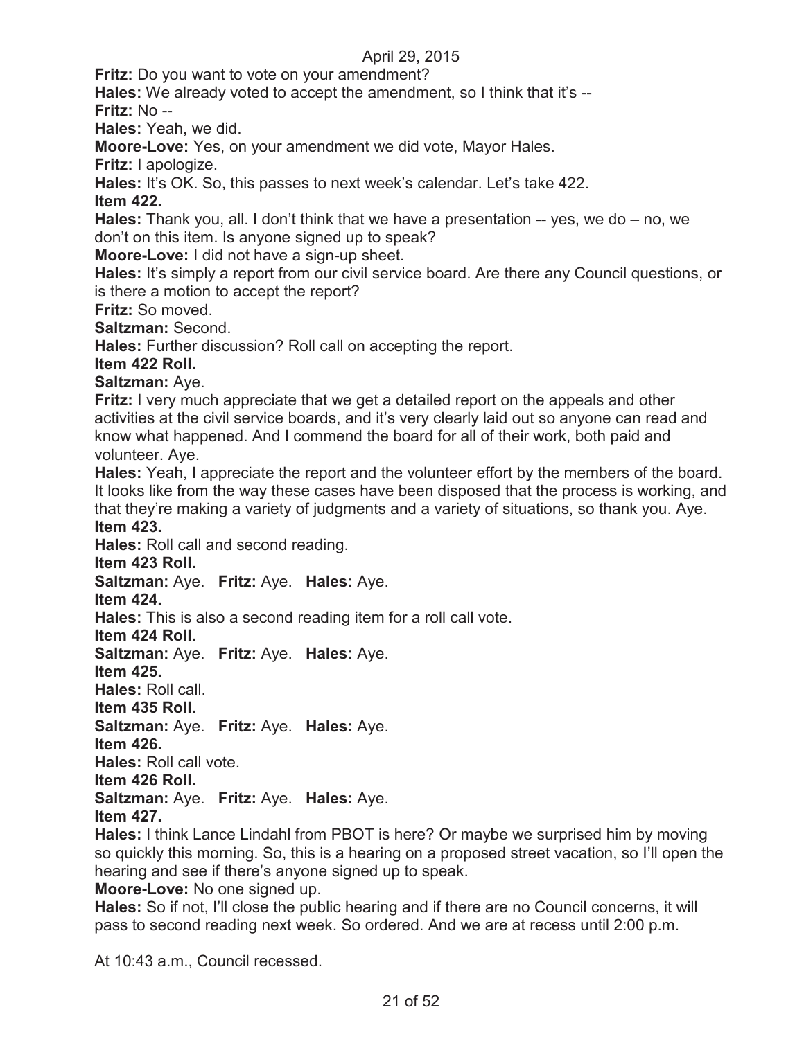**Fritz:** Do you want to vote on your amendment?

**Hales:** We already voted to accept the amendment, so I think that it's --

**Fritz:** No --

**Hales:** Yeah, we did.

**Moore-Love:** Yes, on your amendment we did vote, Mayor Hales.

**Fritz:** I apologize.

**Hales:** It's OK. So, this passes to next week's calendar. Let's take 422.

**Item 422.**

**Hales:** Thank you, all. I don't think that we have a presentation -- yes, we do – no, we don't on this item. Is anyone signed up to speak?

**Moore-Love:** I did not have a sign-up sheet.

**Hales:** It's simply a report from our civil service board. Are there any Council questions, or is there a motion to accept the report?

**Fritz:** So moved.

**Saltzman:** Second.

**Hales:** Further discussion? Roll call on accepting the report.

**Item 422 Roll.**

**Saltzman:** Aye.

**Fritz:** I very much appreciate that we get a detailed report on the appeals and other activities at the civil service boards, and it's very clearly laid out so anyone can read and know what happened. And I commend the board for all of their work, both paid and volunteer. Aye.

**Hales:** Yeah, I appreciate the report and the volunteer effort by the members of the board. It looks like from the way these cases have been disposed that the process is working, and that they're making a variety of judgments and a variety of situations, so thank you. Aye.

**Item 423.**

**Hales:** Roll call and second reading.

**Item 423 Roll.**

**Saltzman:** Aye. **Fritz:** Aye. **Hales:** Aye.

**Item 424.**

**Hales:** This is also a second reading item for a roll call vote.

**Item 424 Roll.**

**Saltzman:** Aye. **Fritz:** Aye. **Hales:** Aye.

**Item 425.**

**Hales:** Roll call.

**Item 435 Roll.**

**Saltzman:** Aye. **Fritz:** Aye. **Hales:** Aye.

**Item 426.**

**Hales:** Roll call vote.

**Item 426 Roll.**

**Saltzman:** Aye. **Fritz:** Aye. **Hales:** Aye.

**Item 427.**

**Hales:** I think Lance Lindahl from PBOT is here? Or maybe we surprised him by moving so quickly this morning. So, this is a hearing on a proposed street vacation, so I'll open the hearing and see if there's anyone signed up to speak.

**Moore-Love:** No one signed up.

**Hales:** So if not, I'll close the public hearing and if there are no Council concerns, it will pass to second reading next week. So ordered. And we are at recess until 2:00 p.m.

At 10:43 a.m., Council recessed.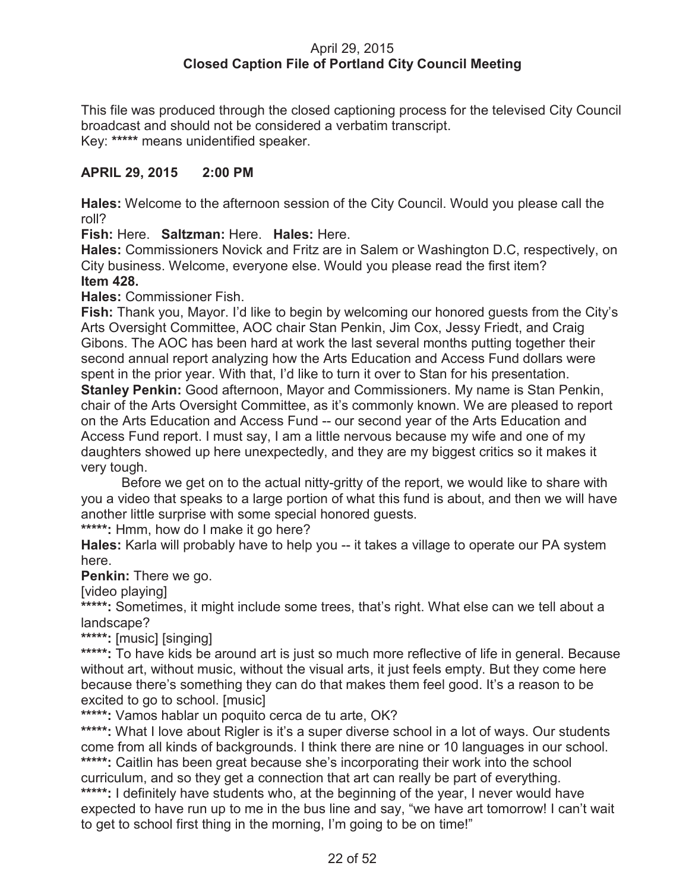April 29, 2015
**Closed Caption File of Portland City Council Meeting**

This file was produced through the closed captioning process for the televised City Council broadcast and should not be considered a verbatim transcript.
Key: ***** means unidentified speaker.

**APRIL 29, 2015 2:00 PM**

**Hales:** Welcome to the afternoon session of the City Council. Would you please call the roll?

**Fish:** Here. **Saltzman:** Here. **Hales:** Here.

**Hales:** Commissioners Novick and Fritz are in Salem or Washington D.C, respectively, on City business. Welcome, everyone else. Would you please read the first item?

**Item 428.**

**Hales:** Commissioner Fish.

**Fish:** Thank you, Mayor. I'd like to begin by welcoming our honored guests from the City's Arts Oversight Committee, AOC chair Stan Penkin, Jim Cox, Jessy Friedt, and Craig Gibons. The AOC has been hard at work the last several months putting together their second annual report analyzing how the Arts Education and Access Fund dollars were spent in the prior year. With that, I'd like to turn it over to Stan for his presentation.

**Stanley Penkin:** Good afternoon, Mayor and Commissioners. My name is Stan Penkin, chair of the Arts Oversight Committee, as it's commonly known. We are pleased to report on the Arts Education and Access Fund -- our second year of the Arts Education and Access Fund report. I must say, I am a little nervous because my wife and one of my daughters showed up here unexpectedly, and they are my biggest critics so it makes it very tough.

Before we get on to the actual nitty-gritty of the report, we would like to share with you a video that speaks to a large portion of what this fund is about, and then we will have another little surprise with some special honored guests.

*****: Hmm, how do I make it go here?

**Hales:** Karla will probably have to help you -- it takes a village to operate our PA system here.

**Penkin:** There we go.

[video playing]

*****: Sometimes, it might include some trees, that's right. What else can we tell about a landscape?

*****: [music] [singing]

*****: To have kids be around art is just so much more reflective of life in general. Because without art, without music, without the visual arts, it just feels empty. But they come here because there's something they can do that makes them feel good. It's a reason to be excited to go to school. [music]

*****: Vamos hablar un poquito cerca de tu arte, OK?

*****: What I love about Rigler is it's a super diverse school in a lot of ways. Our students come from all kinds of backgrounds. I think there are nine or 10 languages in our school.

*****: Caitlin has been great because she's incorporating their work into the school curriculum, and so they get a connection that art can really be part of everything.

*****: I definitely have students who, at the beginning of the year, I never would have expected to have run up to me in the bus line and say, "we have art tomorrow! I can't wait to get to school first thing in the morning, I'm going to be on time!"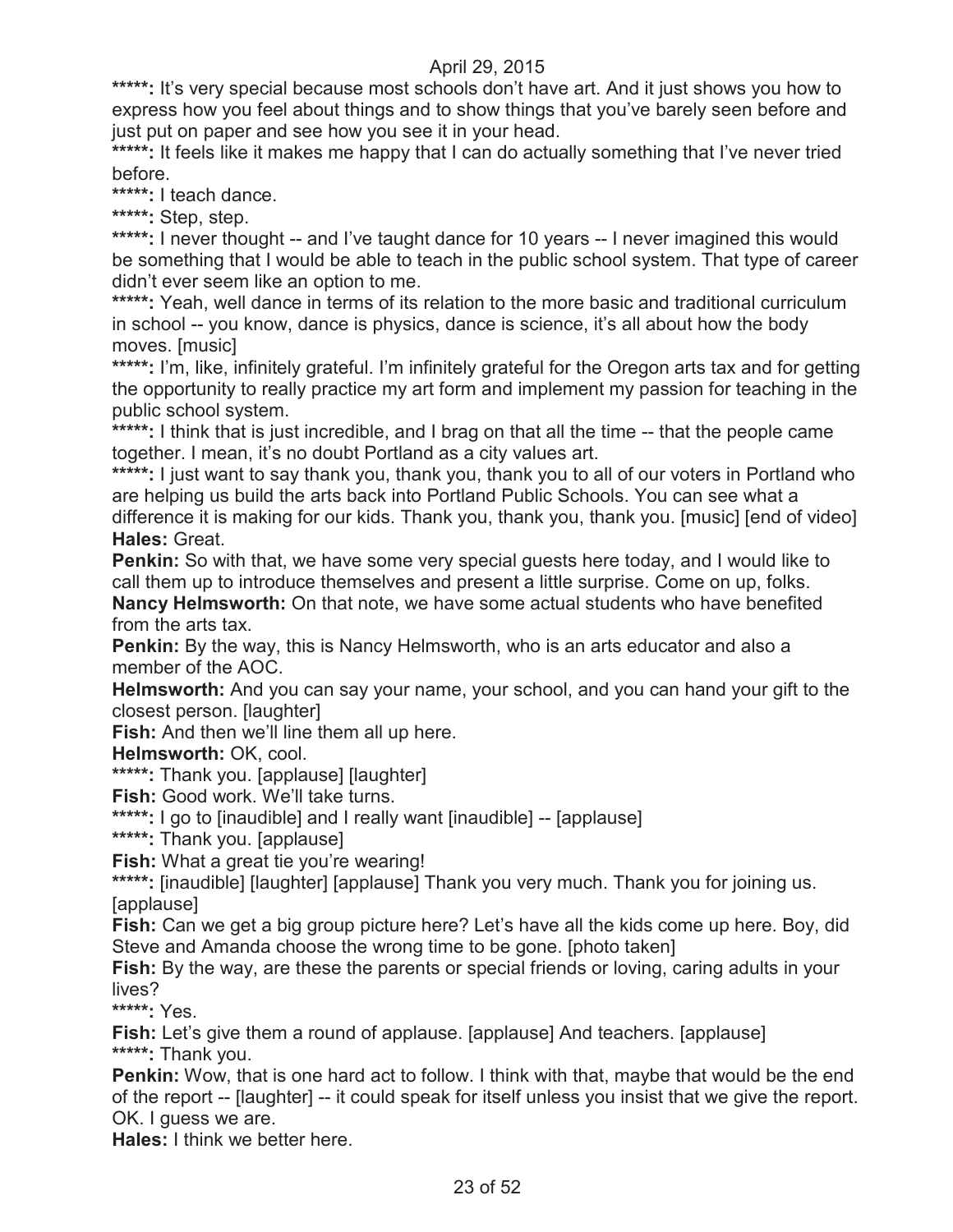**\*\*\*\*\*:** It's very special because most schools don't have art. And it just shows you how to express how you feel about things and to show things that you've barely seen before and just put on paper and see how you see it in your head.

**\*\*\*\*\*:** It feels like it makes me happy that I can do actually something that I've never tried before.

**\*\*\*\*\*:** I teach dance.

**\*\*\*\*\*:** Step, step.

**\*\*\*\*\*:** I never thought -- and I've taught dance for 10 years -- I never imagined this would be something that I would be able to teach in the public school system. That type of career didn't ever seem like an option to me.

**\*\*\*\*\*:** Yeah, well dance in terms of its relation to the more basic and traditional curriculum in school -- you know, dance is physics, dance is science, it's all about how the body moves. [music]

**\*\*\*\*\*:** I'm, like, infinitely grateful. I'm infinitely grateful for the Oregon arts tax and for getting the opportunity to really practice my art form and implement my passion for teaching in the public school system.

**\*\*\*\*\*:** I think that is just incredible, and I brag on that all the time -- that the people came together. I mean, it's no doubt Portland as a city values art.

**\*\*\*\*\*:** I just want to say thank you, thank you, thank you to all of our voters in Portland who are helping us build the arts back into Portland Public Schools. You can see what a difference it is making for our kids. Thank you, thank you, thank you. [music] [end of video]

**Hales:** Great.

**Penkin:** So with that, we have some very special guests here today, and I would like to call them up to introduce themselves and present a little surprise. Come on up, folks.

**Nancy Helmsworth:** On that note, we have some actual students who have benefited from the arts tax.

**Penkin:** By the way, this is Nancy Helmsworth, who is an arts educator and also a member of the AOC.

**Helmsworth:** And you can say your name, your school, and you can hand your gift to the closest person. [laughter]

**Fish:** And then we'll line them all up here.

**Helmsworth:** OK, cool.

**\*\*\*\*\*:** Thank you. [applause] [laughter]

**Fish:** Good work. We'll take turns.

**\*\*\*\*\*:** I go to [inaudible] and I really want [inaudible] -- [applause]

**\*\*\*\*\*:** Thank you. [applause]

**Fish:** What a great tie you're wearing!

**\*\*\*\*\*:** [inaudible] [laughter] [applause] Thank you very much. Thank you for joining us. [applause]

**Fish:** Can we get a big group picture here? Let's have all the kids come up here. Boy, did Steve and Amanda choose the wrong time to be gone. [photo taken]

**Fish:** By the way, are these the parents or special friends or loving, caring adults in your lives?

**\*\*\*\*\*:** Yes.

**Fish:** Let's give them a round of applause. [applause] And teachers. [applause]

**\*\*\*\*\*:** Thank you.

**Penkin:** Wow, that is one hard act to follow. I think with that, maybe that would be the end of the report -- [laughter] -- it could speak for itself unless you insist that we give the report. OK. I guess we are.

**Hales:** I think we better here.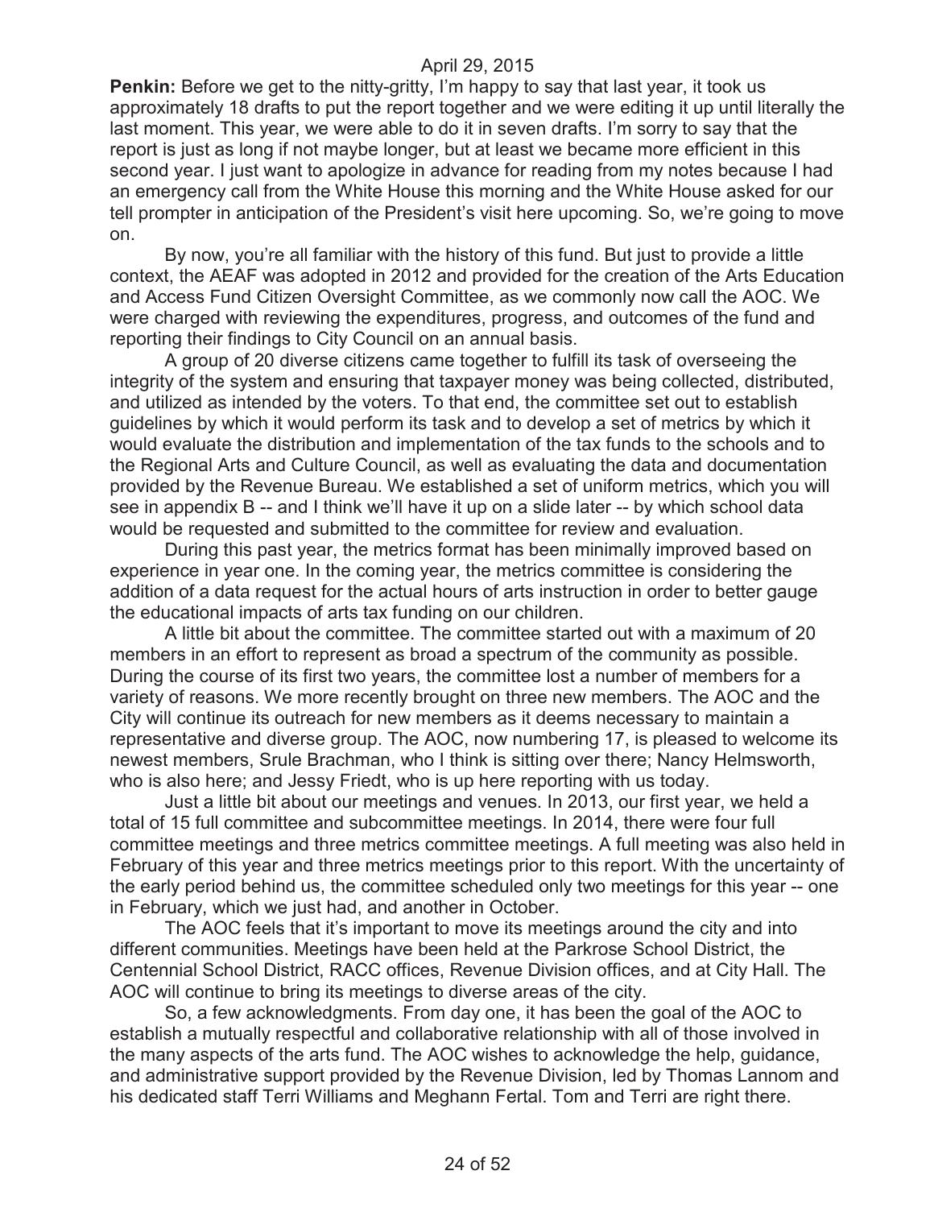**Penkin:** Before we get to the nitty-gritty, I'm happy to say that last year, it took us approximately 18 drafts to put the report together and we were editing it up until literally the last moment. This year, we were able to do it in seven drafts. I'm sorry to say that the report is just as long if not maybe longer, but at least we became more efficient in this second year. I just want to apologize in advance for reading from my notes because I had an emergency call from the White House this morning and the White House asked for our tell prompter in anticipation of the President's visit here upcoming. So, we're going to move on.

By now, you're all familiar with the history of this fund. But just to provide a little context, the AEAF was adopted in 2012 and provided for the creation of the Arts Education and Access Fund Citizen Oversight Committee, as we commonly now call the AOC. We were charged with reviewing the expenditures, progress, and outcomes of the fund and reporting their findings to City Council on an annual basis.

A group of 20 diverse citizens came together to fulfill its task of overseeing the integrity of the system and ensuring that taxpayer money was being collected, distributed, and utilized as intended by the voters. To that end, the committee set out to establish guidelines by which it would perform its task and to develop a set of metrics by which it would evaluate the distribution and implementation of the tax funds to the schools and to the Regional Arts and Culture Council, as well as evaluating the data and documentation provided by the Revenue Bureau. We established a set of uniform metrics, which you will see in appendix B -- and I think we'll have it up on a slide later -- by which school data would be requested and submitted to the committee for review and evaluation.

During this past year, the metrics format has been minimally improved based on experience in year one. In the coming year, the metrics committee is considering the addition of a data request for the actual hours of arts instruction in order to better gauge the educational impacts of arts tax funding on our children.

A little bit about the committee. The committee started out with a maximum of 20 members in an effort to represent as broad a spectrum of the community as possible. During the course of its first two years, the committee lost a number of members for a variety of reasons. We more recently brought on three new members. The AOC and the City will continue its outreach for new members as it deems necessary to maintain a representative and diverse group. The AOC, now numbering 17, is pleased to welcome its newest members, Srule Brachman, who I think is sitting over there; Nancy Helmsworth, who is also here; and Jessy Friedt, who is up here reporting with us today.

Just a little bit about our meetings and venues. In 2013, our first year, we held a total of 15 full committee and subcommittee meetings. In 2014, there were four full committee meetings and three metrics committee meetings. A full meeting was also held in February of this year and three metrics meetings prior to this report. With the uncertainty of the early period behind us, the committee scheduled only two meetings for this year -- one in February, which we just had, and another in October.

The AOC feels that it's important to move its meetings around the city and into different communities. Meetings have been held at the Parkrose School District, the Centennial School District, RACC offices, Revenue Division offices, and at City Hall. The AOC will continue to bring its meetings to diverse areas of the city.

So, a few acknowledgments. From day one, it has been the goal of the AOC to establish a mutually respectful and collaborative relationship with all of those involved in the many aspects of the arts fund. The AOC wishes to acknowledge the help, guidance, and administrative support provided by the Revenue Division, led by Thomas Lannom and his dedicated staff Terri Williams and Meghann Fertal. Tom and Terri are right there.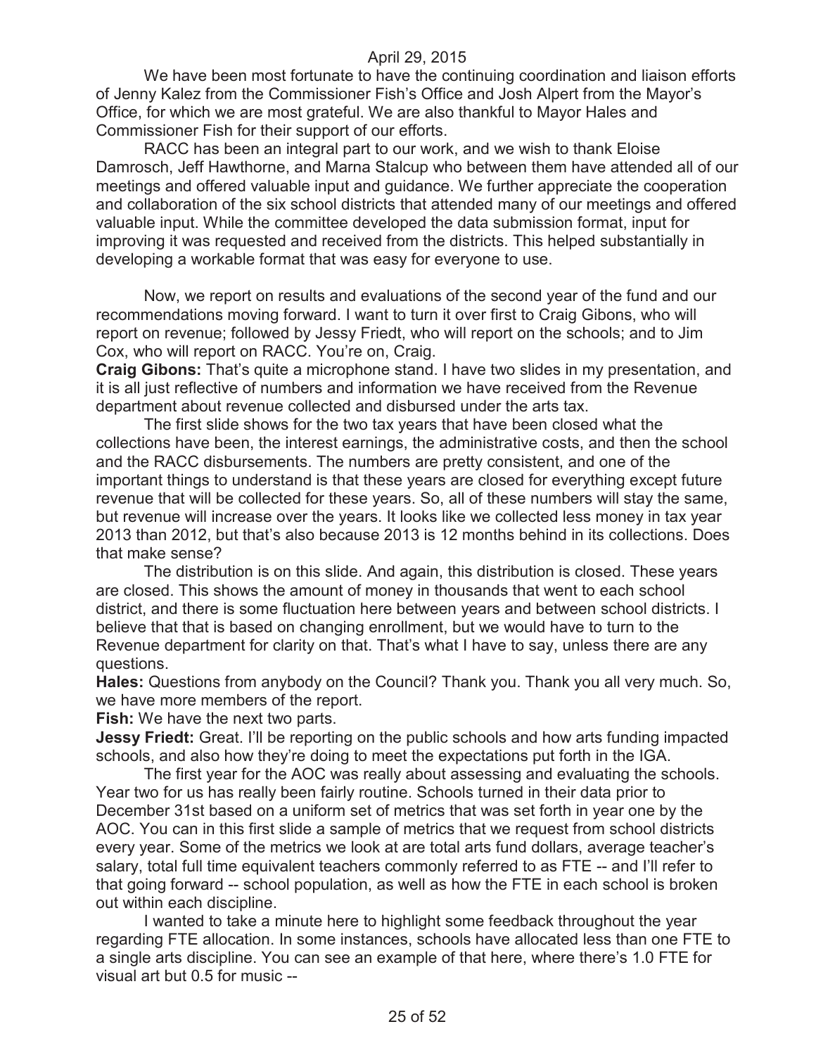We have been most fortunate to have the continuing coordination and liaison efforts of Jenny Kalez from the Commissioner Fish's Office and Josh Alpert from the Mayor's Office, for which we are most grateful. We are also thankful to Mayor Hales and Commissioner Fish for their support of our efforts.

RACC has been an integral part to our work, and we wish to thank Eloise Damrosch, Jeff Hawthorne, and Marna Stalcup who between them have attended all of our meetings and offered valuable input and guidance. We further appreciate the cooperation and collaboration of the six school districts that attended many of our meetings and offered valuable input. While the committee developed the data submission format, input for improving it was requested and received from the districts. This helped substantially in developing a workable format that was easy for everyone to use.

Now, we report on results and evaluations of the second year of the fund and our recommendations moving forward. I want to turn it over first to Craig Gibons, who will report on revenue; followed by Jessy Friedt, who will report on the schools; and to Jim Cox, who will report on RACC. You're on, Craig.

**Craig Gibons:** That's quite a microphone stand. I have two slides in my presentation, and it is all just reflective of numbers and information we have received from the Revenue department about revenue collected and disbursed under the arts tax.

The first slide shows for the two tax years that have been closed what the collections have been, the interest earnings, the administrative costs, and then the school and the RACC disbursements. The numbers are pretty consistent, and one of the important things to understand is that these years are closed for everything except future revenue that will be collected for these years. So, all of these numbers will stay the same, but revenue will increase over the years. It looks like we collected less money in tax year 2013 than 2012, but that's also because 2013 is 12 months behind in its collections. Does that make sense?

The distribution is on this slide. And again, this distribution is closed. These years are closed. This shows the amount of money in thousands that went to each school district, and there is some fluctuation here between years and between school districts. I believe that that is based on changing enrollment, but we would have to turn to the Revenue department for clarity on that. That's what I have to say, unless there are any questions.

**Hales:** Questions from anybody on the Council? Thank you. Thank you all very much. So, we have more members of the report.

**Fish:** We have the next two parts.

**Jessy Friedt:** Great. I'll be reporting on the public schools and how arts funding impacted schools, and also how they're doing to meet the expectations put forth in the IGA.

The first year for the AOC was really about assessing and evaluating the schools. Year two for us has really been fairly routine. Schools turned in their data prior to December 31st based on a uniform set of metrics that was set forth in year one by the AOC. You can in this first slide a sample of metrics that we request from school districts every year. Some of the metrics we look at are total arts fund dollars, average teacher's salary, total full time equivalent teachers commonly referred to as FTE -- and I'll refer to that going forward -- school population, as well as how the FTE in each school is broken out within each discipline.

I wanted to take a minute here to highlight some feedback throughout the year regarding FTE allocation. In some instances, schools have allocated less than one FTE to a single arts discipline. You can see an example of that here, where there's 1.0 FTE for visual art but 0.5 for music --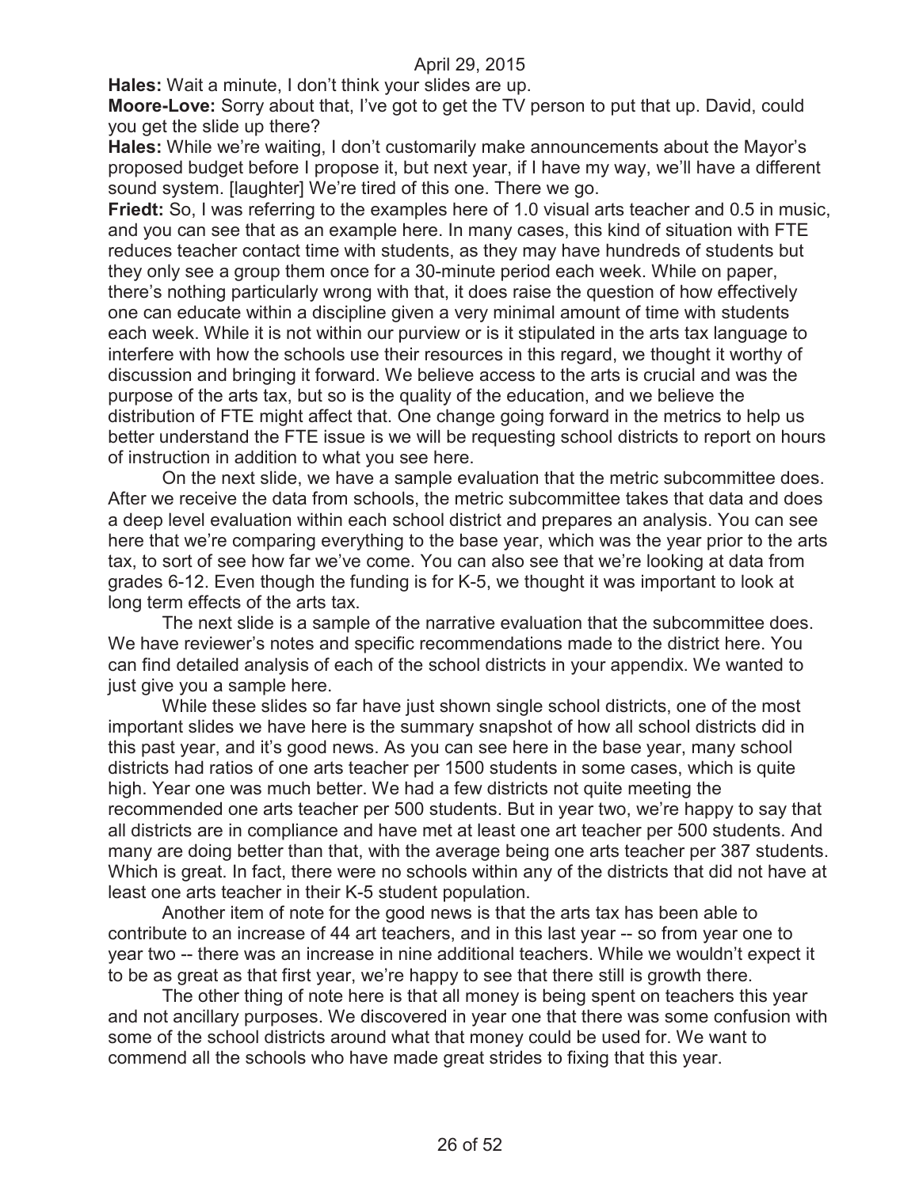**Hales:** Wait a minute, I don't think your slides are up.

**Moore-Love:** Sorry about that, I've got to get the TV person to put that up. David, could you get the slide up there?

**Hales:** While we're waiting, I don't customarily make announcements about the Mayor's proposed budget before I propose it, but next year, if I have my way, we'll have a different sound system. [laughter] We're tired of this one. There we go.

**Friedt:** So, I was referring to the examples here of 1.0 visual arts teacher and 0.5 in music, and you can see that as an example here. In many cases, this kind of situation with FTE reduces teacher contact time with students, as they may have hundreds of students but they only see a group them once for a 30-minute period each week. While on paper, there's nothing particularly wrong with that, it does raise the question of how effectively one can educate within a discipline given a very minimal amount of time with students each week. While it is not within our purview or is it stipulated in the arts tax language to interfere with how the schools use their resources in this regard, we thought it worthy of discussion and bringing it forward. We believe access to the arts is crucial and was the purpose of the arts tax, but so is the quality of the education, and we believe the distribution of FTE might affect that. One change going forward in the metrics to help us better understand the FTE issue is we will be requesting school districts to report on hours of instruction in addition to what you see here.

On the next slide, we have a sample evaluation that the metric subcommittee does. After we receive the data from schools, the metric subcommittee takes that data and does a deep level evaluation within each school district and prepares an analysis. You can see here that we're comparing everything to the base year, which was the year prior to the arts tax, to sort of see how far we've come. You can also see that we're looking at data from grades 6-12. Even though the funding is for K-5, we thought it was important to look at long term effects of the arts tax.

The next slide is a sample of the narrative evaluation that the subcommittee does. We have reviewer's notes and specific recommendations made to the district here. You can find detailed analysis of each of the school districts in your appendix. We wanted to just give you a sample here.

While these slides so far have just shown single school districts, one of the most important slides we have here is the summary snapshot of how all school districts did in this past year, and it's good news. As you can see here in the base year, many school districts had ratios of one arts teacher per 1500 students in some cases, which is quite high. Year one was much better. We had a few districts not quite meeting the recommended one arts teacher per 500 students. But in year two, we're happy to say that all districts are in compliance and have met at least one art teacher per 500 students. And many are doing better than that, with the average being one arts teacher per 387 students. Which is great. In fact, there were no schools within any of the districts that did not have at least one arts teacher in their K-5 student population.

Another item of note for the good news is that the arts tax has been able to contribute to an increase of 44 art teachers, and in this last year -- so from year one to year two -- there was an increase in nine additional teachers. While we wouldn't expect it to be as great as that first year, we're happy to see that there still is growth there.

The other thing of note here is that all money is being spent on teachers this year and not ancillary purposes. We discovered in year one that there was some confusion with some of the school districts around what that money could be used for. We want to commend all the schools who have made great strides to fixing that this year.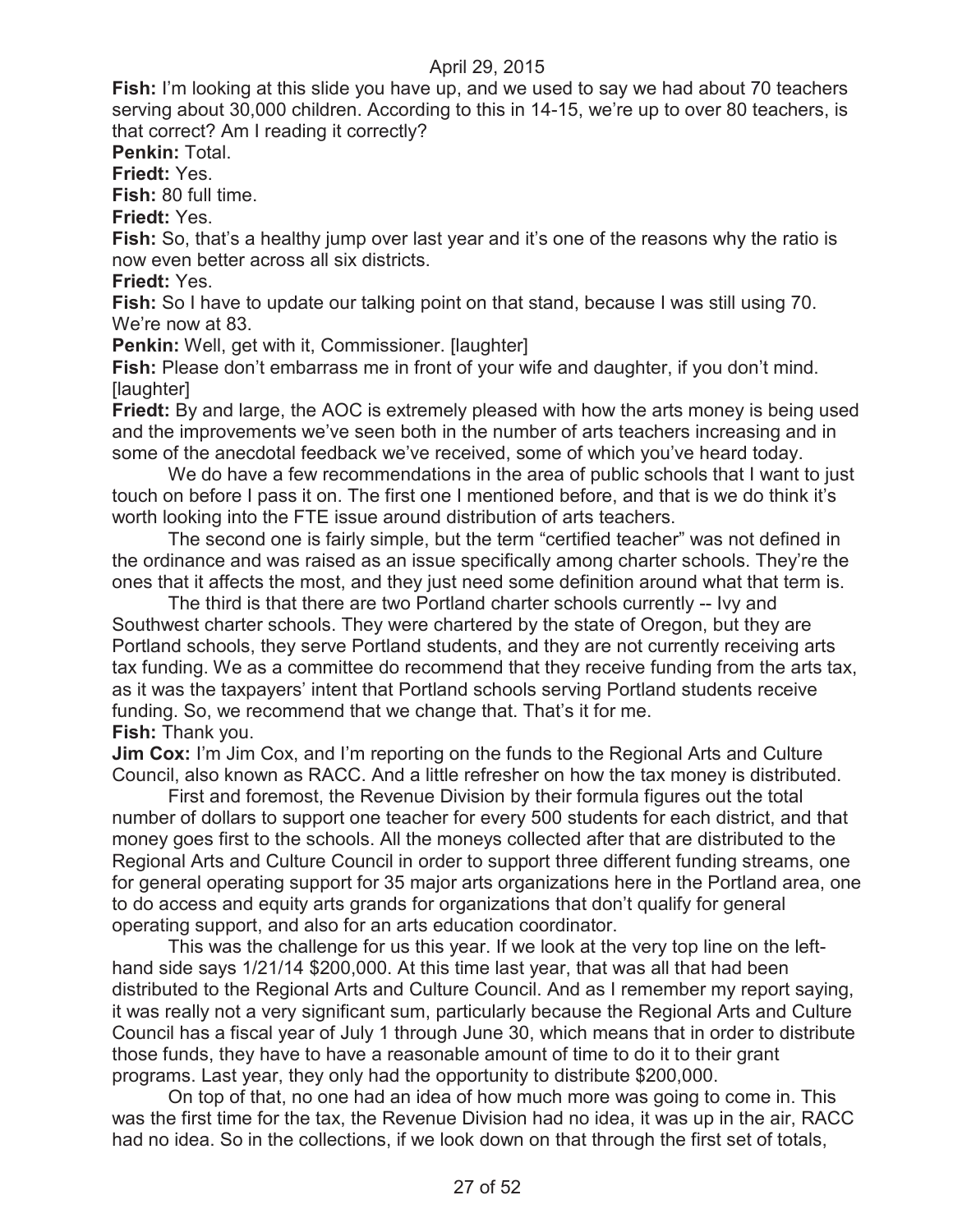**Fish:** I'm looking at this slide you have up, and we used to say we had about 70 teachers serving about 30,000 children. According to this in 14-15, we're up to over 80 teachers, is that correct? Am I reading it correctly?

**Penkin:** Total.

**Friedt:** Yes.

**Fish:** 80 full time.

**Friedt:** Yes.

**Fish:** So, that's a healthy jump over last year and it's one of the reasons why the ratio is now even better across all six districts.

**Friedt:** Yes.

**Fish:** So I have to update our talking point on that stand, because I was still using 70. We're now at 83.

**Penkin:** Well, get with it, Commissioner. [laughter]

**Fish:** Please don't embarrass me in front of your wife and daughter, if you don't mind. [laughter]

**Friedt:** By and large, the AOC is extremely pleased with how the arts money is being used and the improvements we've seen both in the number of arts teachers increasing and in some of the anecdotal feedback we've received, some of which you've heard today.

We do have a few recommendations in the area of public schools that I want to just touch on before I pass it on. The first one I mentioned before, and that is we do think it's worth looking into the FTE issue around distribution of arts teachers.

The second one is fairly simple, but the term "certified teacher" was not defined in the ordinance and was raised as an issue specifically among charter schools. They're the ones that it affects the most, and they just need some definition around what that term is.

The third is that there are two Portland charter schools currently -- Ivy and Southwest charter schools. They were chartered by the state of Oregon, but they are Portland schools, they serve Portland students, and they are not currently receiving arts tax funding. We as a committee do recommend that they receive funding from the arts tax, as it was the taxpayers' intent that Portland schools serving Portland students receive funding. So, we recommend that we change that. That's it for me.

**Fish:** Thank you.

**Jim Cox:** I'm Jim Cox, and I'm reporting on the funds to the Regional Arts and Culture Council, also known as RACC. And a little refresher on how the tax money is distributed.

First and foremost, the Revenue Division by their formula figures out the total number of dollars to support one teacher for every 500 students for each district, and that money goes first to the schools. All the moneys collected after that are distributed to the Regional Arts and Culture Council in order to support three different funding streams, one for general operating support for 35 major arts organizations here in the Portland area, one to do access and equity arts grands for organizations that don't qualify for general operating support, and also for an arts education coordinator.

This was the challenge for us this year. If we look at the very top line on the left-hand side says 1/21/14 $200,000. At this time last year, that was all that had been distributed to the Regional Arts and Culture Council. And as I remember my report saying, it was really not a very significant sum, particularly because the Regional Arts and Culture Council has a fiscal year of July 1 through June 30, which means that in order to distribute those funds, they have to have a reasonable amount of time to do it to their grant programs. Last year, they only had the opportunity to distribute $200,000.

On top of that, no one had an idea of how much more was going to come in. This was the first time for the tax, the Revenue Division had no idea, it was up in the air, RACC had no idea. So in the collections, if we look down on that through the first set of totals,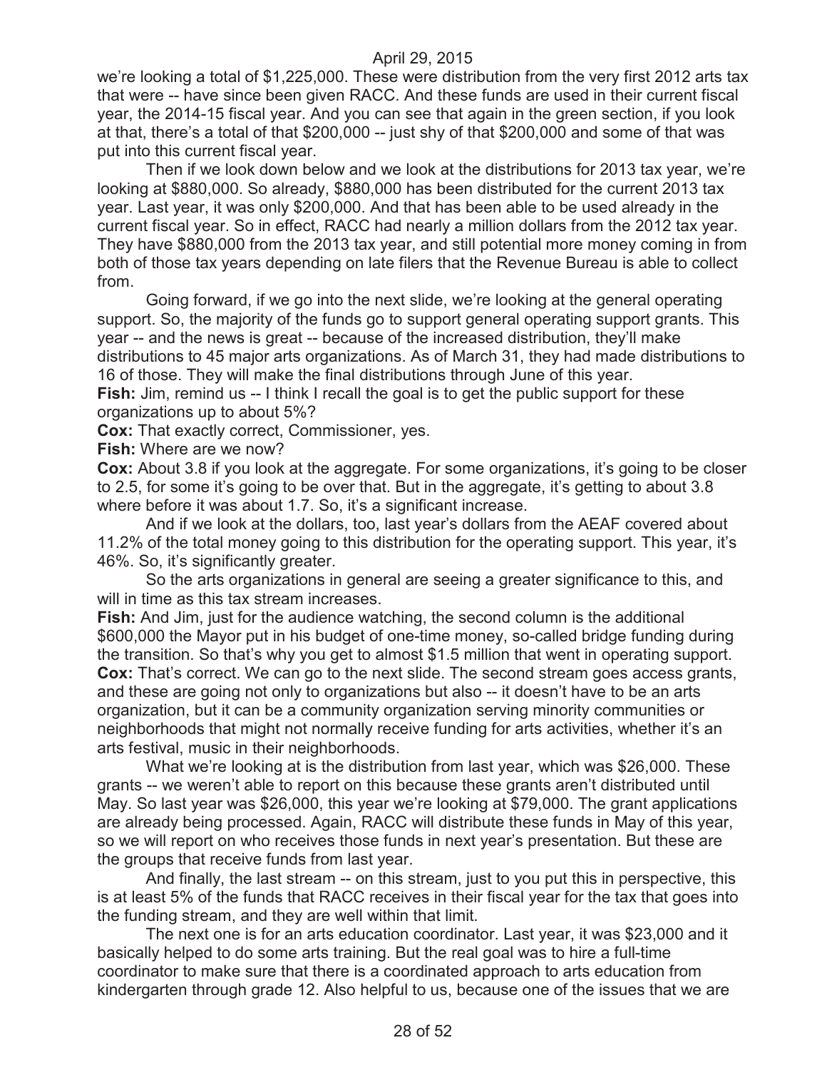we're looking a total of $1,225,000. These were distribution from the very first 2012 arts tax that were -- have since been given RACC. And these funds are used in their current fiscal year, the 2014-15 fiscal year. And you can see that again in the green section, if you look at that, there's a total of that $200,000 -- just shy of that $200,000 and some of that was put into this current fiscal year.

Then if we look down below and we look at the distributions for 2013 tax year, we're looking at $880,000. So already, $880,000 has been distributed for the current 2013 tax year. Last year, it was only $200,000. And that has been able to be used already in the current fiscal year. So in effect, RACC had nearly a million dollars from the 2012 tax year. They have $880,000 from the 2013 tax year, and still potential more money coming in from both of those tax years depending on late filers that the Revenue Bureau is able to collect from.

Going forward, if we go into the next slide, we're looking at the general operating support. So, the majority of the funds go to support general operating support grants. This year -- and the news is great -- because of the increased distribution, they'll make distributions to 45 major arts organizations. As of March 31, they had made distributions to 16 of those. They will make the final distributions through June of this year.

**Fish:** Jim, remind us -- I think I recall the goal is to get the public support for these organizations up to about 5%?

**Cox:** That exactly correct, Commissioner, yes.

**Fish:** Where are we now?

**Cox:** About 3.8 if you look at the aggregate. For some organizations, it's going to be closer to 2.5, for some it's going to be over that. But in the aggregate, it's getting to about 3.8 where before it was about 1.7. So, it's a significant increase.

And if we look at the dollars, too, last year's dollars from the AEAF covered about 11.2% of the total money going to this distribution for the operating support. This year, it's 46%. So, it's significantly greater.

So the arts organizations in general are seeing a greater significance to this, and will in time as this tax stream increases.

**Fish:** And Jim, just for the audience watching, the second column is the additional $600,000 the Mayor put in his budget of one-time money, so-called bridge funding during the transition. So that's why you get to almost $1.5 million that went in operating support.

**Cox:** That's correct. We can go to the next slide. The second stream goes access grants, and these are going not only to organizations but also -- it doesn't have to be an arts organization, but it can be a community organization serving minority communities or neighborhoods that might not normally receive funding for arts activities, whether it's an arts festival, music in their neighborhoods.

What we're looking at is the distribution from last year, which was $26,000. These grants -- we weren't able to report on this because these grants aren't distributed until May. So last year was $26,000, this year we're looking at $79,000. The grant applications are already being processed. Again, RACC will distribute these funds in May of this year, so we will report on who receives those funds in next year's presentation. But these are the groups that receive funds from last year.

And finally, the last stream -- on this stream, just to you put this in perspective, this is at least 5% of the funds that RACC receives in their fiscal year for the tax that goes into the funding stream, and they are well within that limit.

The next one is for an arts education coordinator. Last year, it was $23,000 and it basically helped to do some arts training. But the real goal was to hire a full-time coordinator to make sure that there is a coordinated approach to arts education from kindergarten through grade 12. Also helpful to us, because one of the issues that we are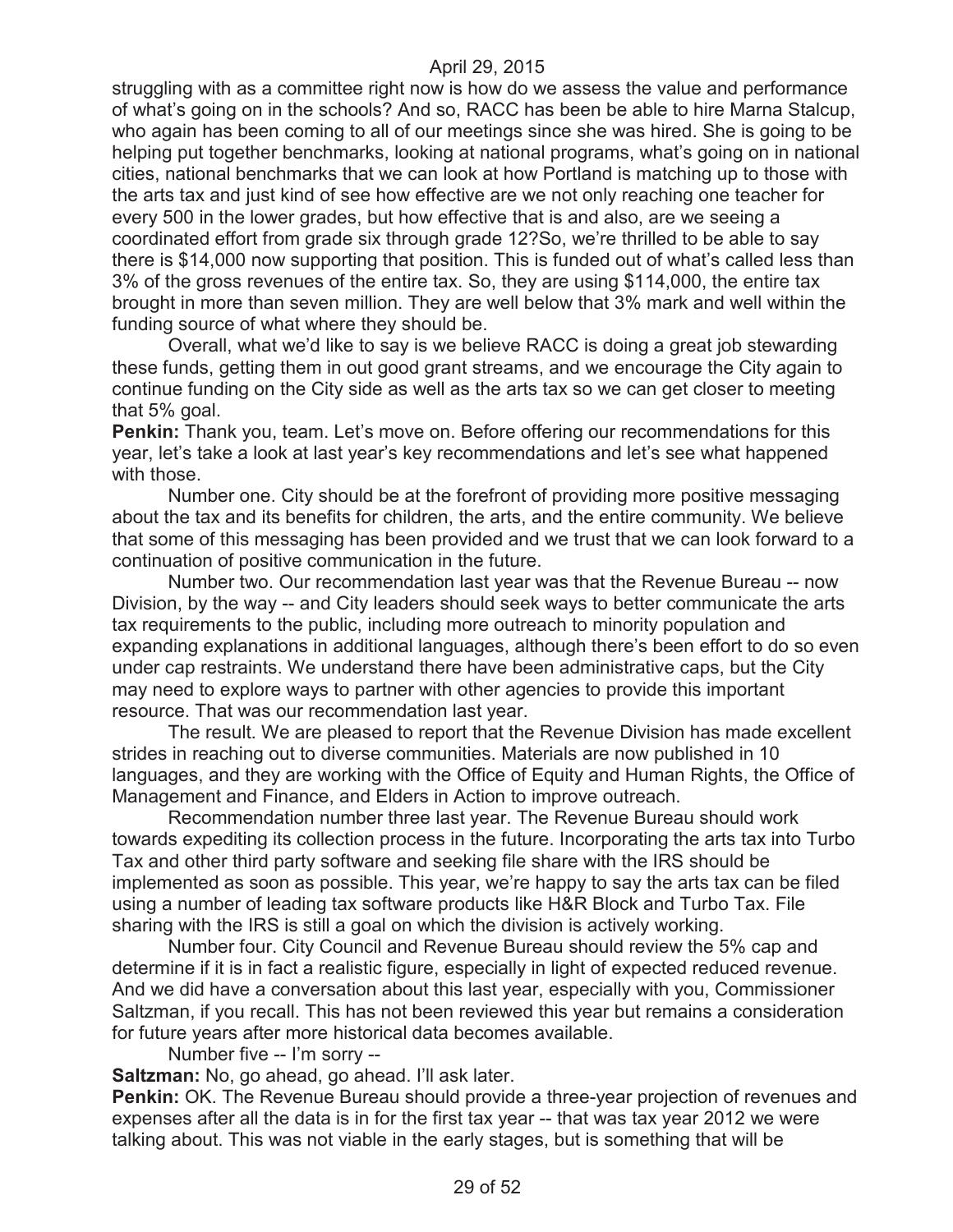struggling with as a committee right now is how do we assess the value and performance of what's going on in the schools? And so, RACC has been be able to hire Marna Stalcup, who again has been coming to all of our meetings since she was hired. She is going to be helping put together benchmarks, looking at national programs, what's going on in national cities, national benchmarks that we can look at how Portland is matching up to those with the arts tax and just kind of see how effective are we not only reaching one teacher for every 500 in the lower grades, but how effective that is and also, are we seeing a coordinated effort from grade six through grade 12?So, we're thrilled to be able to say there is $14,000 now supporting that position. This is funded out of what's called less than 3% of the gross revenues of the entire tax. So, they are using $114,000, the entire tax brought in more than seven million. They are well below that 3% mark and well within the funding source of what where they should be.

Overall, what we'd like to say is we believe RACC is doing a great job stewarding these funds, getting them in out good grant streams, and we encourage the City again to continue funding on the City side as well as the arts tax so we can get closer to meeting that 5% goal.

**Penkin:** Thank you, team. Let's move on. Before offering our recommendations for this year, let's take a look at last year's key recommendations and let's see what happened with those.

Number one. City should be at the forefront of providing more positive messaging about the tax and its benefits for children, the arts, and the entire community. We believe that some of this messaging has been provided and we trust that we can look forward to a continuation of positive communication in the future.

Number two. Our recommendation last year was that the Revenue Bureau -- now Division, by the way -- and City leaders should seek ways to better communicate the arts tax requirements to the public, including more outreach to minority population and expanding explanations in additional languages, although there's been effort to do so even under cap restraints. We understand there have been administrative caps, but the City may need to explore ways to partner with other agencies to provide this important resource. That was our recommendation last year.

The result. We are pleased to report that the Revenue Division has made excellent strides in reaching out to diverse communities. Materials are now published in 10 languages, and they are working with the Office of Equity and Human Rights, the Office of Management and Finance, and Elders in Action to improve outreach.

Recommendation number three last year. The Revenue Bureau should work towards expediting its collection process in the future. Incorporating the arts tax into Turbo Tax and other third party software and seeking file share with the IRS should be implemented as soon as possible. This year, we're happy to say the arts tax can be filed using a number of leading tax software products like H&R Block and Turbo Tax. File sharing with the IRS is still a goal on which the division is actively working.

Number four. City Council and Revenue Bureau should review the 5% cap and determine if it is in fact a realistic figure, especially in light of expected reduced revenue. And we did have a conversation about this last year, especially with you, Commissioner Saltzman, if you recall. This has not been reviewed this year but remains a consideration for future years after more historical data becomes available.

Number five -- I'm sorry --

**Saltzman:** No, go ahead, go ahead. I'll ask later.

**Penkin:** OK. The Revenue Bureau should provide a three-year projection of revenues and expenses after all the data is in for the first tax year -- that was tax year 2012 we were talking about. This was not viable in the early stages, but is something that will be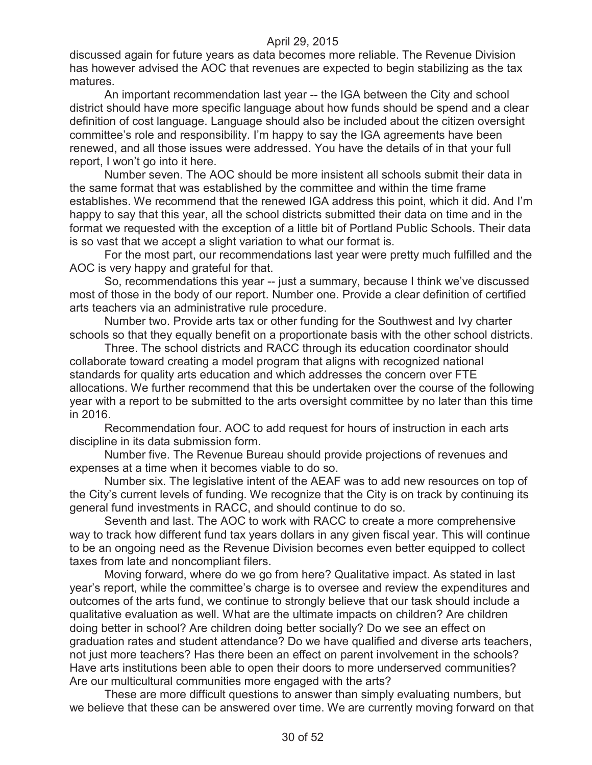discussed again for future years as data becomes more reliable. The Revenue Division has however advised the AOC that revenues are expected to begin stabilizing as the tax matures.

An important recommendation last year -- the IGA between the City and school district should have more specific language about how funds should be spend and a clear definition of cost language. Language should also be included about the citizen oversight committee's role and responsibility. I'm happy to say the IGA agreements have been renewed, and all those issues were addressed. You have the details of in that your full report, I won't go into it here.

Number seven. The AOC should be more insistent all schools submit their data in the same format that was established by the committee and within the time frame establishes. We recommend that the renewed IGA address this point, which it did. And I'm happy to say that this year, all the school districts submitted their data on time and in the format we requested with the exception of a little bit of Portland Public Schools. Their data is so vast that we accept a slight variation to what our format is.

For the most part, our recommendations last year were pretty much fulfilled and the AOC is very happy and grateful for that.

So, recommendations this year -- just a summary, because I think we've discussed most of those in the body of our report. Number one. Provide a clear definition of certified arts teachers via an administrative rule procedure.

Number two. Provide arts tax or other funding for the Southwest and Ivy charter schools so that they equally benefit on a proportionate basis with the other school districts.

Three. The school districts and RACC through its education coordinator should collaborate toward creating a model program that aligns with recognized national standards for quality arts education and which addresses the concern over FTE allocations. We further recommend that this be undertaken over the course of the following year with a report to be submitted to the arts oversight committee by no later than this time in 2016.

Recommendation four. AOC to add request for hours of instruction in each arts discipline in its data submission form.

Number five. The Revenue Bureau should provide projections of revenues and expenses at a time when it becomes viable to do so.

Number six. The legislative intent of the AEAF was to add new resources on top of the City's current levels of funding. We recognize that the City is on track by continuing its general fund investments in RACC, and should continue to do so.

Seventh and last. The AOC to work with RACC to create a more comprehensive way to track how different fund tax years dollars in any given fiscal year. This will continue to be an ongoing need as the Revenue Division becomes even better equipped to collect taxes from late and noncompliant filers.

Moving forward, where do we go from here? Qualitative impact. As stated in last year's report, while the committee's charge is to oversee and review the expenditures and outcomes of the arts fund, we continue to strongly believe that our task should include a qualitative evaluation as well. What are the ultimate impacts on children? Are children doing better in school? Are children doing better socially? Do we see an effect on graduation rates and student attendance? Do we have qualified and diverse arts teachers, not just more teachers? Has there been an effect on parent involvement in the schools? Have arts institutions been able to open their doors to more underserved communities? Are our multicultural communities more engaged with the arts?

These are more difficult questions to answer than simply evaluating numbers, but we believe that these can be answered over time. We are currently moving forward on that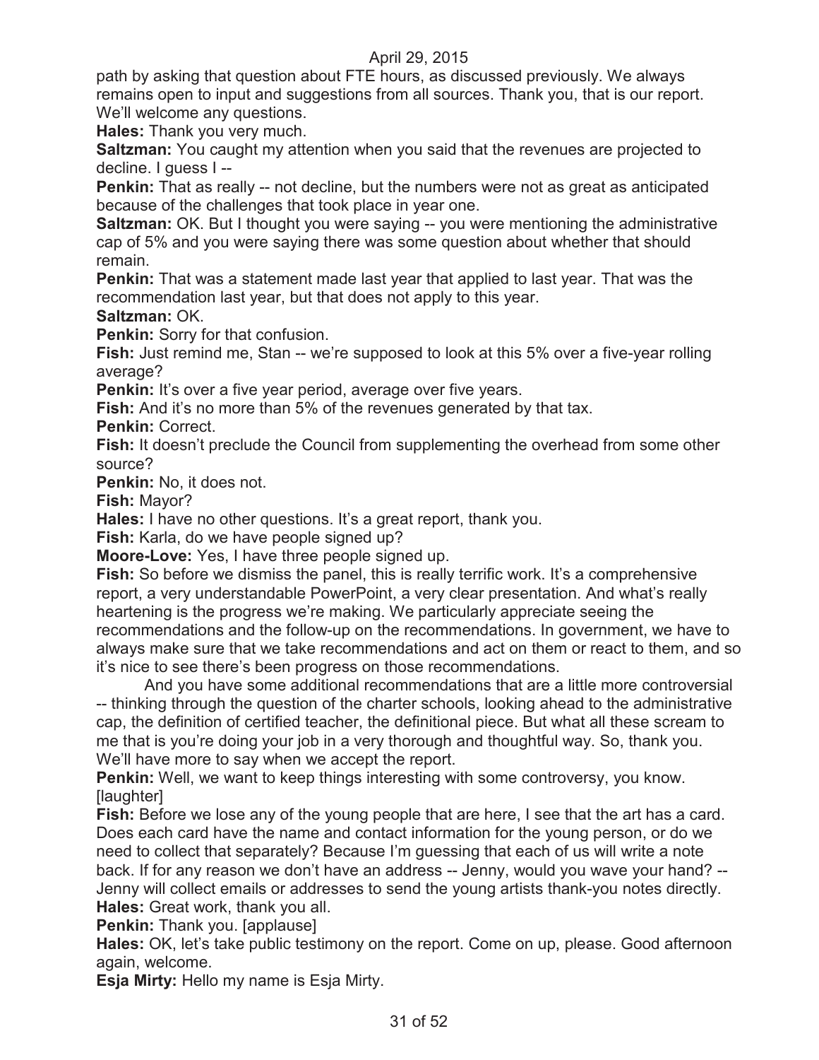path by asking that question about FTE hours, as discussed previously. We always remains open to input and suggestions from all sources. Thank you, that is our report. We'll welcome any questions.

**Hales:** Thank you very much.

**Saltzman:** You caught my attention when you said that the revenues are projected to decline. I guess I --

**Penkin:** That as really -- not decline, but the numbers were not as great as anticipated because of the challenges that took place in year one.

**Saltzman:** OK. But I thought you were saying -- you were mentioning the administrative cap of 5% and you were saying there was some question about whether that should remain.

**Penkin:** That was a statement made last year that applied to last year. That was the recommendation last year, but that does not apply to this year.

**Saltzman:** OK.

**Penkin:** Sorry for that confusion.

**Fish:** Just remind me, Stan -- we're supposed to look at this 5% over a five-year rolling average?

**Penkin:** It's over a five year period, average over five years.

**Fish:** And it's no more than 5% of the revenues generated by that tax.

**Penkin:** Correct.

**Fish:** It doesn't preclude the Council from supplementing the overhead from some other source?

**Penkin:** No, it does not.

**Fish:** Mayor?

**Hales:** I have no other questions. It's a great report, thank you.

**Fish:** Karla, do we have people signed up?

**Moore-Love:** Yes, I have three people signed up.

**Fish:** So before we dismiss the panel, this is really terrific work. It's a comprehensive report, a very understandable PowerPoint, a very clear presentation. And what's really heartening is the progress we're making. We particularly appreciate seeing the recommendations and the follow-up on the recommendations. In government, we have to always make sure that we take recommendations and act on them or react to them, and so it's nice to see there's been progress on those recommendations.

And you have some additional recommendations that are a little more controversial -- thinking through the question of the charter schools, looking ahead to the administrative cap, the definition of certified teacher, the definitional piece. But what all these scream to me that is you're doing your job in a very thorough and thoughtful way. So, thank you. We'll have more to say when we accept the report.

**Penkin:** Well, we want to keep things interesting with some controversy, you know. [laughter]

**Fish:** Before we lose any of the young people that are here, I see that the art has a card. Does each card have the name and contact information for the young person, or do we need to collect that separately? Because I'm guessing that each of us will write a note back. If for any reason we don't have an address -- Jenny, would you wave your hand? -- Jenny will collect emails or addresses to send the young artists thank-you notes directly.

**Hales:** Great work, thank you all.

**Penkin:** Thank you. [applause]

**Hales:** OK, let's take public testimony on the report. Come on up, please. Good afternoon again, welcome.

**Esja Mirty:** Hello my name is Esja Mirty.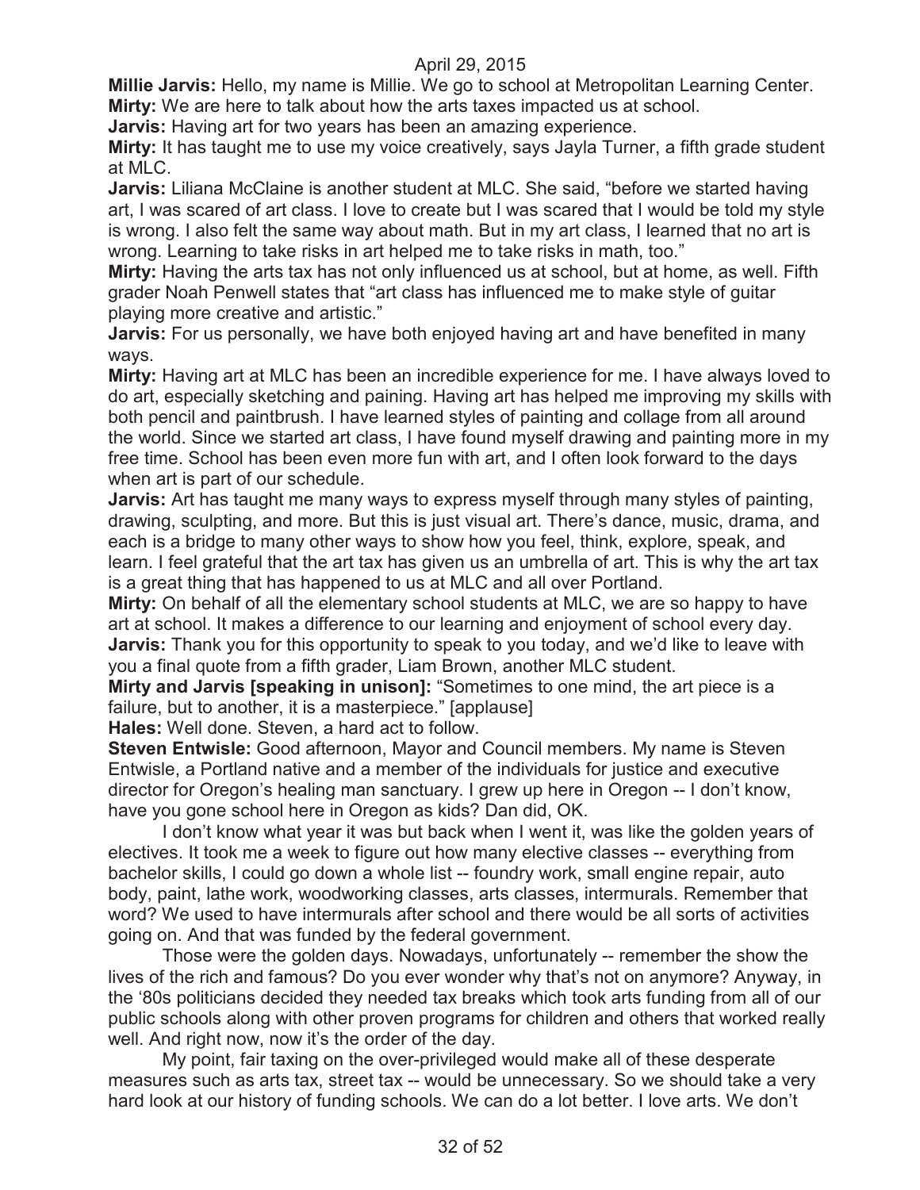**Millie Jarvis:** Hello, my name is Millie. We go to school at Metropolitan Learning Center.

**Mirty:** We are here to talk about how the arts taxes impacted us at school.

**Jarvis:** Having art for two years has been an amazing experience.

**Mirty:** It has taught me to use my voice creatively, says Jayla Turner, a fifth grade student at MLC.

**Jarvis:** Liliana McClaine is another student at MLC. She said, "before we started having art, I was scared of art class. I love to create but I was scared that I would be told my style is wrong. I also felt the same way about math. But in my art class, I learned that no art is wrong. Learning to take risks in art helped me to take risks in math, too."

**Mirty:** Having the arts tax has not only influenced us at school, but at home, as well. Fifth grader Noah Penwell states that "art class has influenced me to make style of guitar playing more creative and artistic."

**Jarvis:** For us personally, we have both enjoyed having art and have benefited in many ways.

**Mirty:** Having art at MLC has been an incredible experience for me. I have always loved to do art, especially sketching and paining. Having art has helped me improving my skills with both pencil and paintbrush. I have learned styles of painting and collage from all around the world. Since we started art class, I have found myself drawing and painting more in my free time. School has been even more fun with art, and I often look forward to the days when art is part of our schedule.

**Jarvis:** Art has taught me many ways to express myself through many styles of painting, drawing, sculpting, and more. But this is just visual art. There's dance, music, drama, and each is a bridge to many other ways to show how you feel, think, explore, speak, and learn. I feel grateful that the art tax has given us an umbrella of art. This is why the art tax is a great thing that has happened to us at MLC and all over Portland.

**Mirty:** On behalf of all the elementary school students at MLC, we are so happy to have art at school. It makes a difference to our learning and enjoyment of school every day.

**Jarvis:** Thank you for this opportunity to speak to you today, and we'd like to leave with you a final quote from a fifth grader, Liam Brown, another MLC student.

**Mirty and Jarvis [speaking in unison]:** "Sometimes to one mind, the art piece is a failure, but to another, it is a masterpiece." [applause]

**Hales:** Well done. Steven, a hard act to follow.

**Steven Entwisle:** Good afternoon, Mayor and Council members. My name is Steven Entwisle, a Portland native and a member of the individuals for justice and executive director for Oregon's healing man sanctuary. I grew up here in Oregon -- I don't know, have you gone school here in Oregon as kids? Dan did, OK.

I don't know what year it was but back when I went it, was like the golden years of electives. It took me a week to figure out how many elective classes -- everything from bachelor skills, I could go down a whole list -- foundry work, small engine repair, auto body, paint, lathe work, woodworking classes, arts classes, intermurals. Remember that word? We used to have intermurals after school and there would be all sorts of activities going on. And that was funded by the federal government.

Those were the golden days. Nowadays, unfortunately -- remember the show the lives of the rich and famous? Do you ever wonder why that's not on anymore? Anyway, in the '80s politicians decided they needed tax breaks which took arts funding from all of our public schools along with other proven programs for children and others that worked really well. And right now, now it's the order of the day.

My point, fair taxing on the over-privileged would make all of these desperate measures such as arts tax, street tax -- would be unnecessary. So we should take a very hard look at our history of funding schools. We can do a lot better. I love arts. We don't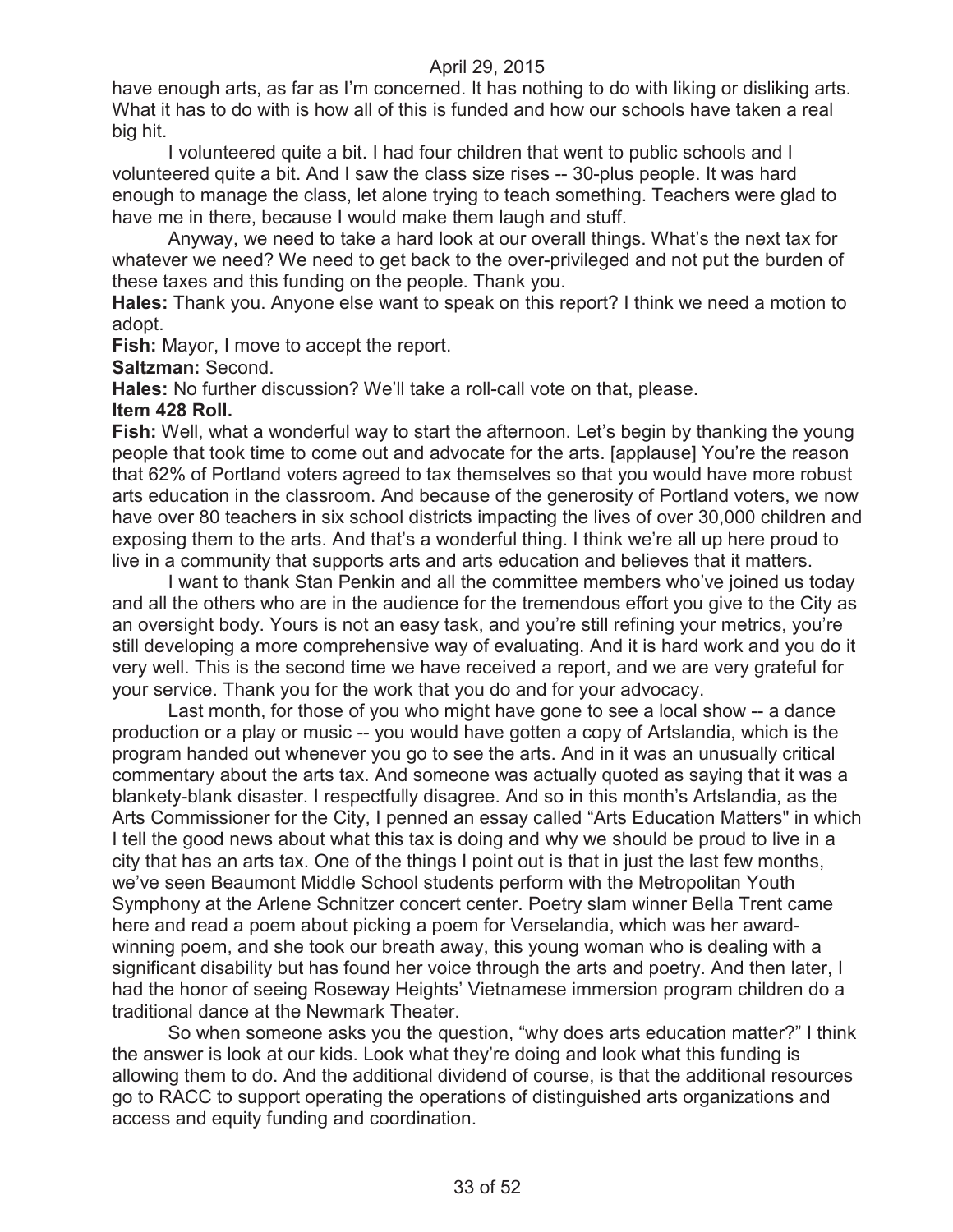have enough arts, as far as I'm concerned. It has nothing to do with liking or disliking arts. What it has to do with is how all of this is funded and how our schools have taken a real big hit.

I volunteered quite a bit. I had four children that went to public schools and I volunteered quite a bit. And I saw the class size rises -- 30-plus people. It was hard enough to manage the class, let alone trying to teach something. Teachers were glad to have me in there, because I would make them laugh and stuff.

Anyway, we need to take a hard look at our overall things. What's the next tax for whatever we need? We need to get back to the over-privileged and not put the burden of these taxes and this funding on the people. Thank you.

**Hales:** Thank you. Anyone else want to speak on this report? I think we need a motion to adopt.

**Fish:** Mayor, I move to accept the report.

**Saltzman:** Second.

**Hales:** No further discussion? We'll take a roll-call vote on that, please.

**Item 428 Roll.**

**Fish:** Well, what a wonderful way to start the afternoon. Let's begin by thanking the young people that took time to come out and advocate for the arts. [applause] You're the reason that 62% of Portland voters agreed to tax themselves so that you would have more robust arts education in the classroom. And because of the generosity of Portland voters, we now have over 80 teachers in six school districts impacting the lives of over 30,000 children and exposing them to the arts. And that's a wonderful thing. I think we're all up here proud to live in a community that supports arts and arts education and believes that it matters.

I want to thank Stan Penkin and all the committee members who've joined us today and all the others who are in the audience for the tremendous effort you give to the City as an oversight body. Yours is not an easy task, and you're still refining your metrics, you're still developing a more comprehensive way of evaluating. And it is hard work and you do it very well. This is the second time we have received a report, and we are very grateful for your service. Thank you for the work that you do and for your advocacy.

Last month, for those of you who might have gone to see a local show -- a dance production or a play or music -- you would have gotten a copy of Artslandia, which is the program handed out whenever you go to see the arts. And in it was an unusually critical commentary about the arts tax. And someone was actually quoted as saying that it was a blankety-blank disaster. I respectfully disagree. And so in this month's Artslandia, as the Arts Commissioner for the City, I penned an essay called "Arts Education Matters" in which I tell the good news about what this tax is doing and why we should be proud to live in a city that has an arts tax. One of the things I point out is that in just the last few months, we've seen Beaumont Middle School students perform with the Metropolitan Youth Symphony at the Arlene Schnitzer concert center. Poetry slam winner Bella Trent came here and read a poem about picking a poem for Verselandia, which was her award-winning poem, and she took our breath away, this young woman who is dealing with a significant disability but has found her voice through the arts and poetry. And then later, I had the honor of seeing Roseway Heights' Vietnamese immersion program children do a traditional dance at the Newmark Theater.

So when someone asks you the question, "why does arts education matter?" I think the answer is look at our kids. Look what they're doing and look what this funding is allowing them to do. And the additional dividend of course, is that the additional resources go to RACC to support operating the operations of distinguished arts organizations and access and equity funding and coordination.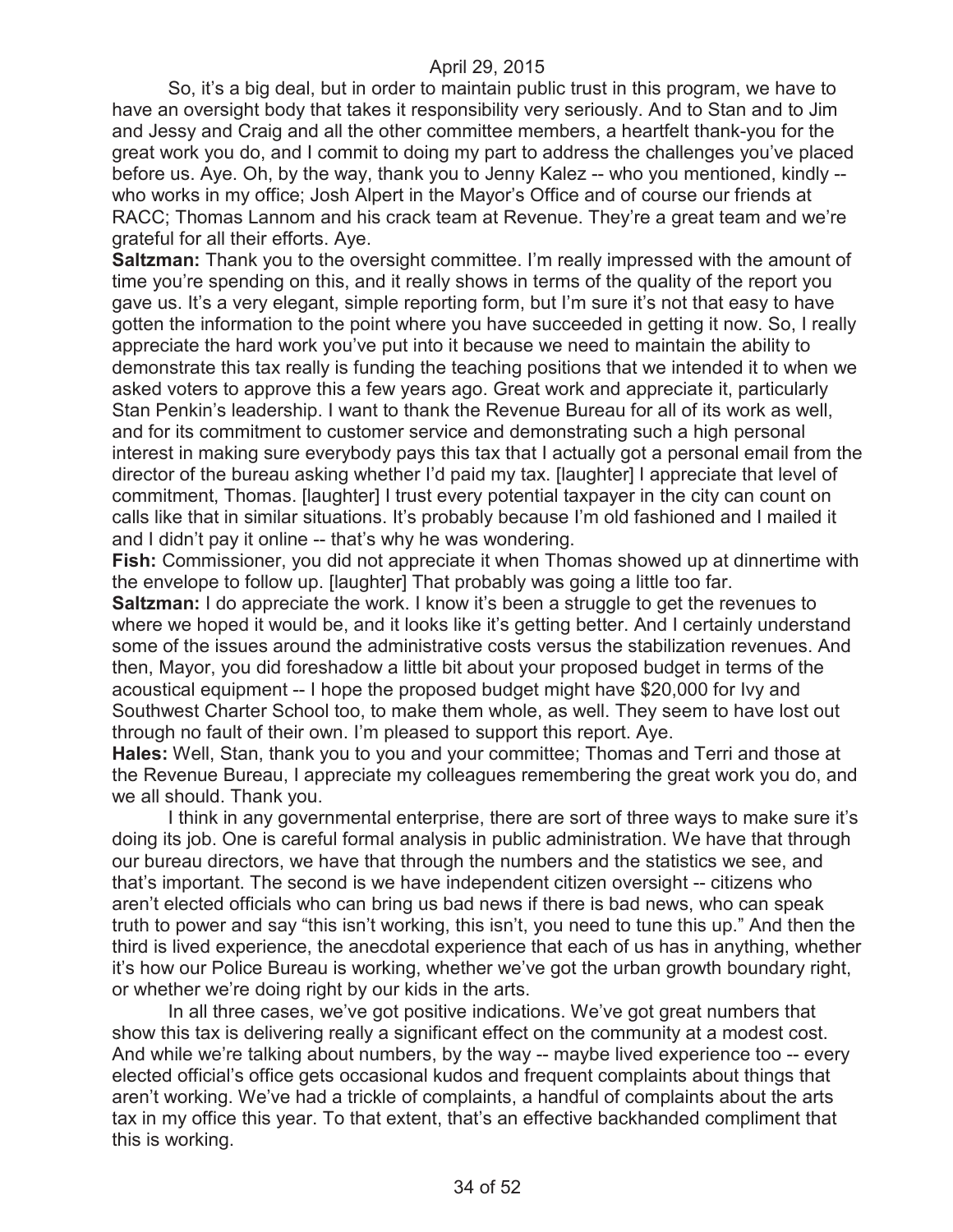So, it's a big deal, but in order to maintain public trust in this program, we have to have an oversight body that takes it responsibility very seriously. And to Stan and to Jim and Jessy and Craig and all the other committee members, a heartfelt thank-you for the great work you do, and I commit to doing my part to address the challenges you've placed before us. Aye. Oh, by the way, thank you to Jenny Kalez -- who you mentioned, kindly -- who works in my office; Josh Alpert in the Mayor's Office and of course our friends at RACC; Thomas Lannom and his crack team at Revenue. They're a great team and we're grateful for all their efforts. Aye.

**Saltzman:** Thank you to the oversight committee. I'm really impressed with the amount of time you're spending on this, and it really shows in terms of the quality of the report you gave us. It's a very elegant, simple reporting form, but I'm sure it's not that easy to have gotten the information to the point where you have succeeded in getting it now. So, I really appreciate the hard work you've put into it because we need to maintain the ability to demonstrate this tax really is funding the teaching positions that we intended it to when we asked voters to approve this a few years ago. Great work and appreciate it, particularly Stan Penkin's leadership. I want to thank the Revenue Bureau for all of its work as well, and for its commitment to customer service and demonstrating such a high personal interest in making sure everybody pays this tax that I actually got a personal email from the director of the bureau asking whether I'd paid my tax. [laughter] I appreciate that level of commitment, Thomas. [laughter] I trust every potential taxpayer in the city can count on calls like that in similar situations. It's probably because I'm old fashioned and I mailed it and I didn't pay it online -- that's why he was wondering.

**Fish:** Commissioner, you did not appreciate it when Thomas showed up at dinnertime with the envelope to follow up. [laughter] That probably was going a little too far.

**Saltzman:** I do appreciate the work. I know it's been a struggle to get the revenues to where we hoped it would be, and it looks like it's getting better. And I certainly understand some of the issues around the administrative costs versus the stabilization revenues. And then, Mayor, you did foreshadow a little bit about your proposed budget in terms of the acoustical equipment -- I hope the proposed budget might have $20,000 for Ivy and Southwest Charter School too, to make them whole, as well. They seem to have lost out through no fault of their own. I'm pleased to support this report. Aye.

**Hales:** Well, Stan, thank you to you and your committee; Thomas and Terri and those at the Revenue Bureau, I appreciate my colleagues remembering the great work you do, and we all should. Thank you.

I think in any governmental enterprise, there are sort of three ways to make sure it's doing its job. One is careful formal analysis in public administration. We have that through our bureau directors, we have that through the numbers and the statistics we see, and that's important. The second is we have independent citizen oversight -- citizens who aren't elected officials who can bring us bad news if there is bad news, who can speak truth to power and say "this isn't working, this isn't, you need to tune this up." And then the third is lived experience, the anecdotal experience that each of us has in anything, whether it's how our Police Bureau is working, whether we've got the urban growth boundary right, or whether we're doing right by our kids in the arts.

In all three cases, we've got positive indications. We've got great numbers that show this tax is delivering really a significant effect on the community at a modest cost. And while we're talking about numbers, by the way -- maybe lived experience too -- every elected official's office gets occasional kudos and frequent complaints about things that aren't working. We've had a trickle of complaints, a handful of complaints about the arts tax in my office this year. To that extent, that's an effective backhanded compliment that this is working.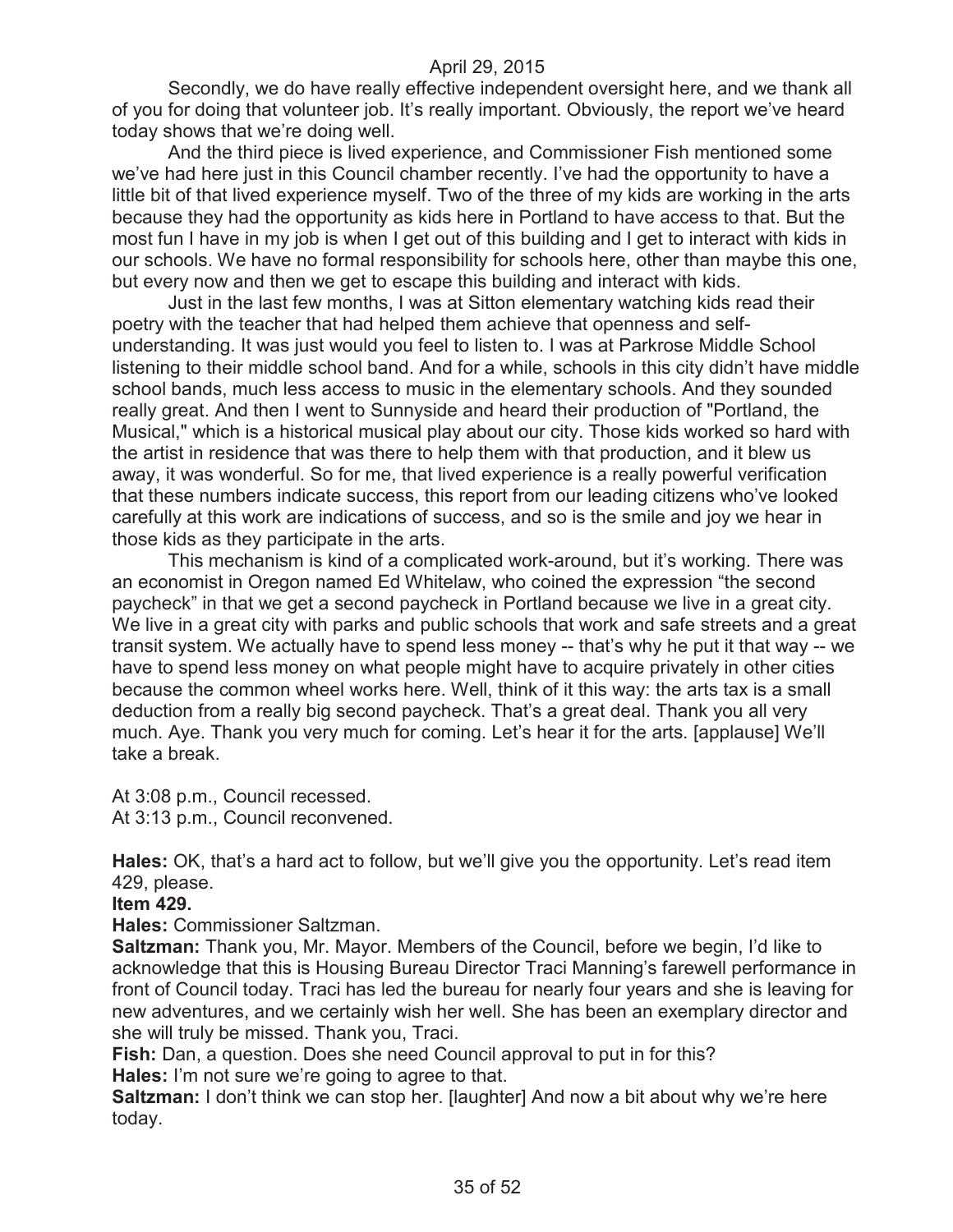Secondly, we do have really effective independent oversight here, and we thank all of you for doing that volunteer job. It's really important. Obviously, the report we've heard today shows that we're doing well.

And the third piece is lived experience, and Commissioner Fish mentioned some we've had here just in this Council chamber recently. I've had the opportunity to have a little bit of that lived experience myself. Two of the three of my kids are working in the arts because they had the opportunity as kids here in Portland to have access to that. But the most fun I have in my job is when I get out of this building and I get to interact with kids in our schools. We have no formal responsibility for schools here, other than maybe this one, but every now and then we get to escape this building and interact with kids.

Just in the last few months, I was at Sitton elementary watching kids read their poetry with the teacher that had helped them achieve that openness and self-understanding. It was just would you feel to listen to. I was at Parkrose Middle School listening to their middle school band. And for a while, schools in this city didn't have middle school bands, much less access to music in the elementary schools. And they sounded really great. And then I went to Sunnyside and heard their production of "Portland, the Musical," which is a historical musical play about our city. Those kids worked so hard with the artist in residence that was there to help them with that production, and it blew us away, it was wonderful. So for me, that lived experience is a really powerful verification that these numbers indicate success, this report from our leading citizens who've looked carefully at this work are indications of success, and so is the smile and joy we hear in those kids as they participate in the arts.

This mechanism is kind of a complicated work-around, but it's working. There was an economist in Oregon named Ed Whitelaw, who coined the expression "the second paycheck" in that we get a second paycheck in Portland because we live in a great city. We live in a great city with parks and public schools that work and safe streets and a great transit system. We actually have to spend less money -- that's why he put it that way -- we have to spend less money on what people might have to acquire privately in other cities because the common wheel works here. Well, think of it this way: the arts tax is a small deduction from a really big second paycheck. That's a great deal. Thank you all very much. Aye. Thank you very much for coming. Let's hear it for the arts. [applause] We'll take a break.

At 3:08 p.m., Council recessed.
At 3:13 p.m., Council reconvened.

**Hales:** OK, that's a hard act to follow, but we'll give you the opportunity. Let's read item 429, please.

**Item 429.**

**Hales:** Commissioner Saltzman.

**Saltzman:** Thank you, Mr. Mayor. Members of the Council, before we begin, I'd like to acknowledge that this is Housing Bureau Director Traci Manning's farewell performance in front of Council today. Traci has led the bureau for nearly four years and she is leaving for new adventures, and we certainly wish her well. She has been an exemplary director and she will truly be missed. Thank you, Traci.

**Fish:** Dan, a question. Does she need Council approval to put in for this?

**Hales:** I'm not sure we're going to agree to that.

**Saltzman:** I don't think we can stop her. [laughter] And now a bit about why we're here today.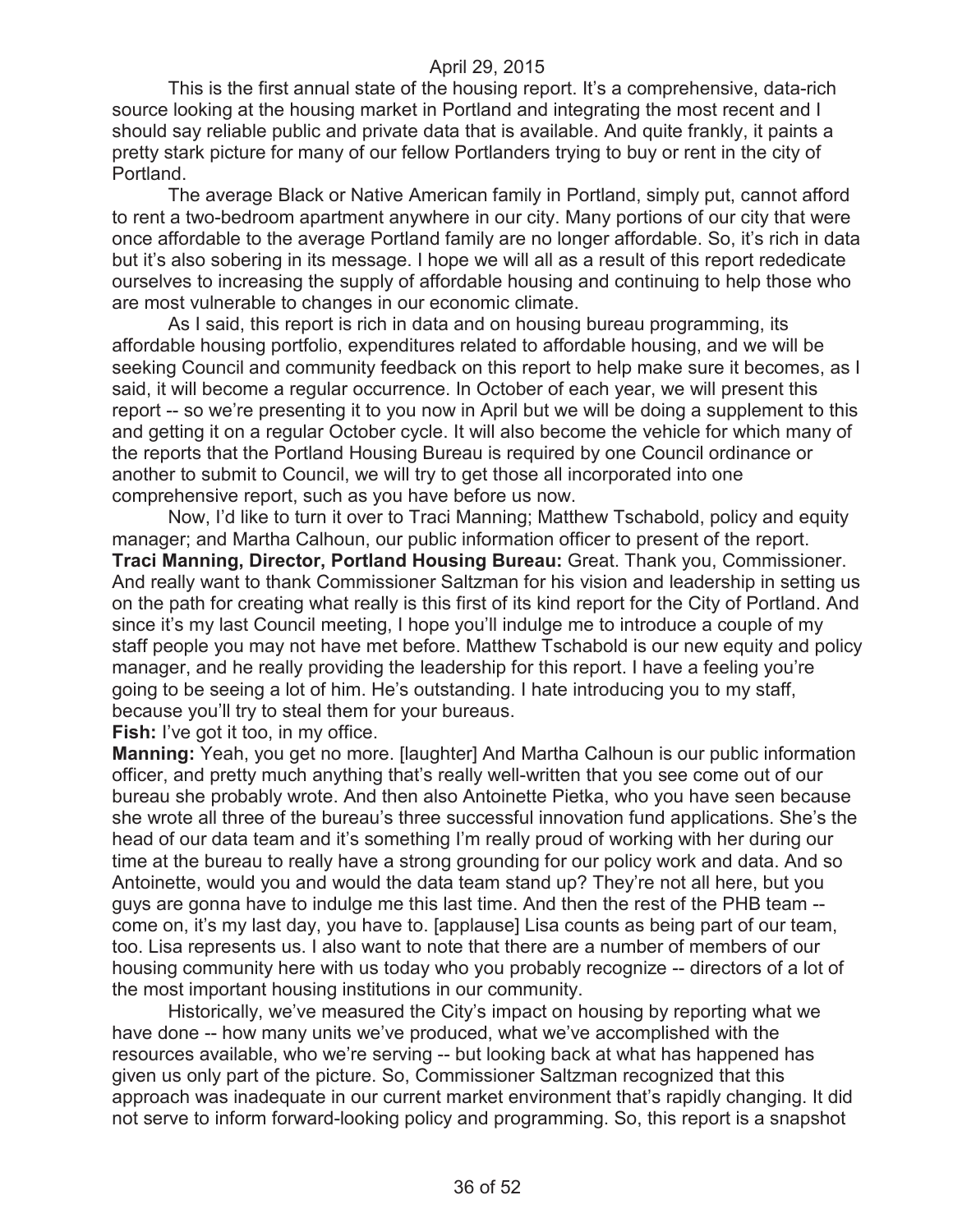This is the first annual state of the housing report. It's a comprehensive, data-rich source looking at the housing market in Portland and integrating the most recent and I should say reliable public and private data that is available. And quite frankly, it paints a pretty stark picture for many of our fellow Portlanders trying to buy or rent in the city of Portland.

The average Black or Native American family in Portland, simply put, cannot afford to rent a two-bedroom apartment anywhere in our city. Many portions of our city that were once affordable to the average Portland family are no longer affordable. So, it's rich in data but it's also sobering in its message. I hope we will all as a result of this report rededicate ourselves to increasing the supply of affordable housing and continuing to help those who are most vulnerable to changes in our economic climate.

As I said, this report is rich in data and on housing bureau programming, its affordable housing portfolio, expenditures related to affordable housing, and we will be seeking Council and community feedback on this report to help make sure it becomes, as I said, it will become a regular occurrence. In October of each year, we will present this report -- so we're presenting it to you now in April but we will be doing a supplement to this and getting it on a regular October cycle. It will also become the vehicle for which many of the reports that the Portland Housing Bureau is required by one Council ordinance or another to submit to Council, we will try to get those all incorporated into one comprehensive report, such as you have before us now.

Now, I'd like to turn it over to Traci Manning; Matthew Tschabold, policy and equity manager; and Martha Calhoun, our public information officer to present of the report.

**Traci Manning, Director, Portland Housing Bureau:** Great. Thank you, Commissioner. And really want to thank Commissioner Saltzman for his vision and leadership in setting us on the path for creating what really is this first of its kind report for the City of Portland. And since it's my last Council meeting, I hope you'll indulge me to introduce a couple of my staff people you may not have met before. Matthew Tschabold is our new equity and policy manager, and he really providing the leadership for this report. I have a feeling you're going to be seeing a lot of him. He's outstanding. I hate introducing you to my staff, because you'll try to steal them for your bureaus.

**Fish:** I've got it too, in my office.

**Manning:** Yeah, you get no more. [laughter] And Martha Calhoun is our public information officer, and pretty much anything that's really well-written that you see come out of our bureau she probably wrote. And then also Antoinette Pietka, who you have seen because she wrote all three of the bureau's three successful innovation fund applications. She's the head of our data team and it's something I'm really proud of working with her during our time at the bureau to really have a strong grounding for our policy work and data. And so Antoinette, would you and would the data team stand up? They're not all here, but you guys are gonna have to indulge me this last time. And then the rest of the PHB team -- come on, it's my last day, you have to. [applause] Lisa counts as being part of our team, too. Lisa represents us. I also want to note that there are a number of members of our housing community here with us today who you probably recognize -- directors of a lot of the most important housing institutions in our community.

Historically, we've measured the City's impact on housing by reporting what we have done -- how many units we've produced, what we've accomplished with the resources available, who we're serving -- but looking back at what has happened has given us only part of the picture. So, Commissioner Saltzman recognized that this approach was inadequate in our current market environment that's rapidly changing. It did not serve to inform forward-looking policy and programming. So, this report is a snapshot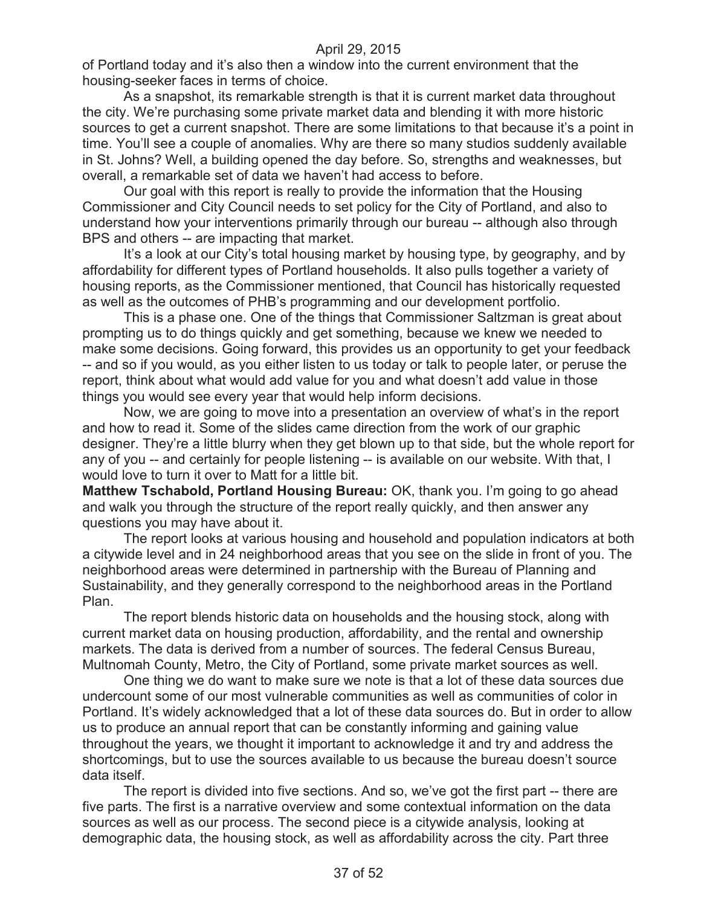of Portland today and it's also then a window into the current environment that the housing-seeker faces in terms of choice.

As a snapshot, its remarkable strength is that it is current market data throughout the city. We're purchasing some private market data and blending it with more historic sources to get a current snapshot. There are some limitations to that because it's a point in time. You'll see a couple of anomalies. Why are there so many studios suddenly available in St. Johns? Well, a building opened the day before. So, strengths and weaknesses, but overall, a remarkable set of data we haven't had access to before.

Our goal with this report is really to provide the information that the Housing Commissioner and City Council needs to set policy for the City of Portland, and also to understand how your interventions primarily through our bureau -- although also through BPS and others -- are impacting that market.

It's a look at our City's total housing market by housing type, by geography, and by affordability for different types of Portland households. It also pulls together a variety of housing reports, as the Commissioner mentioned, that Council has historically requested as well as the outcomes of PHB's programming and our development portfolio.

This is a phase one. One of the things that Commissioner Saltzman is great about prompting us to do things quickly and get something, because we knew we needed to make some decisions. Going forward, this provides us an opportunity to get your feedback -- and so if you would, as you either listen to us today or talk to people later, or peruse the report, think about what would add value for you and what doesn't add value in those things you would see every year that would help inform decisions.

Now, we are going to move into a presentation an overview of what's in the report and how to read it. Some of the slides came direction from the work of our graphic designer. They're a little blurry when they get blown up to that side, but the whole report for any of you -- and certainly for people listening -- is available on our website. With that, I would love to turn it over to Matt for a little bit.

**Matthew Tschabold, Portland Housing Bureau:** OK, thank you. I'm going to go ahead and walk you through the structure of the report really quickly, and then answer any questions you may have about it.

The report looks at various housing and household and population indicators at both a citywide level and in 24 neighborhood areas that you see on the slide in front of you. The neighborhood areas were determined in partnership with the Bureau of Planning and Sustainability, and they generally correspond to the neighborhood areas in the Portland Plan.

The report blends historic data on households and the housing stock, along with current market data on housing production, affordability, and the rental and ownership markets. The data is derived from a number of sources. The federal Census Bureau, Multnomah County, Metro, the City of Portland, some private market sources as well.

One thing we do want to make sure we note is that a lot of these data sources due undercount some of our most vulnerable communities as well as communities of color in Portland. It's widely acknowledged that a lot of these data sources do. But in order to allow us to produce an annual report that can be constantly informing and gaining value throughout the years, we thought it important to acknowledge it and try and address the shortcomings, but to use the sources available to us because the bureau doesn't source data itself.

The report is divided into five sections. And so, we've got the first part -- there are five parts. The first is a narrative overview and some contextual information on the data sources as well as our process. The second piece is a citywide analysis, looking at demographic data, the housing stock, as well as affordability across the city. Part three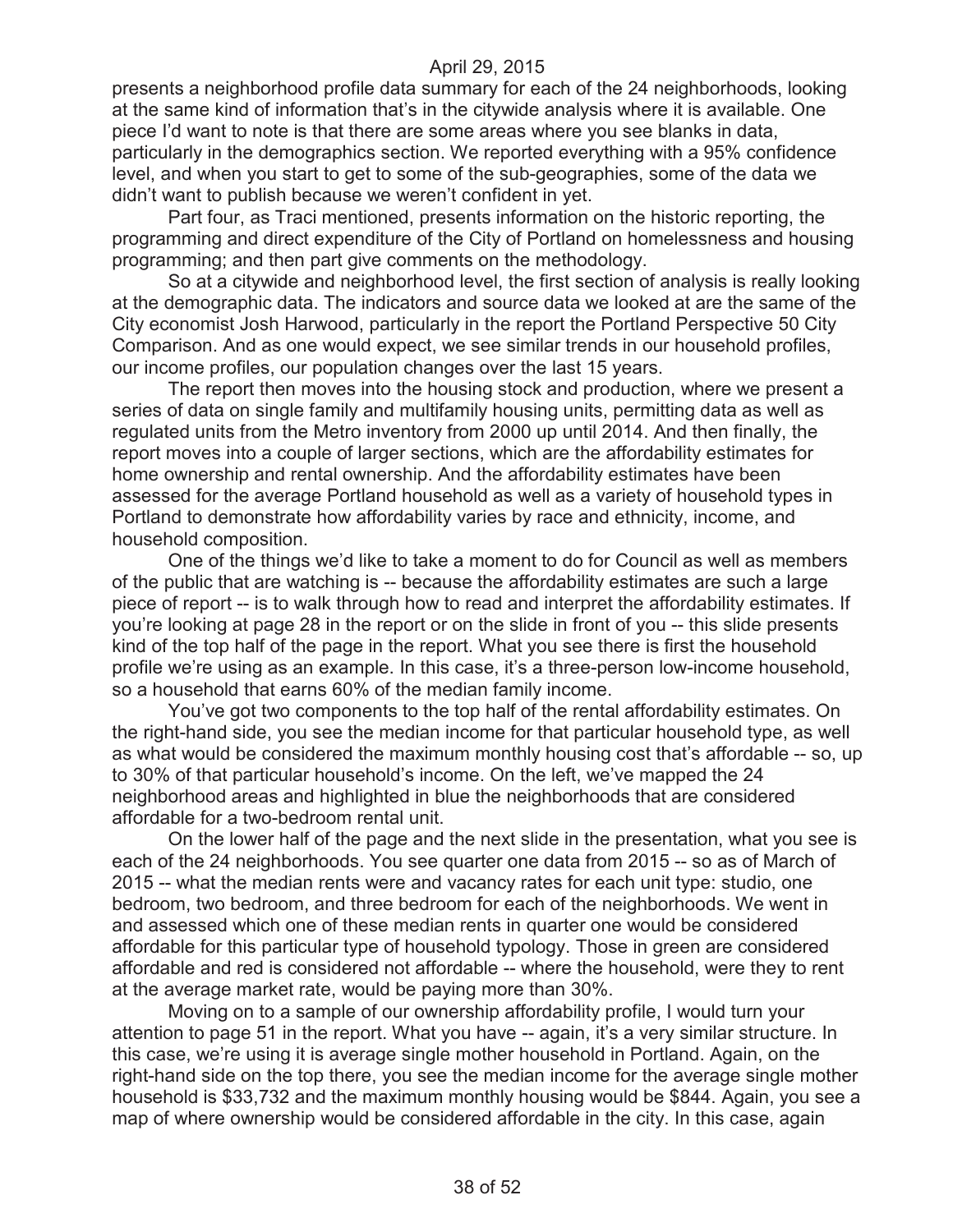presents a neighborhood profile data summary for each of the 24 neighborhoods, looking at the same kind of information that's in the citywide analysis where it is available. One piece I'd want to note is that there are some areas where you see blanks in data, particularly in the demographics section. We reported everything with a 95% confidence level, and when you start to get to some of the sub-geographies, some of the data we didn't want to publish because we weren't confident in yet.

Part four, as Traci mentioned, presents information on the historic reporting, the programming and direct expenditure of the City of Portland on homelessness and housing programming; and then part give comments on the methodology.

So at a citywide and neighborhood level, the first section of analysis is really looking at the demographic data. The indicators and source data we looked at are the same of the City economist Josh Harwood, particularly in the report the Portland Perspective 50 City Comparison. And as one would expect, we see similar trends in our household profiles, our income profiles, our population changes over the last 15 years.

The report then moves into the housing stock and production, where we present a series of data on single family and multifamily housing units, permitting data as well as regulated units from the Metro inventory from 2000 up until 2014. And then finally, the report moves into a couple of larger sections, which are the affordability estimates for home ownership and rental ownership. And the affordability estimates have been assessed for the average Portland household as well as a variety of household types in Portland to demonstrate how affordability varies by race and ethnicity, income, and household composition.

One of the things we'd like to take a moment to do for Council as well as members of the public that are watching is -- because the affordability estimates are such a large piece of report -- is to walk through how to read and interpret the affordability estimates. If you're looking at page 28 in the report or on the slide in front of you -- this slide presents kind of the top half of the page in the report. What you see there is first the household profile we're using as an example. In this case, it's a three-person low-income household, so a household that earns 60% of the median family income.

You've got two components to the top half of the rental affordability estimates. On the right-hand side, you see the median income for that particular household type, as well as what would be considered the maximum monthly housing cost that's affordable -- so, up to 30% of that particular household's income. On the left, we've mapped the 24 neighborhood areas and highlighted in blue the neighborhoods that are considered affordable for a two-bedroom rental unit.

On the lower half of the page and the next slide in the presentation, what you see is each of the 24 neighborhoods. You see quarter one data from 2015 -- so as of March of 2015 -- what the median rents were and vacancy rates for each unit type: studio, one bedroom, two bedroom, and three bedroom for each of the neighborhoods. We went in and assessed which one of these median rents in quarter one would be considered affordable for this particular type of household typology. Those in green are considered affordable and red is considered not affordable -- where the household, were they to rent at the average market rate, would be paying more than 30%.

Moving on to a sample of our ownership affordability profile, I would turn your attention to page 51 in the report. What you have -- again, it's a very similar structure. In this case, we're using it is average single mother household in Portland. Again, on the right-hand side on the top there, you see the median income for the average single mother household is $33,732 and the maximum monthly housing would be $844. Again, you see a map of where ownership would be considered affordable in the city. In this case, again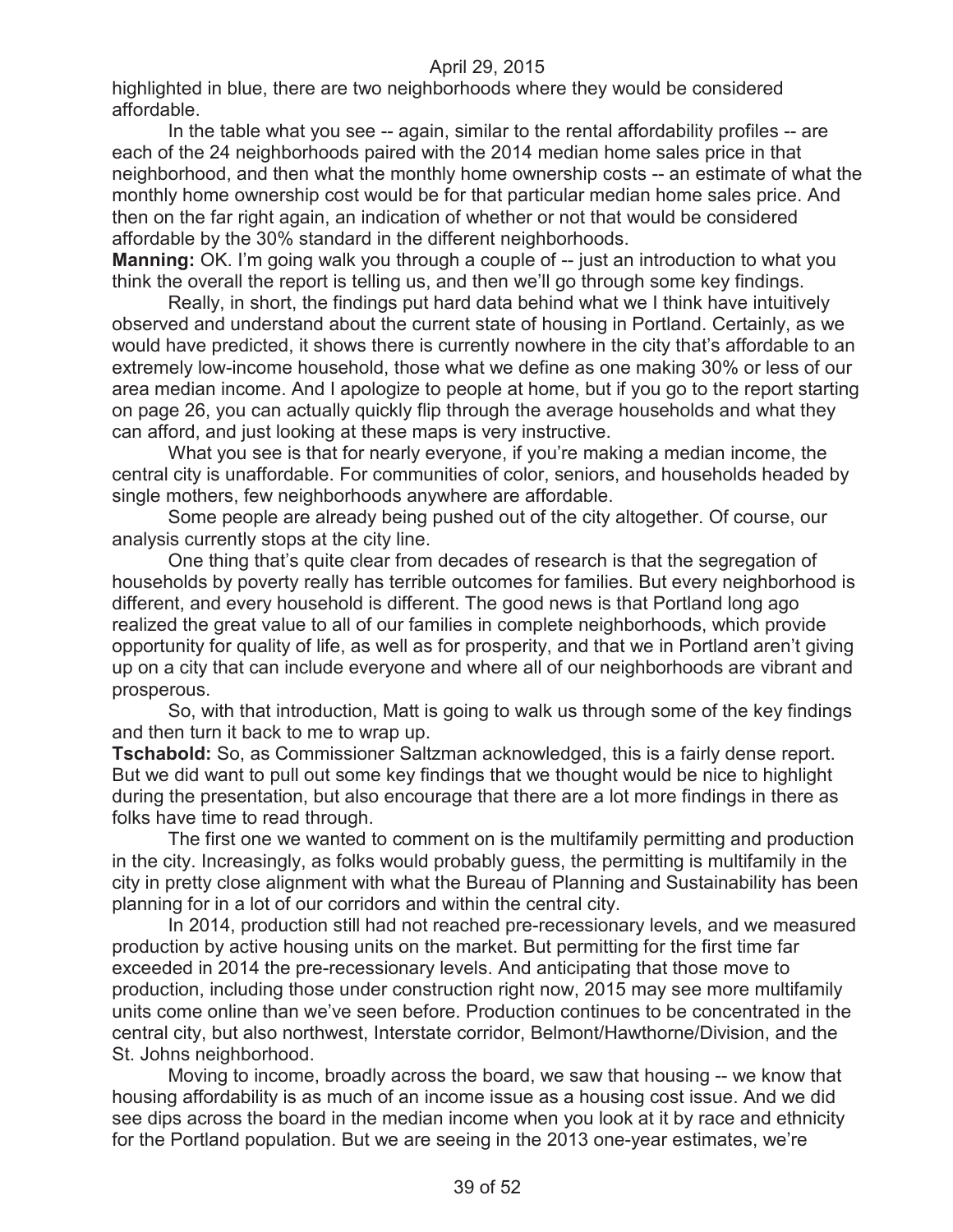highlighted in blue, there are two neighborhoods where they would be considered affordable.

In the table what you see -- again, similar to the rental affordability profiles -- are each of the 24 neighborhoods paired with the 2014 median home sales price in that neighborhood, and then what the monthly home ownership costs -- an estimate of what the monthly home ownership cost would be for that particular median home sales price. And then on the far right again, an indication of whether or not that would be considered affordable by the 30% standard in the different neighborhoods.

**Manning:** OK. I'm going walk you through a couple of -- just an introduction to what you think the overall the report is telling us, and then we'll go through some key findings.

Really, in short, the findings put hard data behind what we I think have intuitively observed and understand about the current state of housing in Portland. Certainly, as we would have predicted, it shows there is currently nowhere in the city that's affordable to an extremely low-income household, those what we define as one making 30% or less of our area median income. And I apologize to people at home, but if you go to the report starting on page 26, you can actually quickly flip through the average households and what they can afford, and just looking at these maps is very instructive.

What you see is that for nearly everyone, if you're making a median income, the central city is unaffordable. For communities of color, seniors, and households headed by single mothers, few neighborhoods anywhere are affordable.

Some people are already being pushed out of the city altogether. Of course, our analysis currently stops at the city line.

One thing that's quite clear from decades of research is that the segregation of households by poverty really has terrible outcomes for families. But every neighborhood is different, and every household is different. The good news is that Portland long ago realized the great value to all of our families in complete neighborhoods, which provide opportunity for quality of life, as well as for prosperity, and that we in Portland aren't giving up on a city that can include everyone and where all of our neighborhoods are vibrant and prosperous.

So, with that introduction, Matt is going to walk us through some of the key findings and then turn it back to me to wrap up.

**Tschabold:** So, as Commissioner Saltzman acknowledged, this is a fairly dense report. But we did want to pull out some key findings that we thought would be nice to highlight during the presentation, but also encourage that there are a lot more findings in there as folks have time to read through.

The first one we wanted to comment on is the multifamily permitting and production in the city. Increasingly, as folks would probably guess, the permitting is multifamily in the city in pretty close alignment with what the Bureau of Planning and Sustainability has been planning for in a lot of our corridors and within the central city.

In 2014, production still had not reached pre-recessionary levels, and we measured production by active housing units on the market. But permitting for the first time far exceeded in 2014 the pre-recessionary levels. And anticipating that those move to production, including those under construction right now, 2015 may see more multifamily units come online than we've seen before. Production continues to be concentrated in the central city, but also northwest, Interstate corridor, Belmont/Hawthorne/Division, and the St. Johns neighborhood.

Moving to income, broadly across the board, we saw that housing -- we know that housing affordability is as much of an income issue as a housing cost issue. And we did see dips across the board in the median income when you look at it by race and ethnicity for the Portland population. But we are seeing in the 2013 one-year estimates, we're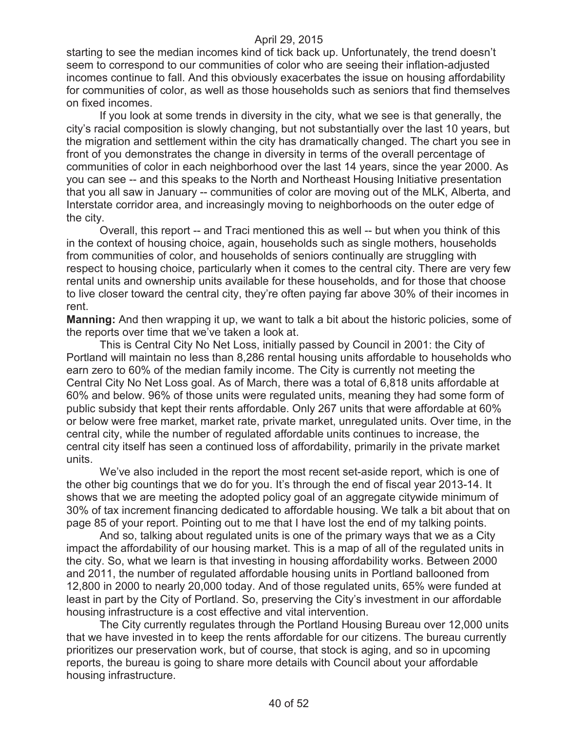starting to see the median incomes kind of tick back up. Unfortunately, the trend doesn't seem to correspond to our communities of color who are seeing their inflation-adjusted incomes continue to fall. And this obviously exacerbates the issue on housing affordability for communities of color, as well as those households such as seniors that find themselves on fixed incomes.

If you look at some trends in diversity in the city, what we see is that generally, the city's racial composition is slowly changing, but not substantially over the last 10 years, but the migration and settlement within the city has dramatically changed. The chart you see in front of you demonstrates the change in diversity in terms of the overall percentage of communities of color in each neighborhood over the last 14 years, since the year 2000. As you can see -- and this speaks to the North and Northeast Housing Initiative presentation that you all saw in January -- communities of color are moving out of the MLK, Alberta, and Interstate corridor area, and increasingly moving to neighborhoods on the outer edge of the city.

Overall, this report -- and Traci mentioned this as well -- but when you think of this in the context of housing choice, again, households such as single mothers, households from communities of color, and households of seniors continually are struggling with respect to housing choice, particularly when it comes to the central city. There are very few rental units and ownership units available for these households, and for those that choose to live closer toward the central city, they're often paying far above 30% of their incomes in rent.

**Manning:** And then wrapping it up, we want to talk a bit about the historic policies, some of the reports over time that we've taken a look at.

This is Central City No Net Loss, initially passed by Council in 2001: the City of Portland will maintain no less than 8,286 rental housing units affordable to households who earn zero to 60% of the median family income. The City is currently not meeting the Central City No Net Loss goal. As of March, there was a total of 6,818 units affordable at 60% and below. 96% of those units were regulated units, meaning they had some form of public subsidy that kept their rents affordable. Only 267 units that were affordable at 60% or below were free market, market rate, private market, unregulated units. Over time, in the central city, while the number of regulated affordable units continues to increase, the central city itself has seen a continued loss of affordability, primarily in the private market units.

We've also included in the report the most recent set-aside report, which is one of the other big countings that we do for you. It's through the end of fiscal year 2013-14. It shows that we are meeting the adopted policy goal of an aggregate citywide minimum of 30% of tax increment financing dedicated to affordable housing. We talk a bit about that on page 85 of your report. Pointing out to me that I have lost the end of my talking points.

And so, talking about regulated units is one of the primary ways that we as a City impact the affordability of our housing market. This is a map of all of the regulated units in the city. So, what we learn is that investing in housing affordability works. Between 2000 and 2011, the number of regulated affordable housing units in Portland ballooned from 12,800 in 2000 to nearly 20,000 today. And of those regulated units, 65% were funded at least in part by the City of Portland. So, preserving the City's investment in our affordable housing infrastructure is a cost effective and vital intervention.

The City currently regulates through the Portland Housing Bureau over 12,000 units that we have invested in to keep the rents affordable for our citizens. The bureau currently prioritizes our preservation work, but of course, that stock is aging, and so in upcoming reports, the bureau is going to share more details with Council about your affordable housing infrastructure.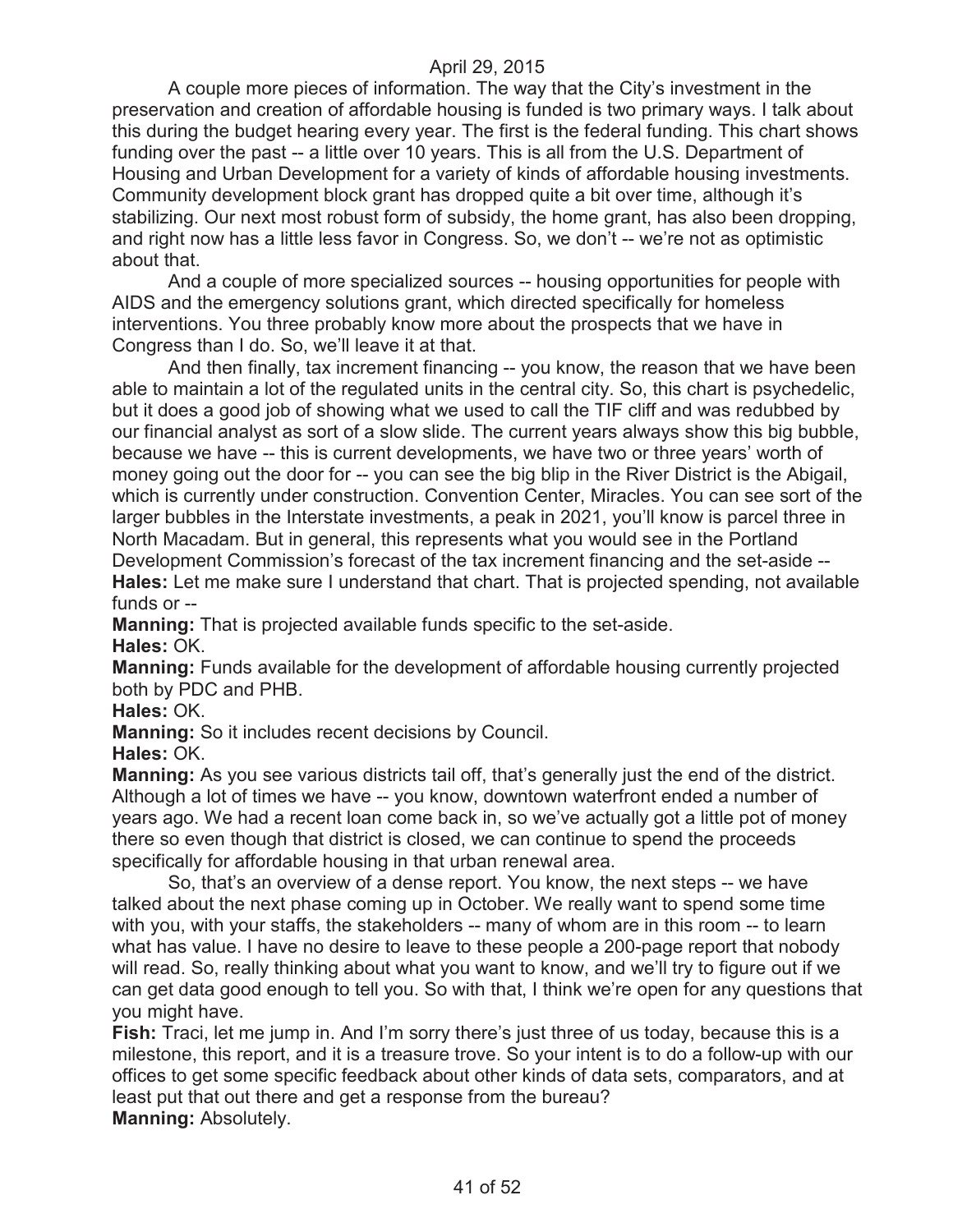A couple more pieces of information. The way that the City's investment in the preservation and creation of affordable housing is funded is two primary ways. I talk about this during the budget hearing every year. The first is the federal funding. This chart shows funding over the past -- a little over 10 years. This is all from the U.S. Department of Housing and Urban Development for a variety of kinds of affordable housing investments. Community development block grant has dropped quite a bit over time, although it's stabilizing. Our next most robust form of subsidy, the home grant, has also been dropping, and right now has a little less favor in Congress. So, we don't -- we're not as optimistic about that.

And a couple of more specialized sources -- housing opportunities for people with AIDS and the emergency solutions grant, which directed specifically for homeless interventions. You three probably know more about the prospects that we have in Congress than I do. So, we'll leave it at that.

And then finally, tax increment financing -- you know, the reason that we have been able to maintain a lot of the regulated units in the central city. So, this chart is psychedelic, but it does a good job of showing what we used to call the TIF cliff and was redubbed by our financial analyst as sort of a slow slide. The current years always show this big bubble, because we have -- this is current developments, we have two or three years' worth of money going out the door for -- you can see the big blip in the River District is the Abigail, which is currently under construction. Convention Center, Miracles. You can see sort of the larger bubbles in the Interstate investments, a peak in 2021, you'll know is parcel three in North Macadam. But in general, this represents what you would see in the Portland Development Commission's forecast of the tax increment financing and the set-aside --

**Hales:** Let me make sure I understand that chart. That is projected spending, not available funds or --

**Manning:** That is projected available funds specific to the set-aside.

**Hales:** OK.

**Manning:** Funds available for the development of affordable housing currently projected both by PDC and PHB.

**Hales:** OK.

**Manning:** So it includes recent decisions by Council.

**Hales:** OK.

**Manning:** As you see various districts tail off, that's generally just the end of the district. Although a lot of times we have -- you know, downtown waterfront ended a number of years ago. We had a recent loan come back in, so we've actually got a little pot of money there so even though that district is closed, we can continue to spend the proceeds specifically for affordable housing in that urban renewal area.

So, that's an overview of a dense report. You know, the next steps -- we have talked about the next phase coming up in October. We really want to spend some time with you, with your staffs, the stakeholders -- many of whom are in this room -- to learn what has value. I have no desire to leave to these people a 200-page report that nobody will read. So, really thinking about what you want to know, and we'll try to figure out if we can get data good enough to tell you. So with that, I think we're open for any questions that you might have.

**Fish:** Traci, let me jump in. And I'm sorry there's just three of us today, because this is a milestone, this report, and it is a treasure trove. So your intent is to do a follow-up with our offices to get some specific feedback about other kinds of data sets, comparators, and at least put that out there and get a response from the bureau?

**Manning:** Absolutely.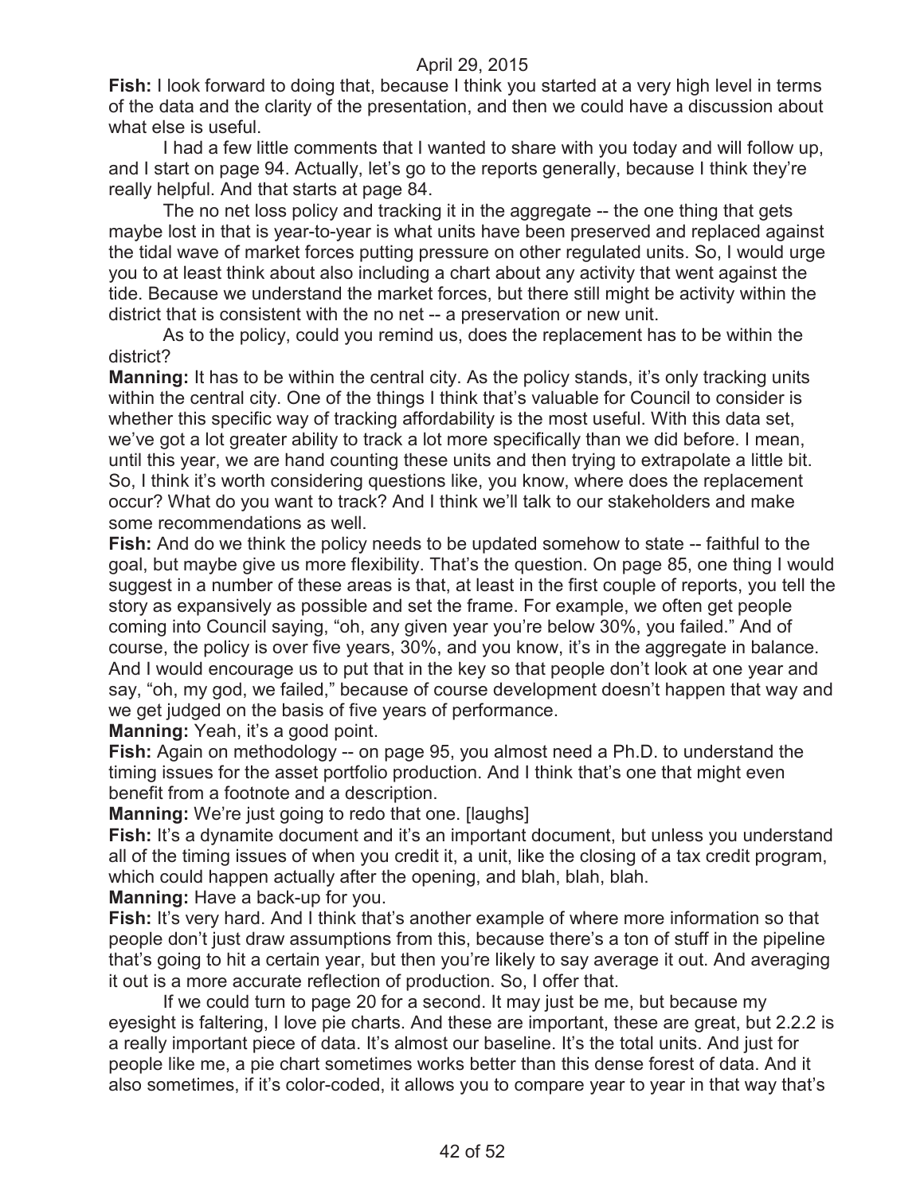**Fish:** I look forward to doing that, because I think you started at a very high level in terms of the data and the clarity of the presentation, and then we could have a discussion about what else is useful.

I had a few little comments that I wanted to share with you today and will follow up, and I start on page 94. Actually, let's go to the reports generally, because I think they're really helpful. And that starts at page 84.

The no net loss policy and tracking it in the aggregate -- the one thing that gets maybe lost in that is year-to-year is what units have been preserved and replaced against the tidal wave of market forces putting pressure on other regulated units. So, I would urge you to at least think about also including a chart about any activity that went against the tide. Because we understand the market forces, but there still might be activity within the district that is consistent with the no net -- a preservation or new unit.

As to the policy, could you remind us, does the replacement has to be within the district?

**Manning:** It has to be within the central city. As the policy stands, it's only tracking units within the central city. One of the things I think that's valuable for Council to consider is whether this specific way of tracking affordability is the most useful. With this data set, we've got a lot greater ability to track a lot more specifically than we did before. I mean, until this year, we are hand counting these units and then trying to extrapolate a little bit. So, I think it's worth considering questions like, you know, where does the replacement occur? What do you want to track? And I think we'll talk to our stakeholders and make some recommendations as well.

**Fish:** And do we think the policy needs to be updated somehow to state -- faithful to the goal, but maybe give us more flexibility. That's the question. On page 85, one thing I would suggest in a number of these areas is that, at least in the first couple of reports, you tell the story as expansively as possible and set the frame. For example, we often get people coming into Council saying, "oh, any given year you're below 30%, you failed." And of course, the policy is over five years, 30%, and you know, it's in the aggregate in balance. And I would encourage us to put that in the key so that people don't look at one year and say, "oh, my god, we failed," because of course development doesn't happen that way and we get judged on the basis of five years of performance.

**Manning:** Yeah, it's a good point.

**Fish:** Again on methodology -- on page 95, you almost need a Ph.D. to understand the timing issues for the asset portfolio production. And I think that's one that might even benefit from a footnote and a description.

**Manning:** We're just going to redo that one. [laughs]

**Fish:** It's a dynamite document and it's an important document, but unless you understand all of the timing issues of when you credit it, a unit, like the closing of a tax credit program, which could happen actually after the opening, and blah, blah, blah.

**Manning:** Have a back-up for you.

**Fish:** It's very hard. And I think that's another example of where more information so that people don't just draw assumptions from this, because there's a ton of stuff in the pipeline that's going to hit a certain year, but then you're likely to say average it out. And averaging it out is a more accurate reflection of production. So, I offer that.

If we could turn to page 20 for a second. It may just be me, but because my eyesight is faltering, I love pie charts. And these are important, these are great, but 2.2.2 is a really important piece of data. It's almost our baseline. It's the total units. And just for people like me, a pie chart sometimes works better than this dense forest of data. And it also sometimes, if it's color-coded, it allows you to compare year to year in that way that's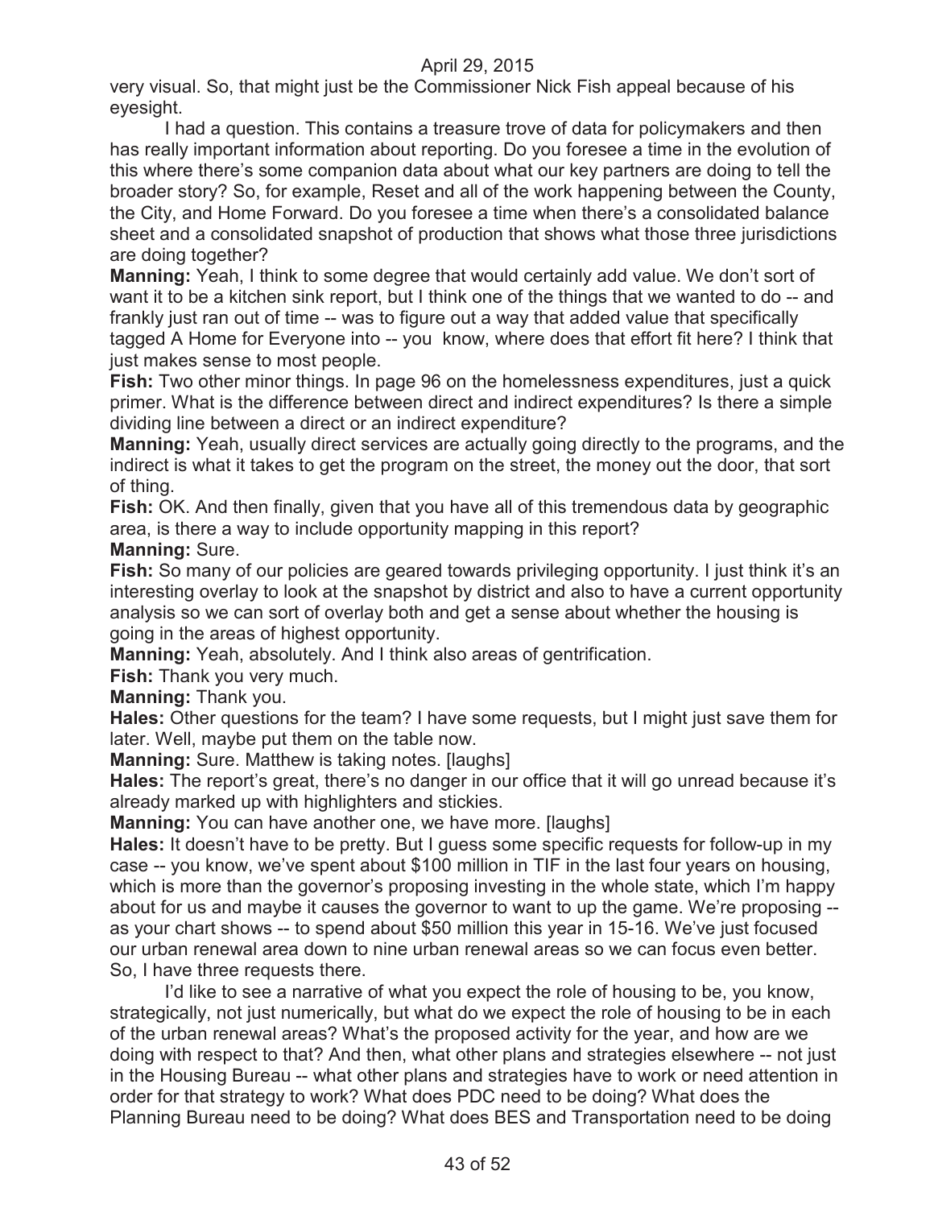very visual. So, that might just be the Commissioner Nick Fish appeal because of his eyesight.

I had a question. This contains a treasure trove of data for policymakers and then has really important information about reporting. Do you foresee a time in the evolution of this where there's some companion data about what our key partners are doing to tell the broader story? So, for example, Reset and all of the work happening between the County, the City, and Home Forward. Do you foresee a time when there's a consolidated balance sheet and a consolidated snapshot of production that shows what those three jurisdictions are doing together?

**Manning:** Yeah, I think to some degree that would certainly add value. We don't sort of want it to be a kitchen sink report, but I think one of the things that we wanted to do -- and frankly just ran out of time -- was to figure out a way that added value that specifically tagged A Home for Everyone into -- you know, where does that effort fit here? I think that just makes sense to most people.

**Fish:** Two other minor things. In page 96 on the homelessness expenditures, just a quick primer. What is the difference between direct and indirect expenditures? Is there a simple dividing line between a direct or an indirect expenditure?

**Manning:** Yeah, usually direct services are actually going directly to the programs, and the indirect is what it takes to get the program on the street, the money out the door, that sort of thing.

**Fish:** OK. And then finally, given that you have all of this tremendous data by geographic area, is there a way to include opportunity mapping in this report?

**Manning:** Sure.

**Fish:** So many of our policies are geared towards privileging opportunity. I just think it's an interesting overlay to look at the snapshot by district and also to have a current opportunity analysis so we can sort of overlay both and get a sense about whether the housing is going in the areas of highest opportunity.

**Manning:** Yeah, absolutely. And I think also areas of gentrification.

**Fish:** Thank you very much.

**Manning:** Thank you.

**Hales:** Other questions for the team? I have some requests, but I might just save them for later. Well, maybe put them on the table now.

**Manning:** Sure. Matthew is taking notes. [laughs]

**Hales:** The report's great, there's no danger in our office that it will go unread because it's already marked up with highlighters and stickies.

**Manning:** You can have another one, we have more. [laughs]

**Hales:** It doesn't have to be pretty. But I guess some specific requests for follow-up in my case -- you know, we've spent about $100 million in TIF in the last four years on housing, which is more than the governor's proposing investing in the whole state, which I'm happy about for us and maybe it causes the governor to want to up the game. We're proposing -- as your chart shows -- to spend about $50 million this year in 15-16. We've just focused our urban renewal area down to nine urban renewal areas so we can focus even better. So, I have three requests there.

I'd like to see a narrative of what you expect the role of housing to be, you know, strategically, not just numerically, but what do we expect the role of housing to be in each of the urban renewal areas? What's the proposed activity for the year, and how are we doing with respect to that? And then, what other plans and strategies elsewhere -- not just in the Housing Bureau -- what other plans and strategies have to work or need attention in order for that strategy to work? What does PDC need to be doing? What does the Planning Bureau need to be doing? What does BES and Transportation need to be doing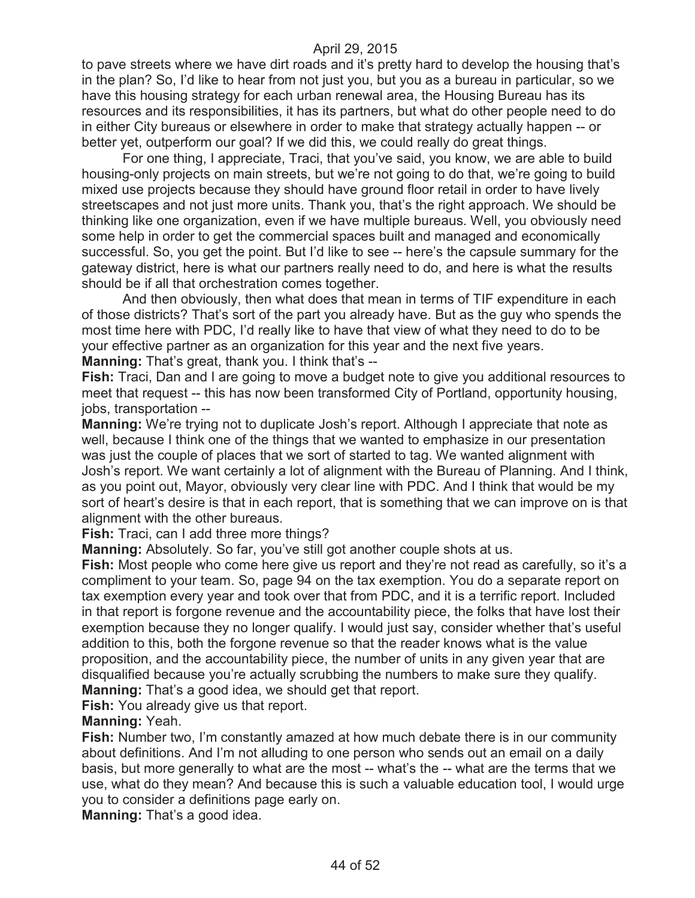to pave streets where we have dirt roads and it's pretty hard to develop the housing that's in the plan? So, I'd like to hear from not just you, but you as a bureau in particular, so we have this housing strategy for each urban renewal area, the Housing Bureau has its resources and its responsibilities, it has its partners, but what do other people need to do in either City bureaus or elsewhere in order to make that strategy actually happen -- or better yet, outperform our goal? If we did this, we could really do great things.

For one thing, I appreciate, Traci, that you've said, you know, we are able to build housing-only projects on main streets, but we're not going to do that, we're going to build mixed use projects because they should have ground floor retail in order to have lively streetscapes and not just more units. Thank you, that's the right approach. We should be thinking like one organization, even if we have multiple bureaus. Well, you obviously need some help in order to get the commercial spaces built and managed and economically successful. So, you get the point. But I'd like to see -- here's the capsule summary for the gateway district, here is what our partners really need to do, and here is what the results should be if all that orchestration comes together.

And then obviously, then what does that mean in terms of TIF expenditure in each of those districts? That's sort of the part you already have. But as the guy who spends the most time here with PDC, I'd really like to have that view of what they need to do to be your effective partner as an organization for this year and the next five years.

**Manning:** That's great, thank you. I think that's --

**Fish:** Traci, Dan and I are going to move a budget note to give you additional resources to meet that request -- this has now been transformed City of Portland, opportunity housing, jobs, transportation --

**Manning:** We're trying not to duplicate Josh's report. Although I appreciate that note as well, because I think one of the things that we wanted to emphasize in our presentation was just the couple of places that we sort of started to tag. We wanted alignment with Josh's report. We want certainly a lot of alignment with the Bureau of Planning. And I think, as you point out, Mayor, obviously very clear line with PDC. And I think that would be my sort of heart's desire is that in each report, that is something that we can improve on is that alignment with the other bureaus.

**Fish:** Traci, can I add three more things?

**Manning:** Absolutely. So far, you've still got another couple shots at us.

**Fish:** Most people who come here give us report and they're not read as carefully, so it's a compliment to your team. So, page 94 on the tax exemption. You do a separate report on tax exemption every year and took over that from PDC, and it is a terrific report. Included in that report is forgone revenue and the accountability piece, the folks that have lost their exemption because they no longer qualify. I would just say, consider whether that's useful addition to this, both the forgone revenue so that the reader knows what is the value proposition, and the accountability piece, the number of units in any given year that are disqualified because you're actually scrubbing the numbers to make sure they qualify.

**Manning:** That's a good idea, we should get that report.

**Fish:** You already give us that report.

**Manning:** Yeah.

**Fish:** Number two, I'm constantly amazed at how much debate there is in our community about definitions. And I'm not alluding to one person who sends out an email on a daily basis, but more generally to what are the most -- what's the -- what are the terms that we use, what do they mean? And because this is such a valuable education tool, I would urge you to consider a definitions page early on.

**Manning:** That's a good idea.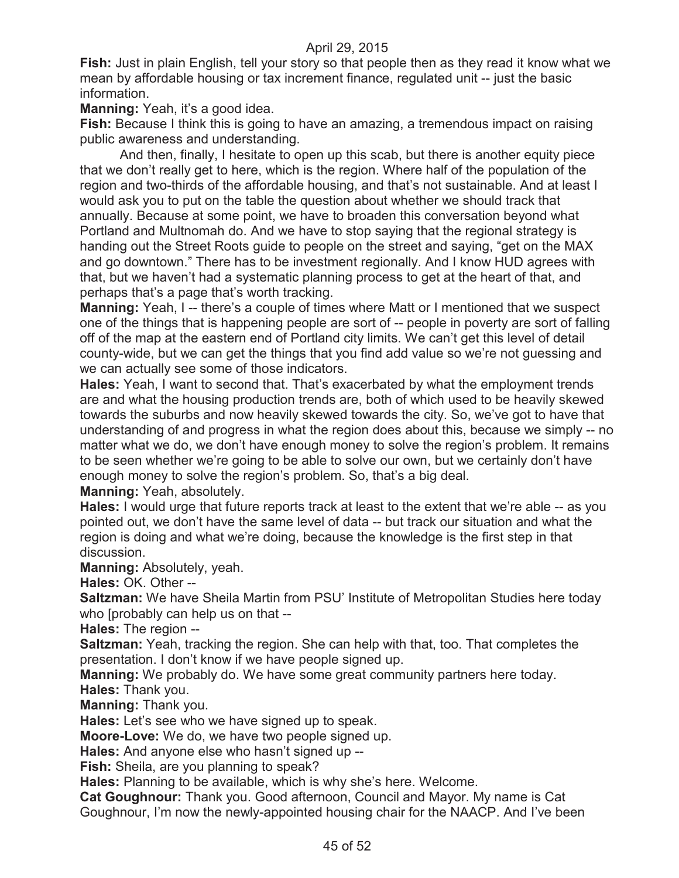**Fish:** Just in plain English, tell your story so that people then as they read it know what we mean by affordable housing or tax increment finance, regulated unit -- just the basic information.

**Manning:** Yeah, it's a good idea.

**Fish:** Because I think this is going to have an amazing, a tremendous impact on raising public awareness and understanding.

And then, finally, I hesitate to open up this scab, but there is another equity piece that we don't really get to here, which is the region. Where half of the population of the region and two-thirds of the affordable housing, and that's not sustainable. And at least I would ask you to put on the table the question about whether we should track that annually. Because at some point, we have to broaden this conversation beyond what Portland and Multnomah do. And we have to stop saying that the regional strategy is handing out the Street Roots guide to people on the street and saying, "get on the MAX and go downtown." There has to be investment regionally. And I know HUD agrees with that, but we haven't had a systematic planning process to get at the heart of that, and perhaps that's a page that's worth tracking.

**Manning:** Yeah, I -- there's a couple of times where Matt or I mentioned that we suspect one of the things that is happening people are sort of -- people in poverty are sort of falling off of the map at the eastern end of Portland city limits. We can't get this level of detail county-wide, but we can get the things that you find add value so we're not guessing and we can actually see some of those indicators.

**Hales:** Yeah, I want to second that. That's exacerbated by what the employment trends are and what the housing production trends are, both of which used to be heavily skewed towards the suburbs and now heavily skewed towards the city. So, we've got to have that understanding of and progress in what the region does about this, because we simply -- no matter what we do, we don't have enough money to solve the region's problem. It remains to be seen whether we're going to be able to solve our own, but we certainly don't have enough money to solve the region's problem. So, that's a big deal.

**Manning:** Yeah, absolutely.

**Hales:** I would urge that future reports track at least to the extent that we're able -- as you pointed out, we don't have the same level of data -- but track our situation and what the region is doing and what we're doing, because the knowledge is the first step in that discussion.

**Manning:** Absolutely, yeah.

**Hales:** OK. Other --

**Saltzman:** We have Sheila Martin from PSU' Institute of Metropolitan Studies here today who [probably can help us on that --

**Hales:** The region --

**Saltzman:** Yeah, tracking the region. She can help with that, too. That completes the presentation. I don't know if we have people signed up.

**Manning:** We probably do. We have some great community partners here today.

**Hales:** Thank you.

**Manning:** Thank you.

**Hales:** Let's see who we have signed up to speak.

**Moore-Love:** We do, we have two people signed up.

**Hales:** And anyone else who hasn't signed up --

**Fish:** Sheila, are you planning to speak?

**Hales:** Planning to be available, which is why she's here. Welcome.

**Cat Goughnour:** Thank you. Good afternoon, Council and Mayor. My name is Cat Goughnour, I'm now the newly-appointed housing chair for the NAACP. And I've been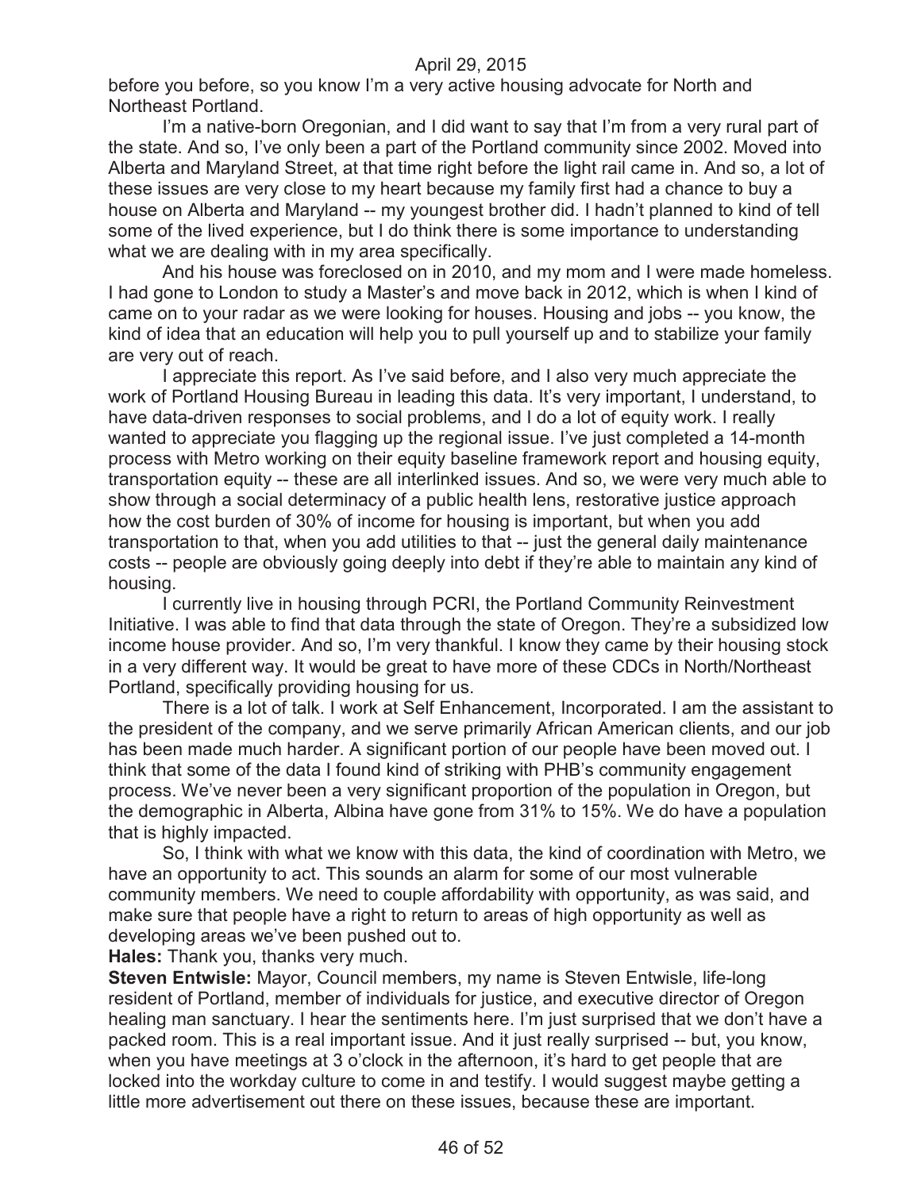before you before, so you know I'm a very active housing advocate for North and Northeast Portland.

I'm a native-born Oregonian, and I did want to say that I'm from a very rural part of the state. And so, I've only been a part of the Portland community since 2002. Moved into Alberta and Maryland Street, at that time right before the light rail came in. And so, a lot of these issues are very close to my heart because my family first had a chance to buy a house on Alberta and Maryland -- my youngest brother did. I hadn't planned to kind of tell some of the lived experience, but I do think there is some importance to understanding what we are dealing with in my area specifically.

And his house was foreclosed on in 2010, and my mom and I were made homeless. I had gone to London to study a Master's and move back in 2012, which is when I kind of came on to your radar as we were looking for houses. Housing and jobs -- you know, the kind of idea that an education will help you to pull yourself up and to stabilize your family are very out of reach.

I appreciate this report. As I've said before, and I also very much appreciate the work of Portland Housing Bureau in leading this data. It's very important, I understand, to have data-driven responses to social problems, and I do a lot of equity work. I really wanted to appreciate you flagging up the regional issue. I've just completed a 14-month process with Metro working on their equity baseline framework report and housing equity, transportation equity -- these are all interlinked issues. And so, we were very much able to show through a social determinacy of a public health lens, restorative justice approach how the cost burden of 30% of income for housing is important, but when you add transportation to that, when you add utilities to that -- just the general daily maintenance costs -- people are obviously going deeply into debt if they're able to maintain any kind of housing.

I currently live in housing through PCRI, the Portland Community Reinvestment Initiative. I was able to find that data through the state of Oregon. They're a subsidized low income house provider. And so, I'm very thankful. I know they came by their housing stock in a very different way. It would be great to have more of these CDCs in North/Northeast Portland, specifically providing housing for us.

There is a lot of talk. I work at Self Enhancement, Incorporated. I am the assistant to the president of the company, and we serve primarily African American clients, and our job has been made much harder. A significant portion of our people have been moved out. I think that some of the data I found kind of striking with PHB's community engagement process. We've never been a very significant proportion of the population in Oregon, but the demographic in Alberta, Albina have gone from 31% to 15%. We do have a population that is highly impacted.

So, I think with what we know with this data, the kind of coordination with Metro, we have an opportunity to act. This sounds an alarm for some of our most vulnerable community members. We need to couple affordability with opportunity, as was said, and make sure that people have a right to return to areas of high opportunity as well as developing areas we've been pushed out to.

**Hales:** Thank you, thanks very much.

**Steven Entwisle:** Mayor, Council members, my name is Steven Entwisle, life-long resident of Portland, member of individuals for justice, and executive director of Oregon healing man sanctuary. I hear the sentiments here. I'm just surprised that we don't have a packed room. This is a real important issue. And it just really surprised -- but, you know, when you have meetings at 3 o'clock in the afternoon, it's hard to get people that are locked into the workday culture to come in and testify. I would suggest maybe getting a little more advertisement out there on these issues, because these are important.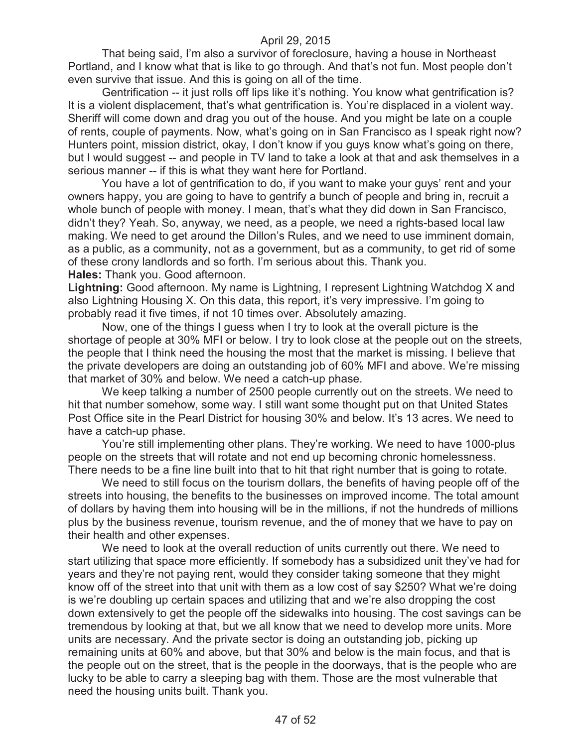That being said, I'm also a survivor of foreclosure, having a house in Northeast Portland, and I know what that is like to go through. And that's not fun. Most people don't even survive that issue. And this is going on all of the time.

Gentrification -- it just rolls off lips like it's nothing. You know what gentrification is? It is a violent displacement, that's what gentrification is. You're displaced in a violent way. Sheriff will come down and drag you out of the house. And you might be late on a couple of rents, couple of payments. Now, what's going on in San Francisco as I speak right now? Hunters point, mission district, okay, I don't know if you guys know what's going on there, but I would suggest -- and people in TV land to take a look at that and ask themselves in a serious manner -- if this is what they want here for Portland.

You have a lot of gentrification to do, if you want to make your guys' rent and your owners happy, you are going to have to gentrify a bunch of people and bring in, recruit a whole bunch of people with money. I mean, that's what they did down in San Francisco, didn't they? Yeah. So, anyway, we need, as a people, we need a rights-based local law making. We need to get around the Dillon's Rules, and we need to use imminent domain, as a public, as a community, not as a government, but as a community, to get rid of some of these crony landlords and so forth. I'm serious about this. Thank you.

**Hales:** Thank you. Good afternoon.

**Lightning:** Good afternoon. My name is Lightning, I represent Lightning Watchdog X and also Lightning Housing X. On this data, this report, it's very impressive. I'm going to probably read it five times, if not 10 times over. Absolutely amazing.

Now, one of the things I guess when I try to look at the overall picture is the shortage of people at 30% MFI or below. I try to look close at the people out on the streets, the people that I think need the housing the most that the market is missing. I believe that the private developers are doing an outstanding job of 60% MFI and above. We're missing that market of 30% and below. We need a catch-up phase.

We keep talking a number of 2500 people currently out on the streets. We need to hit that number somehow, some way. I still want some thought put on that United States Post Office site in the Pearl District for housing 30% and below. It's 13 acres. We need to have a catch-up phase.

You're still implementing other plans. They're working. We need to have 1000-plus people on the streets that will rotate and not end up becoming chronic homelessness. There needs to be a fine line built into that to hit that right number that is going to rotate.

We need to still focus on the tourism dollars, the benefits of having people off of the streets into housing, the benefits to the businesses on improved income. The total amount of dollars by having them into housing will be in the millions, if not the hundreds of millions plus by the business revenue, tourism revenue, and the of money that we have to pay on their health and other expenses.

We need to look at the overall reduction of units currently out there. We need to start utilizing that space more efficiently. If somebody has a subsidized unit they've had for years and they're not paying rent, would they consider taking someone that they might know off of the street into that unit with them as a low cost of say $250? What we're doing is we're doubling up certain spaces and utilizing that and we're also dropping the cost down extensively to get the people off the sidewalks into housing. The cost savings can be tremendous by looking at that, but we all know that we need to develop more units. More units are necessary. And the private sector is doing an outstanding job, picking up remaining units at 60% and above, but that 30% and below is the main focus, and that is the people out on the street, that is the people in the doorways, that is the people who are lucky to be able to carry a sleeping bag with them. Those are the most vulnerable that need the housing units built. Thank you.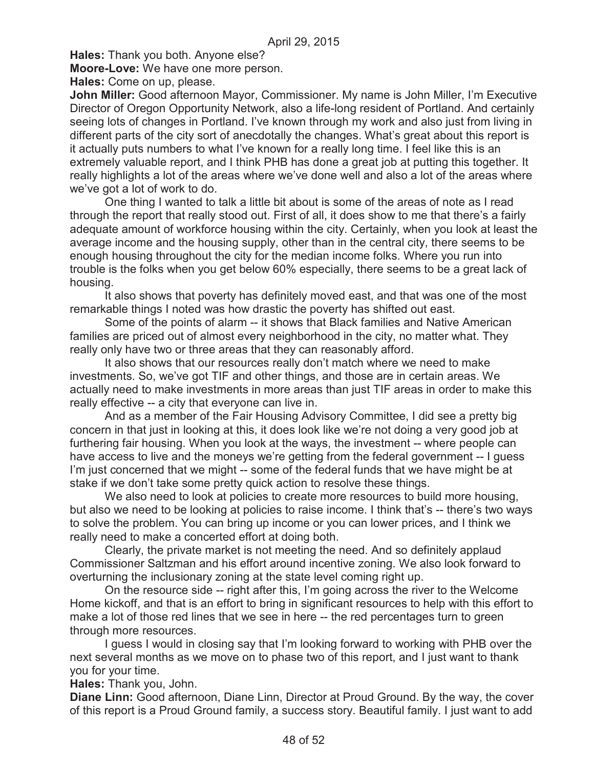**Hales:** Thank you both. Anyone else?

**Moore-Love:** We have one more person.

**Hales:** Come on up, please.

**John Miller:** Good afternoon Mayor, Commissioner. My name is John Miller, I'm Executive Director of Oregon Opportunity Network, also a life-long resident of Portland. And certainly seeing lots of changes in Portland. I've known through my work and also just from living in different parts of the city sort of anecdotally the changes. What's great about this report is it actually puts numbers to what I've known for a really long time. I feel like this is an extremely valuable report, and I think PHB has done a great job at putting this together. It really highlights a lot of the areas where we've done well and also a lot of the areas where we've got a lot of work to do.

One thing I wanted to talk a little bit about is some of the areas of note as I read through the report that really stood out. First of all, it does show to me that there's a fairly adequate amount of workforce housing within the city. Certainly, when you look at least the average income and the housing supply, other than in the central city, there seems to be enough housing throughout the city for the median income folks. Where you run into trouble is the folks when you get below 60% especially, there seems to be a great lack of housing.

It also shows that poverty has definitely moved east, and that was one of the most remarkable things I noted was how drastic the poverty has shifted out east.

Some of the points of alarm -- it shows that Black families and Native American families are priced out of almost every neighborhood in the city, no matter what. They really only have two or three areas that they can reasonably afford.

It also shows that our resources really don't match where we need to make investments. So, we've got TIF and other things, and those are in certain areas. We actually need to make investments in more areas than just TIF areas in order to make this really effective -- a city that everyone can live in.

And as a member of the Fair Housing Advisory Committee, I did see a pretty big concern in that just in looking at this, it does look like we're not doing a very good job at furthering fair housing. When you look at the ways, the investment -- where people can have access to live and the moneys we're getting from the federal government -- I guess I'm just concerned that we might -- some of the federal funds that we have might be at stake if we don't take some pretty quick action to resolve these things.

We also need to look at policies to create more resources to build more housing, but also we need to be looking at policies to raise income. I think that's -- there's two ways to solve the problem. You can bring up income or you can lower prices, and I think we really need to make a concerted effort at doing both.

Clearly, the private market is not meeting the need. And so definitely applaud Commissioner Saltzman and his effort around incentive zoning. We also look forward to overturning the inclusionary zoning at the state level coming right up.

On the resource side -- right after this, I'm going across the river to the Welcome Home kickoff, and that is an effort to bring in significant resources to help with this effort to make a lot of those red lines that we see in here -- the red percentages turn to green through more resources.

I guess I would in closing say that I'm looking forward to working with PHB over the next several months as we move on to phase two of this report, and I just want to thank you for your time.

**Hales:** Thank you, John.

**Diane Linn:** Good afternoon, Diane Linn, Director at Proud Ground. By the way, the cover of this report is a Proud Ground family, a success story. Beautiful family. I just want to add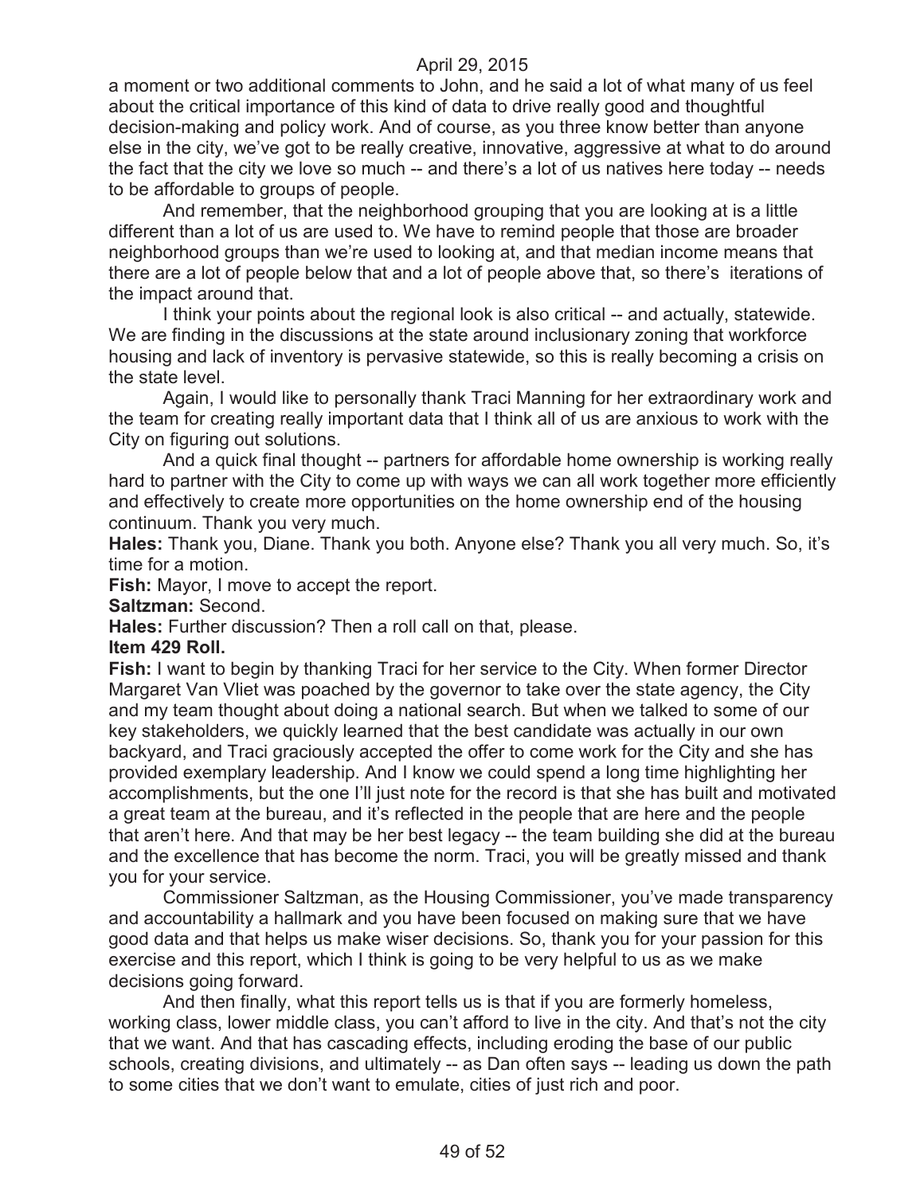a moment or two additional comments to John, and he said a lot of what many of us feel about the critical importance of this kind of data to drive really good and thoughtful decision-making and policy work. And of course, as you three know better than anyone else in the city, we've got to be really creative, innovative, aggressive at what to do around the fact that the city we love so much -- and there's a lot of us natives here today -- needs to be affordable to groups of people.

And remember, that the neighborhood grouping that you are looking at is a little different than a lot of us are used to. We have to remind people that those are broader neighborhood groups than we're used to looking at, and that median income means that there are a lot of people below that and a lot of people above that, so there's iterations of the impact around that.

I think your points about the regional look is also critical -- and actually, statewide. We are finding in the discussions at the state around inclusionary zoning that workforce housing and lack of inventory is pervasive statewide, so this is really becoming a crisis on the state level.

Again, I would like to personally thank Traci Manning for her extraordinary work and the team for creating really important data that I think all of us are anxious to work with the City on figuring out solutions.

And a quick final thought -- partners for affordable home ownership is working really hard to partner with the City to come up with ways we can all work together more efficiently and effectively to create more opportunities on the home ownership end of the housing continuum. Thank you very much.

**Hales:** Thank you, Diane. Thank you both. Anyone else? Thank you all very much. So, it's time for a motion.

**Fish:** Mayor, I move to accept the report.

**Saltzman:** Second.

**Hales:** Further discussion? Then a roll call on that, please.

**Item 429 Roll.**

**Fish:** I want to begin by thanking Traci for her service to the City. When former Director Margaret Van Vliet was poached by the governor to take over the state agency, the City and my team thought about doing a national search. But when we talked to some of our key stakeholders, we quickly learned that the best candidate was actually in our own backyard, and Traci graciously accepted the offer to come work for the City and she has provided exemplary leadership. And I know we could spend a long time highlighting her accomplishments, but the one I'll just note for the record is that she has built and motivated a great team at the bureau, and it's reflected in the people that are here and the people that aren't here. And that may be her best legacy -- the team building she did at the bureau and the excellence that has become the norm. Traci, you will be greatly missed and thank you for your service.

Commissioner Saltzman, as the Housing Commissioner, you've made transparency and accountability a hallmark and you have been focused on making sure that we have good data and that helps us make wiser decisions. So, thank you for your passion for this exercise and this report, which I think is going to be very helpful to us as we make decisions going forward.

And then finally, what this report tells us is that if you are formerly homeless, working class, lower middle class, you can't afford to live in the city. And that's not the city that we want. And that has cascading effects, including eroding the base of our public schools, creating divisions, and ultimately -- as Dan often says -- leading us down the path to some cities that we don't want to emulate, cities of just rich and poor.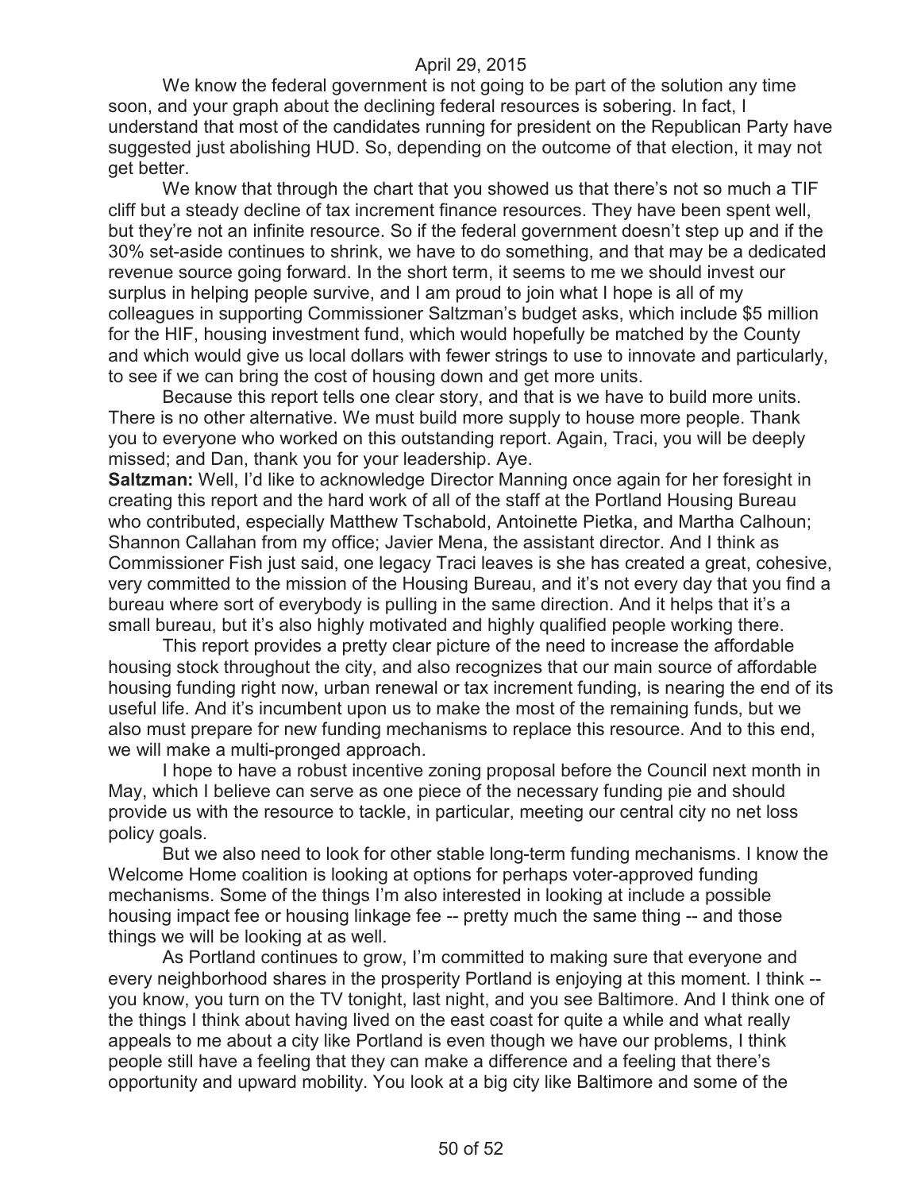We know the federal government is not going to be part of the solution any time soon, and your graph about the declining federal resources is sobering. In fact, I understand that most of the candidates running for president on the Republican Party have suggested just abolishing HUD. So, depending on the outcome of that election, it may not get better.

We know that through the chart that you showed us that there's not so much a TIF cliff but a steady decline of tax increment finance resources. They have been spent well, but they're not an infinite resource. So if the federal government doesn't step up and if the 30% set-aside continues to shrink, we have to do something, and that may be a dedicated revenue source going forward. In the short term, it seems to me we should invest our surplus in helping people survive, and I am proud to join what I hope is all of my colleagues in supporting Commissioner Saltzman's budget asks, which include $5 million for the HIF, housing investment fund, which would hopefully be matched by the County and which would give us local dollars with fewer strings to use to innovate and particularly, to see if we can bring the cost of housing down and get more units.

Because this report tells one clear story, and that is we have to build more units. There is no other alternative. We must build more supply to house more people. Thank you to everyone who worked on this outstanding report. Again, Traci, you will be deeply missed; and Dan, thank you for your leadership. Aye.

**Saltzman:** Well, I'd like to acknowledge Director Manning once again for her foresight in creating this report and the hard work of all of the staff at the Portland Housing Bureau who contributed, especially Matthew Tschabold, Antoinette Pietka, and Martha Calhoun; Shannon Callahan from my office; Javier Mena, the assistant director. And I think as Commissioner Fish just said, one legacy Traci leaves is she has created a great, cohesive, very committed to the mission of the Housing Bureau, and it's not every day that you find a bureau where sort of everybody is pulling in the same direction. And it helps that it's a small bureau, but it's also highly motivated and highly qualified people working there.

This report provides a pretty clear picture of the need to increase the affordable housing stock throughout the city, and also recognizes that our main source of affordable housing funding right now, urban renewal or tax increment funding, is nearing the end of its useful life. And it's incumbent upon us to make the most of the remaining funds, but we also must prepare for new funding mechanisms to replace this resource. And to this end, we will make a multi-pronged approach.

I hope to have a robust incentive zoning proposal before the Council next month in May, which I believe can serve as one piece of the necessary funding pie and should provide us with the resource to tackle, in particular, meeting our central city no net loss policy goals.

But we also need to look for other stable long-term funding mechanisms. I know the Welcome Home coalition is looking at options for perhaps voter-approved funding mechanisms. Some of the things I'm also interested in looking at include a possible housing impact fee or housing linkage fee -- pretty much the same thing -- and those things we will be looking at as well.

As Portland continues to grow, I'm committed to making sure that everyone and every neighborhood shares in the prosperity Portland is enjoying at this moment. I think -- you know, you turn on the TV tonight, last night, and you see Baltimore. And I think one of the things I think about having lived on the east coast for quite a while and what really appeals to me about a city like Portland is even though we have our problems, I think people still have a feeling that they can make a difference and a feeling that there's opportunity and upward mobility. You look at a big city like Baltimore and some of the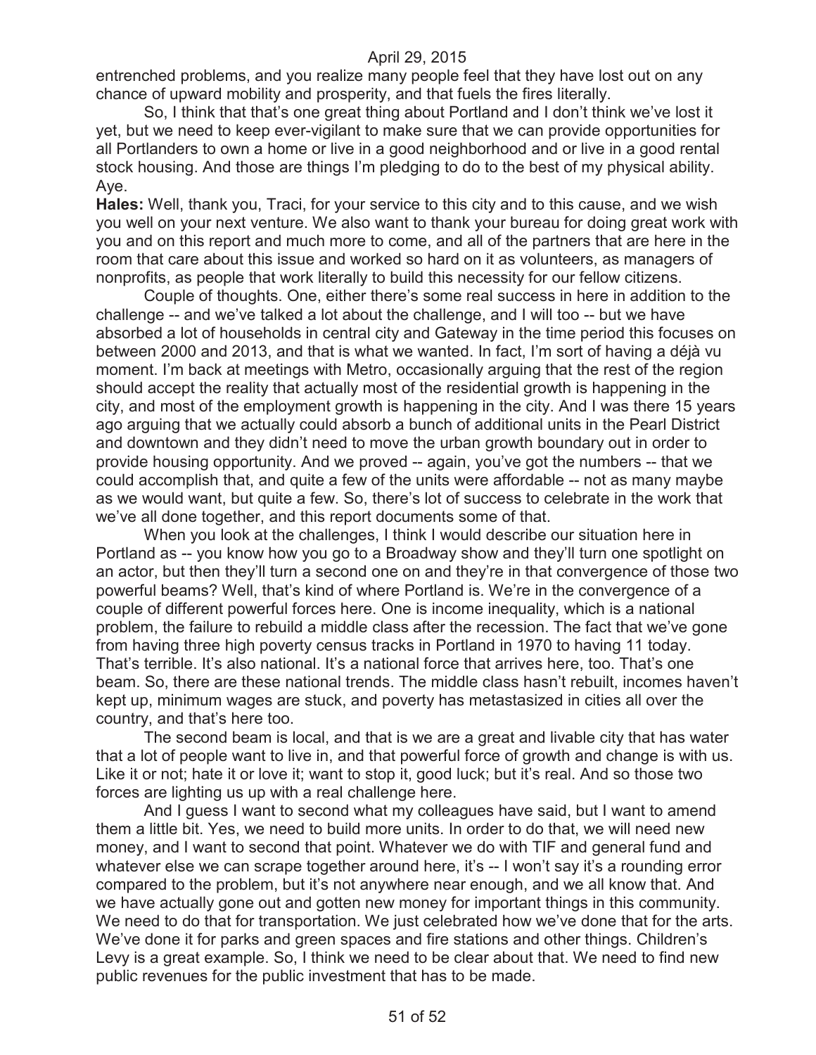entrenched problems, and you realize many people feel that they have lost out on any chance of upward mobility and prosperity, and that fuels the fires literally.

So, I think that that's one great thing about Portland and I don't think we've lost it yet, but we need to keep ever-vigilant to make sure that we can provide opportunities for all Portlanders to own a home or live in a good neighborhood and or live in a good rental stock housing. And those are things I'm pledging to do to the best of my physical ability. Aye.

**Hales:** Well, thank you, Traci, for your service to this city and to this cause, and we wish you well on your next venture. We also want to thank your bureau for doing great work with you and on this report and much more to come, and all of the partners that are here in the room that care about this issue and worked so hard on it as volunteers, as managers of nonprofits, as people that work literally to build this necessity for our fellow citizens.

Couple of thoughts. One, either there's some real success in here in addition to the challenge -- and we've talked a lot about the challenge, and I will too -- but we have absorbed a lot of households in central city and Gateway in the time period this focuses on between 2000 and 2013, and that is what we wanted. In fact, I'm sort of having a déjà vu moment. I'm back at meetings with Metro, occasionally arguing that the rest of the region should accept the reality that actually most of the residential growth is happening in the city, and most of the employment growth is happening in the city. And I was there 15 years ago arguing that we actually could absorb a bunch of additional units in the Pearl District and downtown and they didn't need to move the urban growth boundary out in order to provide housing opportunity. And we proved -- again, you've got the numbers -- that we could accomplish that, and quite a few of the units were affordable -- not as many maybe as we would want, but quite a few. So, there's lot of success to celebrate in the work that we've all done together, and this report documents some of that.

When you look at the challenges, I think I would describe our situation here in Portland as -- you know how you go to a Broadway show and they'll turn one spotlight on an actor, but then they'll turn a second one on and they're in that convergence of those two powerful beams? Well, that's kind of where Portland is. We're in the convergence of a couple of different powerful forces here. One is income inequality, which is a national problem, the failure to rebuild a middle class after the recession. The fact that we've gone from having three high poverty census tracks in Portland in 1970 to having 11 today. That's terrible. It's also national. It's a national force that arrives here, too. That's one beam. So, there are these national trends. The middle class hasn't rebuilt, incomes haven't kept up, minimum wages are stuck, and poverty has metastasized in cities all over the country, and that's here too.

The second beam is local, and that is we are a great and livable city that has water that a lot of people want to live in, and that powerful force of growth and change is with us. Like it or not; hate it or love it; want to stop it, good luck; but it's real. And so those two forces are lighting us up with a real challenge here.

And I guess I want to second what my colleagues have said, but I want to amend them a little bit. Yes, we need to build more units. In order to do that, we will need new money, and I want to second that point. Whatever we do with TIF and general fund and whatever else we can scrape together around here, it's -- I won't say it's a rounding error compared to the problem, but it's not anywhere near enough, and we all know that. And we have actually gone out and gotten new money for important things in this community. We need to do that for transportation. We just celebrated how we've done that for the arts. We've done it for parks and green spaces and fire stations and other things. Children's Levy is a great example. So, I think we need to be clear about that. We need to find new public revenues for the public investment that has to be made.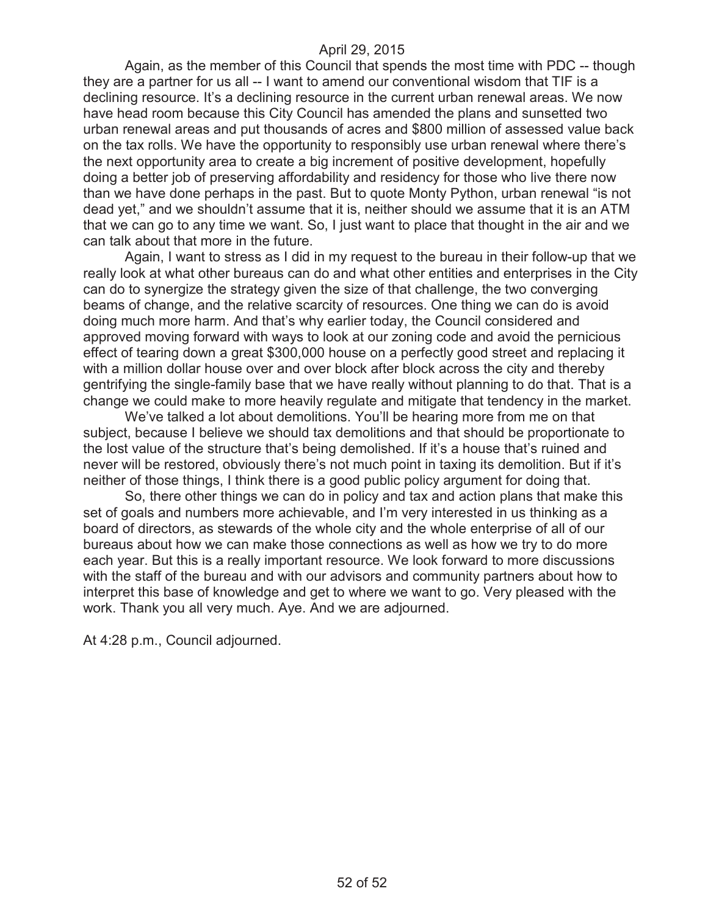Again, as the member of this Council that spends the most time with PDC -- though they are a partner for us all -- I want to amend our conventional wisdom that TIF is a declining resource. It's a declining resource in the current urban renewal areas. We now have head room because this City Council has amended the plans and sunsetted two urban renewal areas and put thousands of acres and $800 million of assessed value back on the tax rolls. We have the opportunity to responsibly use urban renewal where there's the next opportunity area to create a big increment of positive development, hopefully doing a better job of preserving affordability and residency for those who live there now than we have done perhaps in the past. But to quote Monty Python, urban renewal "is not dead yet," and we shouldn't assume that it is, neither should we assume that it is an ATM that we can go to any time we want. So, I just want to place that thought in the air and we can talk about that more in the future.

Again, I want to stress as I did in my request to the bureau in their follow-up that we really look at what other bureaus can do and what other entities and enterprises in the City can do to synergize the strategy given the size of that challenge, the two converging beams of change, and the relative scarcity of resources. One thing we can do is avoid doing much more harm. And that's why earlier today, the Council considered and approved moving forward with ways to look at our zoning code and avoid the pernicious effect of tearing down a great $300,000 house on a perfectly good street and replacing it with a million dollar house over and over block after block across the city and thereby gentrifying the single-family base that we have really without planning to do that. That is a change we could make to more heavily regulate and mitigate that tendency in the market.

We've talked a lot about demolitions. You'll be hearing more from me on that subject, because I believe we should tax demolitions and that should be proportionate to the lost value of the structure that's being demolished. If it's a house that's ruined and never will be restored, obviously there's not much point in taxing its demolition. But if it's neither of those things, I think there is a good public policy argument for doing that.

So, there other things we can do in policy and tax and action plans that make this set of goals and numbers more achievable, and I'm very interested in us thinking as a board of directors, as stewards of the whole city and the whole enterprise of all of our bureaus about how we can make those connections as well as how we try to do more each year. But this is a really important resource. We look forward to more discussions with the staff of the bureau and with our advisors and community partners about how to interpret this base of knowledge and get to where we want to go. Very pleased with the work. Thank you all very much. Aye. And we are adjourned.

At 4:28 p.m., Council adjourned.